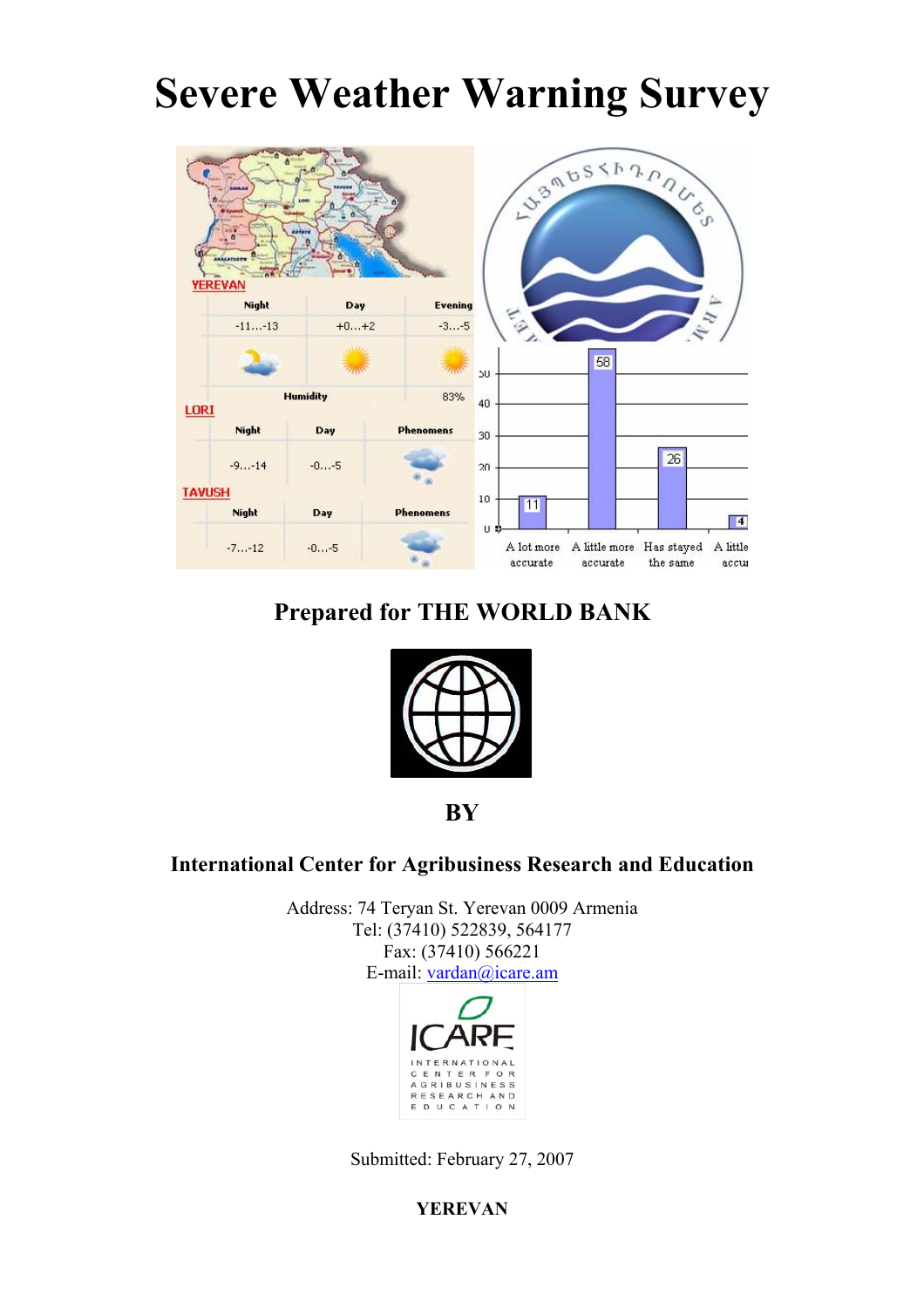# Severe Weather Warning Survey

**Prepared for THE WORLD BANK**

**BY**

**International Center for Agribusiness Research and Education**

Address: 74 Teryan St. Yerevan 0009 Armenia
Tel: (37410) 522839, 564177
Fax: (37410) 566221
E-mail: vardan@icare.am

Submitted: February 27, 2007

**YEREVAN**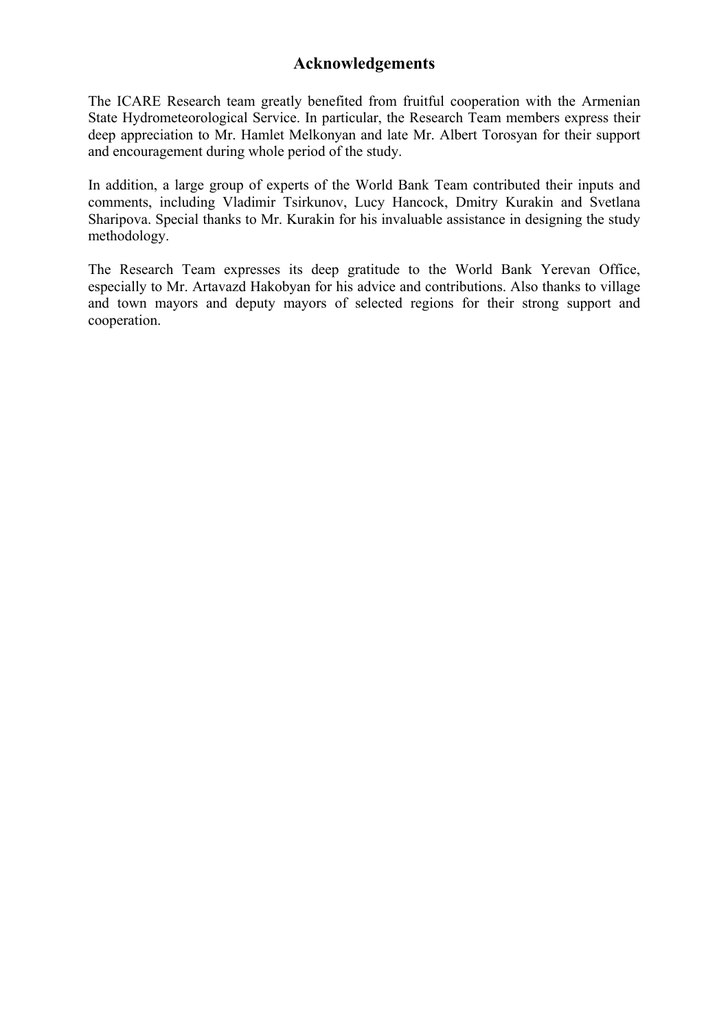# Acknowledgements

The ICARE Research team greatly benefited from fruitful cooperation with the Armenian State Hydrometeorological Service. In particular, the Research Team members express their deep appreciation to Mr. Hamlet Melkonyan and late Mr. Albert Torosyan for their support and encouragement during whole period of the study.

In addition, a large group of experts of the World Bank Team contributed their inputs and comments, including Vladimir Tsirkunov, Lucy Hancock, Dmitry Kurakin and Svetlana Sharipova. Special thanks to Mr. Kurakin for his invaluable assistance in designing the study methodology.

The Research Team expresses its deep gratitude to the World Bank Yerevan Office, especially to Mr. Artavazd Hakobyan for his advice and contributions. Also thanks to village and town mayors and deputy mayors of selected regions for their strong support and cooperation.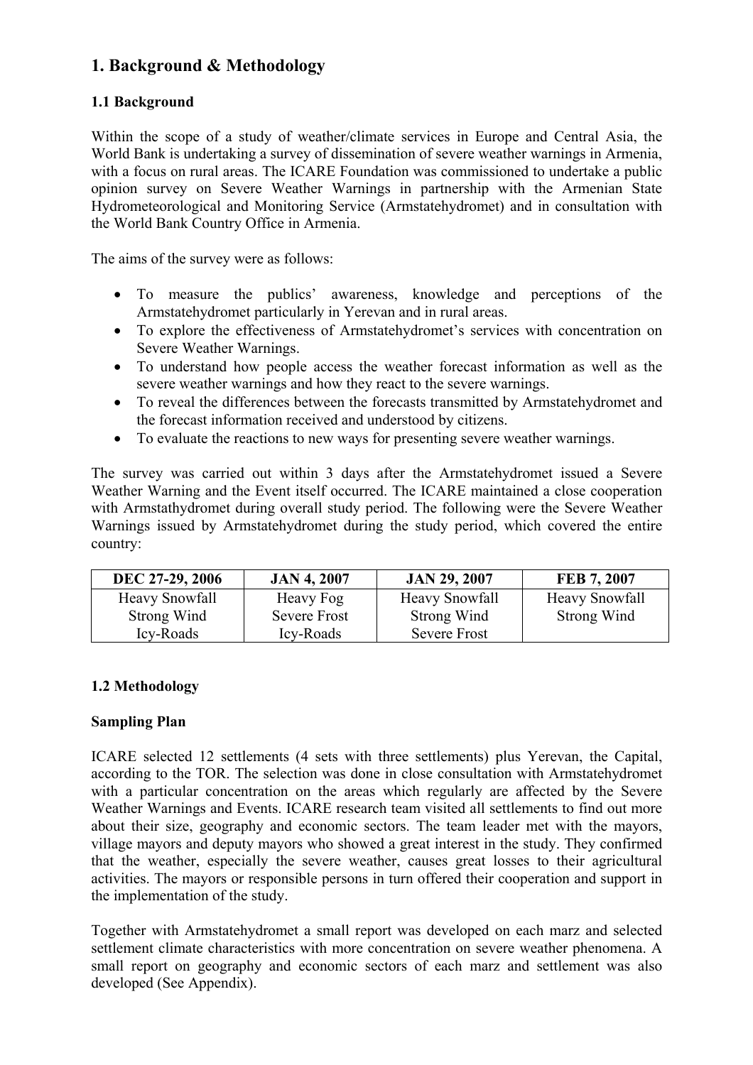# 1. Background & Methodology

## 1.1 Background

Within the scope of a study of weather/climate services in Europe and Central Asia, the World Bank is undertaking a survey of dissemination of severe weather warnings in Armenia, with a focus on rural areas. The ICARE Foundation was commissioned to undertake a public opinion survey on Severe Weather Warnings in partnership with the Armenian State Hydrometeorological and Monitoring Service (Armstatehydromet) and in consultation with the World Bank Country Office in Armenia.

The aims of the survey were as follows:

- To measure the publics' awareness, knowledge and perceptions of the Armstatehydromet particularly in Yerevan and in rural areas.
- To explore the effectiveness of Armstatehydromet's services with concentration on Severe Weather Warnings.
- To understand how people access the weather forecast information as well as the severe weather warnings and how they react to the severe warnings.
- To reveal the differences between the forecasts transmitted by Armstatehydromet and the forecast information received and understood by citizens.
- To evaluate the reactions to new ways for presenting severe weather warnings.

The survey was carried out within 3 days after the Armstatehydromet issued a Severe Weather Warning and the Event itself occurred. The ICARE maintained a close cooperation with Armstathydromet during overall study period. The following were the Severe Weather Warnings issued by Armstatehydromet during the study period, which covered the entire country:

| DEC 27-29, 2006 | JAN 4, 2007 | JAN 29, 2007 | FEB 7, 2007 |
|---|---|---|---|
| Heavy Snowfall<br>Strong Wind<br>Icy-Roads | Heavy Fog<br>Severe Frost<br>Icy-Roads | Heavy Snowfall<br>Strong Wind<br>Severe Frost | Heavy Snowfall<br>Strong Wind |

## 1.2 Methodology

**Sampling Plan**

ICARE selected 12 settlements (4 sets with three settlements) plus Yerevan, the Capital, according to the TOR. The selection was done in close consultation with Armstatehydromet with a particular concentration on the areas which regularly are affected by the Severe Weather Warnings and Events. ICARE research team visited all settlements to find out more about their size, geography and economic sectors. The team leader met with the mayors, village mayors and deputy mayors who showed a great interest in the study. They confirmed that the weather, especially the severe weather, causes great losses to their agricultural activities. The mayors or responsible persons in turn offered their cooperation and support in the implementation of the study.

Together with Armstatehydromet a small report was developed on each marz and selected settlement climate characteristics with more concentration on severe weather phenomena. A small report on geography and economic sectors of each marz and settlement was also developed (See Appendix).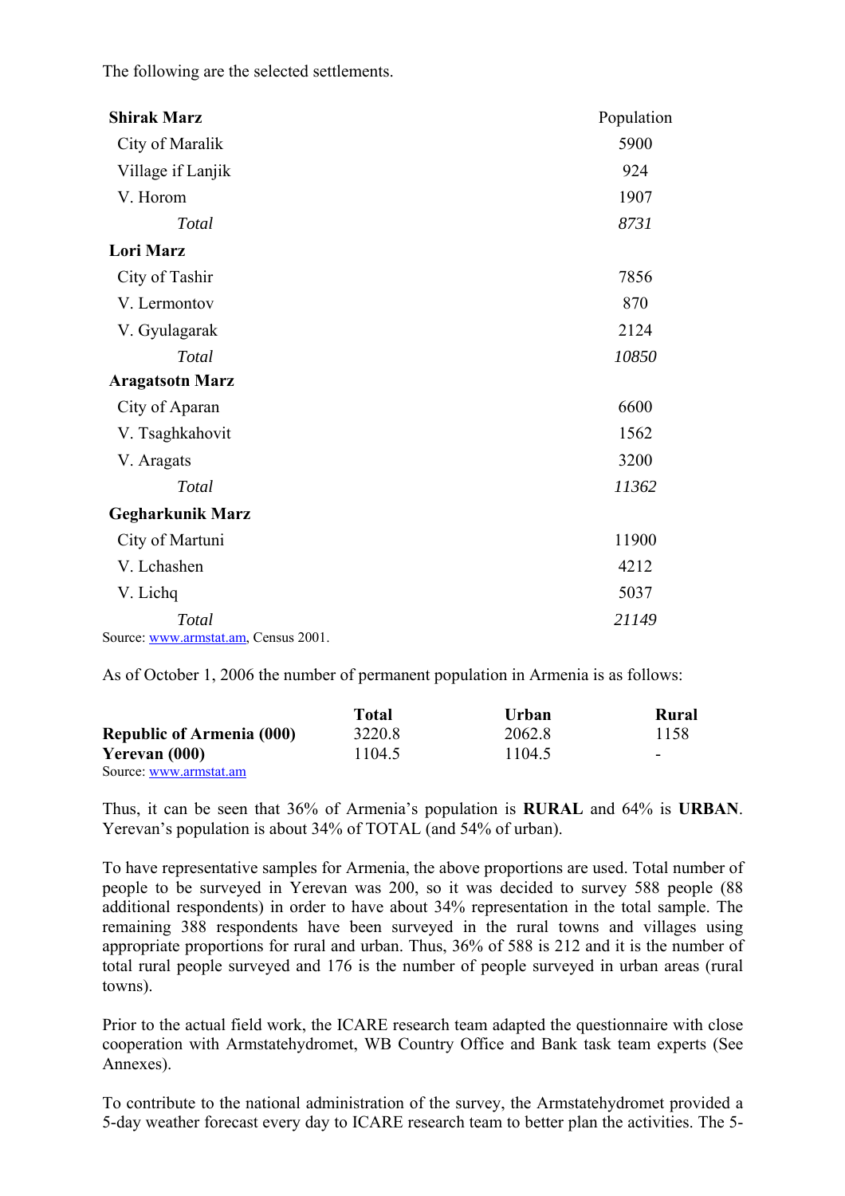The following are the selected settlements.

| **Shirak Marz** | Population |
|---|---|
| City of Maralik | 5900 |
| Village if Lanjik | 924 |
| V. Horom | 1907 |
| *Total* | *8731* |
| **Lori Marz** | |
| City of Tashir | 7856 |
| V. Lermontov | 870 |
| V. Gyulagarak | 2124 |
| *Total* | *10850* |
| **Aragatsotn Marz** | |
| City of Aparan | 6600 |
| V. Tsaghkahovit | 1562 |
| V. Aragats | 3200 |
| *Total* | *11362* |
| **Gegharkunik Marz** | |
| City of Martuni | 11900 |
| V. Lchashen | 4212 |
| V. Lichq | 5037 |
| *Total* | *21149* |

Source: www.armstat.am, Census 2001.

As of October 1, 2006 the number of permanent population in Armenia is as follows:

| | **Total** | **Urban** | **Rural** |
|---|---|---|---|
| **Republic of Armenia (000)** | 3220.8 | 2062.8 | 1158 |
| **Yerevan (000)** | 1104.5 | 1104.5 | - |

Source: www.armstat.am

Thus, it can be seen that 36% of Armenia's population is **RURAL** and 64% is **URBAN**. Yerevan's population is about 34% of TOTAL (and 54% of urban).

To have representative samples for Armenia, the above proportions are used. Total number of people to be surveyed in Yerevan was 200, so it was decided to survey 588 people (88 additional respondents) in order to have about 34% representation in the total sample. The remaining 388 respondents have been surveyed in the rural towns and villages using appropriate proportions for rural and urban. Thus, 36% of 588 is 212 and it is the number of total rural people surveyed and 176 is the number of people surveyed in urban areas (rural towns).

Prior to the actual field work, the ICARE research team adapted the questionnaire with close cooperation with Armstatehydromet, WB Country Office and Bank task team experts (See Annexes).

To contribute to the national administration of the survey, the Armstatehydromet provided a 5-day weather forecast every day to ICARE research team to better plan the activities. The 5-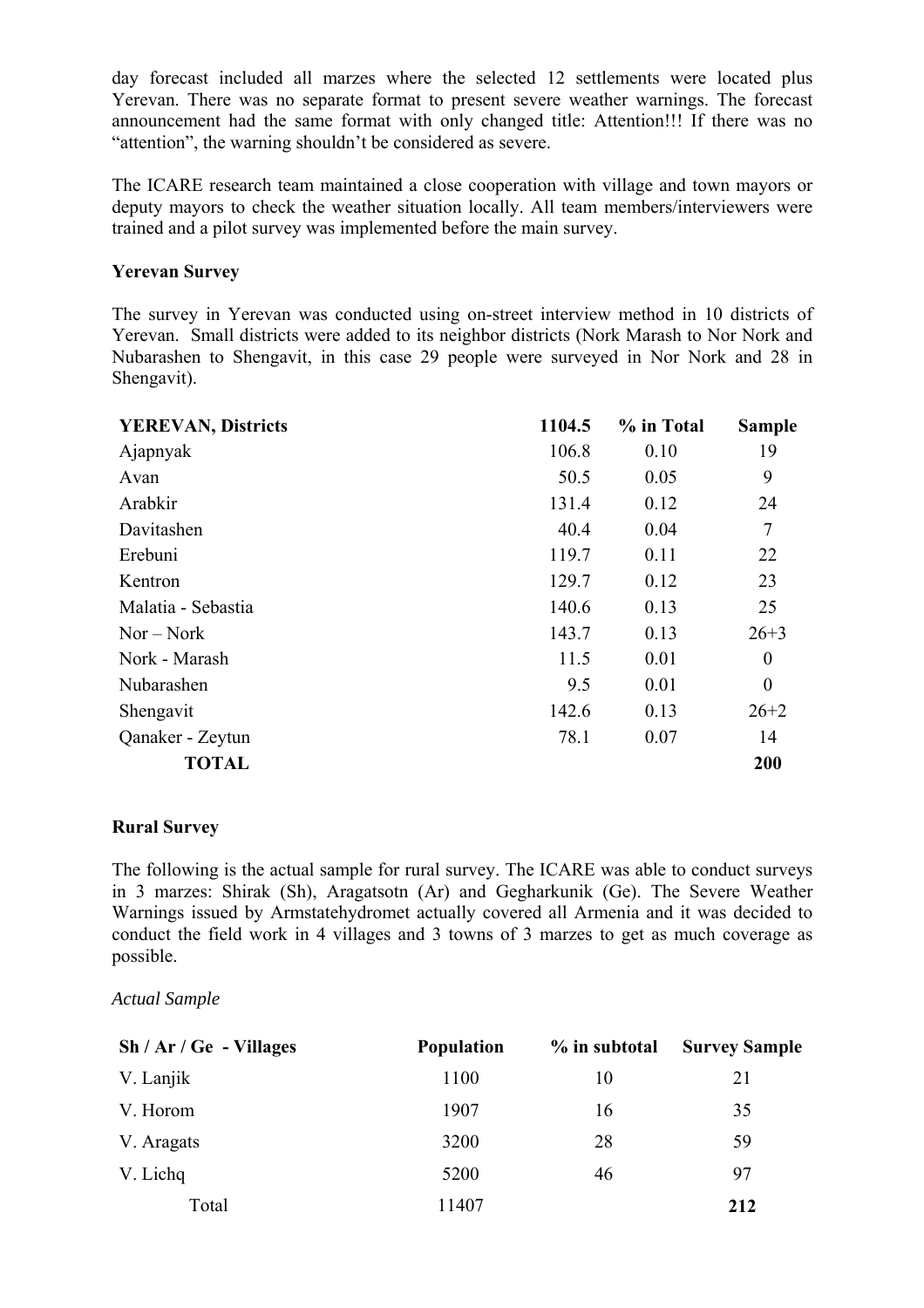day forecast included all marzes where the selected 12 settlements were located plus Yerevan. There was no separate format to present severe weather warnings. The forecast announcement had the same format with only changed title: Attention!!! If there was no "attention", the warning shouldn't be considered as severe.

The ICARE research team maintained a close cooperation with village and town mayors or deputy mayors to check the weather situation locally. All team members/interviewers were trained and a pilot survey was implemented before the main survey.

**Yerevan Survey**

The survey in Yerevan was conducted using on-street interview method in 10 districts of Yerevan. Small districts were added to its neighbor districts (Nork Marash to Nor Nork and Nubarashen to Shengavit, in this case 29 people were surveyed in Nor Nork and 28 in Shengavit).

| YEREVAN, Districts | 1104.5 | % in Total | Sample |
|---|---|---|---|
| Ajapnyak | 106.8 | 0.10 | 19 |
| Avan | 50.5 | 0.05 | 9 |
| Arabkir | 131.4 | 0.12 | 24 |
| Davitashen | 40.4 | 0.04 | 7 |
| Erebuni | 119.7 | 0.11 | 22 |
| Kentron | 129.7 | 0.12 | 23 |
| Malatia - Sebastia | 140.6 | 0.13 | 25 |
| Nor – Nork | 143.7 | 0.13 | 26+3 |
| Nork - Marash | 11.5 | 0.01 | 0 |
| Nubarashen | 9.5 | 0.01 | 0 |
| Shengavit | 142.6 | 0.13 | 26+2 |
| Qanaker - Zeytun | 78.1 | 0.07 | 14 |
| **TOTAL** | | | **200** |

**Rural Survey**

The following is the actual sample for rural survey. The ICARE was able to conduct surveys in 3 marzes: Shirak (Sh), Aragatsotn (Ar) and Gegharkunik (Ge). The Severe Weather Warnings issued by Armstatehydromet actually covered all Armenia and it was decided to conduct the field work in 4 villages and 3 towns of 3 marzes to get as much coverage as possible.

*Actual Sample*

| Sh / Ar / Ge - Villages | Population | % in subtotal | Survey Sample |
|---|---|---|---|
| V. Lanjik | 1100 | 10 | 21 |
| V. Horom | 1907 | 16 | 35 |
| V. Aragats | 3200 | 28 | 59 |
| V. Lichq | 5200 | 46 | 97 |
| Total | 11407 | | **212** |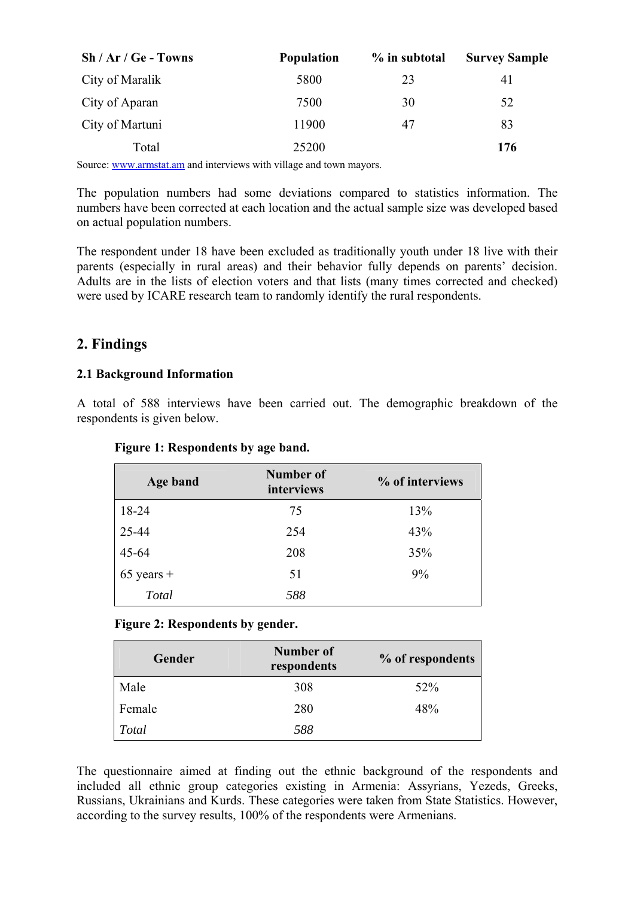| Sh / Ar / Ge - Towns | Population | % in subtotal | Survey Sample |
|---|---|---|---|
| City of Maralik | 5800 | 23 | 41 |
| City of Aparan | 7500 | 30 | 52 |
| City of Martuni | 11900 | 47 | 83 |
| Total | 25200 | | **176** |

Source: www.armstat.am and interviews with village and town mayors.

The population numbers had some deviations compared to statistics information. The numbers have been corrected at each location and the actual sample size was developed based on actual population numbers.

The respondent under 18 have been excluded as traditionally youth under 18 live with their parents (especially in rural areas) and their behavior fully depends on parents' decision. Adults are in the lists of election voters and that lists (many times corrected and checked) were used by ICARE research team to randomly identify the rural respondents.

## 2. Findings

### 2.1 Background Information

A total of 588 interviews have been carried out. The demographic breakdown of the respondents is given below.

**Figure 1: Respondents by age band.**

| Age band | Number of interviews | % of interviews |
|---|---|---|
| 18-24 | 75 | 13% |
| 25-44 | 254 | 43% |
| 45-64 | 208 | 35% |
| 65 years + | 51 | 9% |
| *Total* | *588* | |

**Figure 2: Respondents by gender.**

| Gender | Number of respondents | % of respondents |
|---|---|---|
| Male | 308 | 52% |
| Female | 280 | 48% |
| *Total* | *588* | |

The questionnaire aimed at finding out the ethnic background of the respondents and included all ethnic group categories existing in Armenia: Assyrians, Yezeds, Greeks, Russians, Ukrainians and Kurds. These categories were taken from State Statistics. However, according to the survey results, 100% of the respondents were Armenians.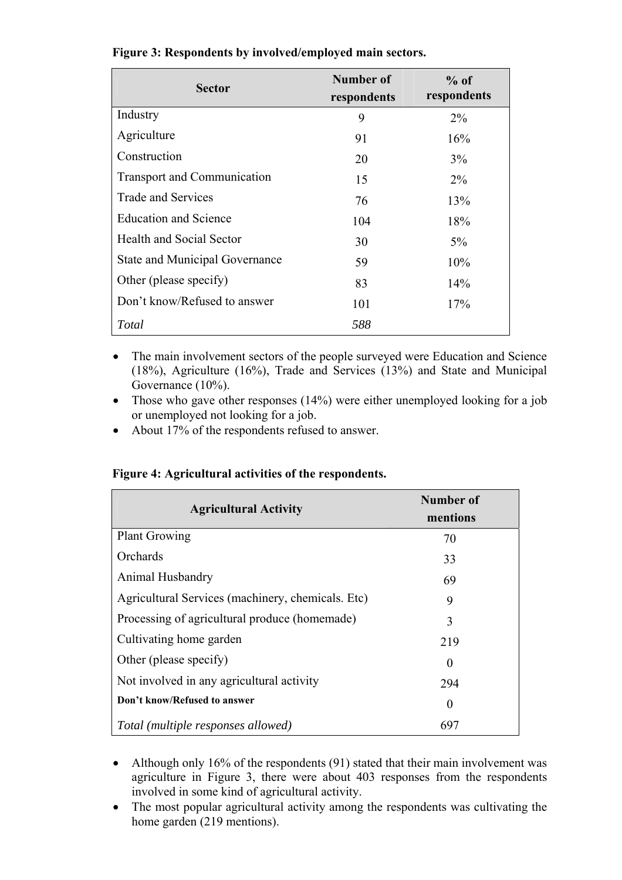**Figure 3: Respondents by involved/employed main sectors.**

| Sector | Number of respondents | % of respondents |
|---|---|---|
| Industry | 9 | 2% |
| Agriculture | 91 | 16% |
| Construction | 20 | 3% |
| Transport and Communication | 15 | 2% |
| Trade and Services | 76 | 13% |
| Education and Science | 104 | 18% |
| Health and Social Sector | 30 | 5% |
| State and Municipal Governance | 59 | 10% |
| Other (please specify) | 83 | 14% |
| Don't know/Refused to answer | 101 | 17% |
| *Total* | *588* | |

- The main involvement sectors of the people surveyed were Education and Science (18%), Agriculture (16%), Trade and Services (13%) and State and Municipal Governance (10%).
- Those who gave other responses (14%) were either unemployed looking for a job or unemployed not looking for a job.
- About 17% of the respondents refused to answer.

**Figure 4: Agricultural activities of the respondents.**

| Agricultural Activity | Number of mentions |
|---|---|
| Plant Growing | 70 |
| Orchards | 33 |
| Animal Husbandry | 69 |
| Agricultural Services (machinery, chemicals. Etc) | 9 |
| Processing of agricultural produce (homemade) | 3 |
| Cultivating home garden | 219 |
| Other (please specify) | 0 |
| Not involved in any agricultural activity | 294 |
| **Don't know/Refused to answer** | 0 |
| *Total (multiple responses allowed)* | 697 |

- Although only 16% of the respondents (91) stated that their main involvement was agriculture in Figure 3, there were about 403 responses from the respondents involved in some kind of agricultural activity.
- The most popular agricultural activity among the respondents was cultivating the home garden (219 mentions).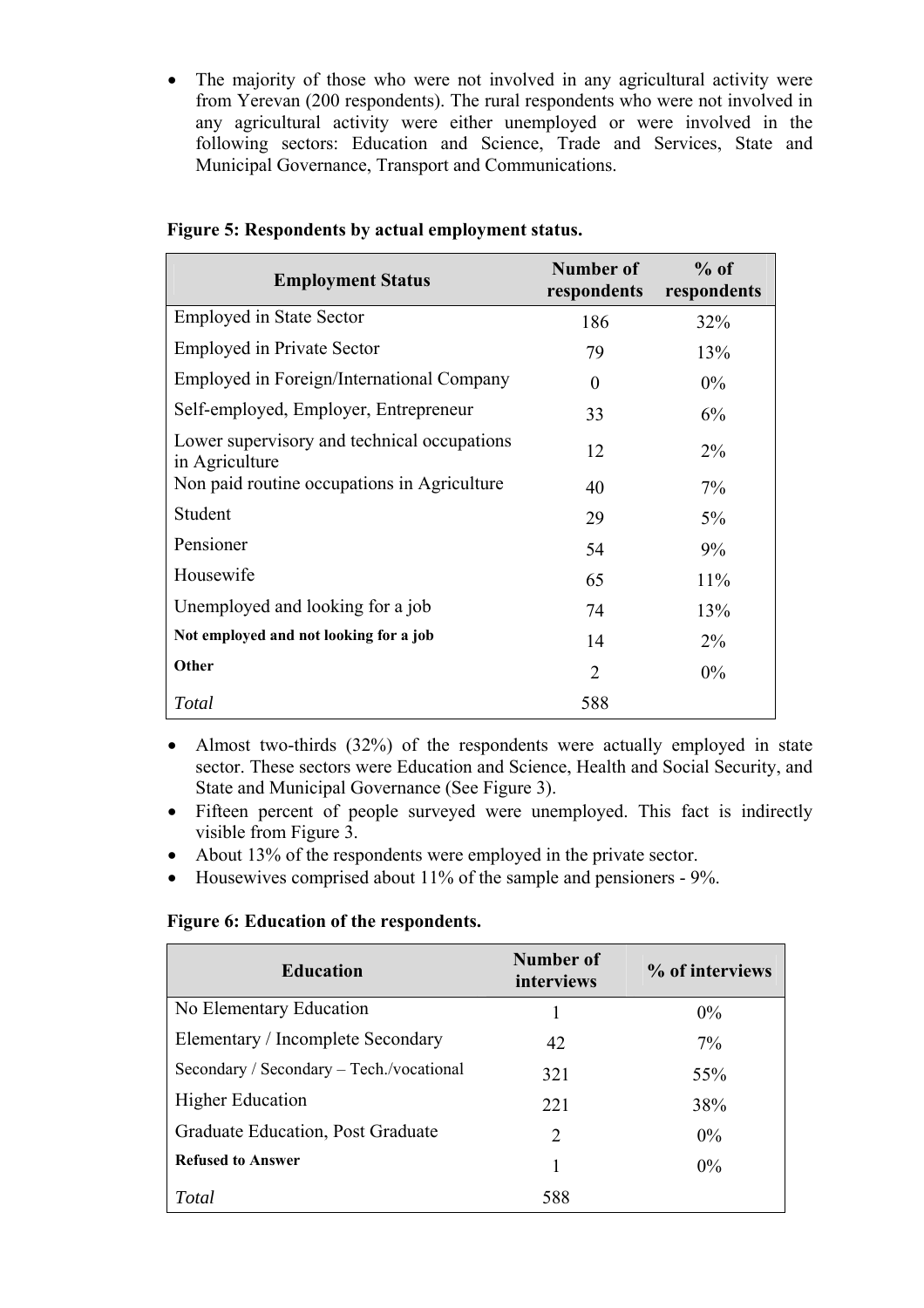- The majority of those who were not involved in any agricultural activity were from Yerevan (200 respondents). The rural respondents who were not involved in any agricultural activity were either unemployed or were involved in the following sectors: Education and Science, Trade and Services, State and Municipal Governance, Transport and Communications.

**Figure 5: Respondents by actual employment status.**

| Employment Status | Number of respondents | % of respondents |
|---|---|---|
| Employed in State Sector | 186 | 32% |
| Employed in Private Sector | 79 | 13% |
| Employed in Foreign/International Company | 0 | 0% |
| Self-employed, Employer, Entrepreneur | 33 | 6% |
| Lower supervisory and technical occupations in Agriculture | 12 | 2% |
| Non paid routine occupations in Agriculture | 40 | 7% |
| Student | 29 | 5% |
| Pensioner | 54 | 9% |
| Housewife | 65 | 11% |
| Unemployed and looking for a job | 74 | 13% |
| **Not employed and not looking for a job** | 14 | 2% |
| **Other** | 2 | 0% |
| *Total* | 588 | |

- Almost two-thirds (32%) of the respondents were actually employed in state sector. These sectors were Education and Science, Health and Social Security, and State and Municipal Governance (See Figure 3).
- Fifteen percent of people surveyed were unemployed. This fact is indirectly visible from Figure 3.
- About 13% of the respondents were employed in the private sector.
- Housewives comprised about 11% of the sample and pensioners - 9%.

**Figure 6: Education of the respondents.**

| Education | Number of interviews | % of interviews |
|---|---|---|
| No Elementary Education | 1 | 0% |
| Elementary / Incomplete Secondary | 42 | 7% |
| Secondary / Secondary – Tech./vocational | 321 | 55% |
| Higher Education | 221 | 38% |
| Graduate Education, Post Graduate | 2 | 0% |
| **Refused to Answer** | 1 | 0% |
| *Total* | 588 | |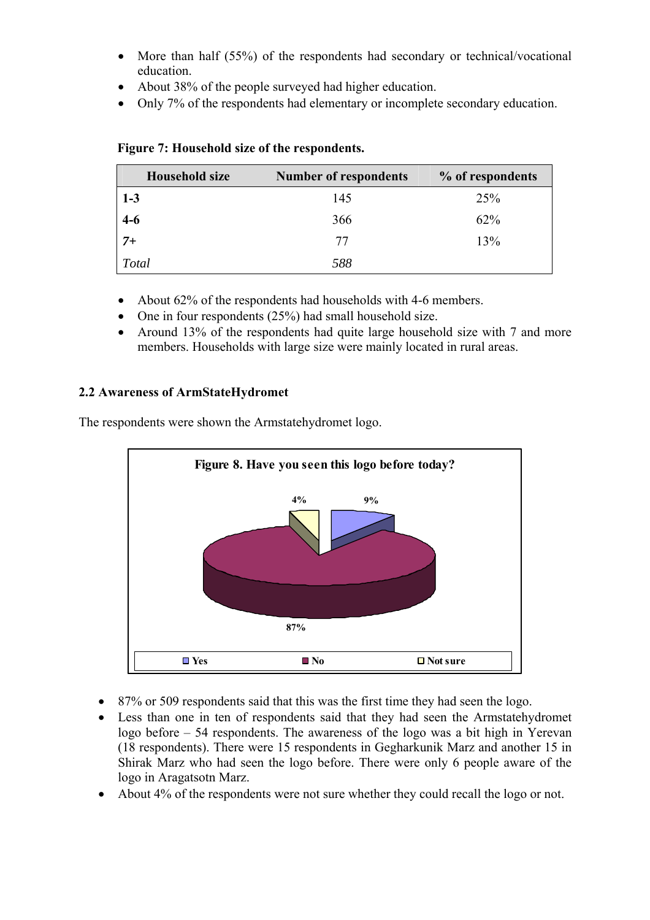- More than half (55%) of the respondents had secondary or technical/vocational education.
- About 38% of the people surveyed had higher education.
- Only 7% of the respondents had elementary or incomplete secondary education.

**Figure 7: Household size of the respondents.**

| Household size | Number of respondents | % of respondents |
|---|---|---|
| **1-3** | 145 | 25% |
| **4-6** | 366 | 62% |
| *7+* | 77 | 13% |
| *Total* | *588* | |

- About 62% of the respondents had households with 4-6 members.
- One in four respondents (25%) had small household size.
- Around 13% of the respondents had quite large household size with 7 and more members. Households with large size were mainly located in rural areas.

### 2.2 Awareness of ArmStateHydromet

The respondents were shown the Armstatehydromet logo.

**Figure 8. Have you seen this logo before today?**

| Response | % |
|---|---|
| Yes | 9% |
| No | 87% |
| Not sure | 4% |

- 87% or 509 respondents said that this was the first time they had seen the logo.
- Less than one in ten of respondents said that they had seen the Armstatehydromet logo before – 54 respondents. The awareness of the logo was a bit high in Yerevan (18 respondents). There were 15 respondents in Gegharkunik Marz and another 15 in Shirak Marz who had seen the logo before. There were only 6 people aware of the logo in Aragatsotn Marz.
- About 4% of the respondents were not sure whether they could recall the logo or not.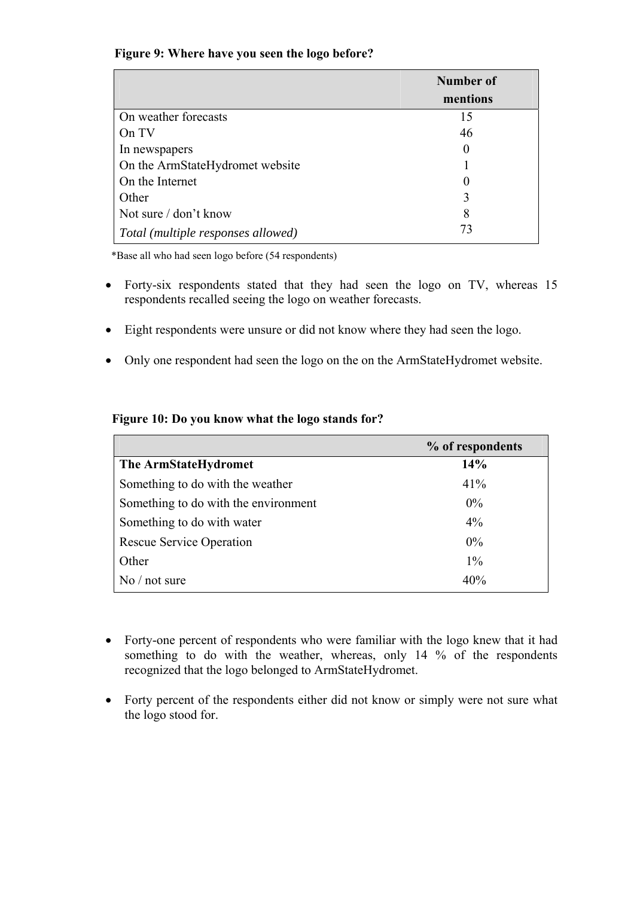**Figure 9: Where have you seen the logo before?**

| | Number of mentions |
|---|---|
| On weather forecasts | 15 |
| On TV | 46 |
| In newspapers | 0 |
| On the ArmStateHydromet website | 1 |
| On the Internet | 0 |
| Other | 3 |
| Not sure / don't know | 8 |
| *Total (multiple responses allowed)* | 73 |

*Base all who had seen logo before (54 respondents)

- Forty-six respondents stated that they had seen the logo on TV, whereas 15 respondents recalled seeing the logo on weather forecasts.
- Eight respondents were unsure or did not know where they had seen the logo.
- Only one respondent had seen the logo on the on the ArmStateHydromet website.

**Figure 10: Do you know what the logo stands for?**

| | % of respondents |
|---|---|
| **The ArmStateHydromet** | **14%** |
| Something to do with the weather | 41% |
| Something to do with the environment | 0% |
| Something to do with water | 4% |
| Rescue Service Operation | 0% |
| Other | 1% |
| No / not sure | 40% |

- Forty-one percent of respondents who were familiar with the logo knew that it had something to do with the weather, whereas, only 14 % of the respondents recognized that the logo belonged to ArmStateHydromet.
- Forty percent of the respondents either did not know or simply were not sure what the logo stood for.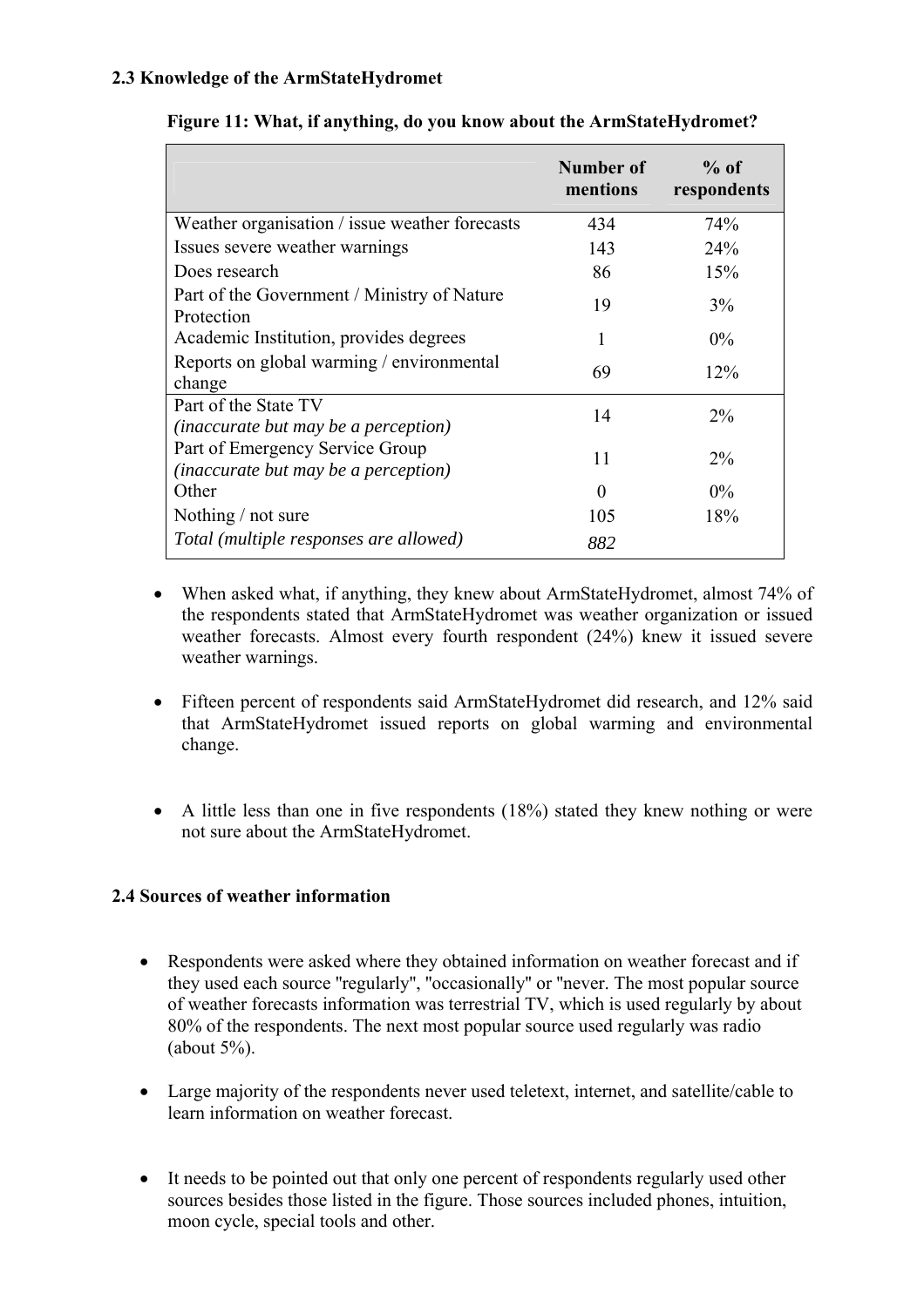### 2.3 Knowledge of the ArmStateHydromet

**Figure 11: What, if anything, do you know about the ArmStateHydromet?**

| | Number of mentions | % of respondents |
|---|---|---|
| Weather organisation / issue weather forecasts | 434 | 74% |
| Issues severe weather warnings | 143 | 24% |
| Does research | 86 | 15% |
| Part of the Government / Ministry of Nature Protection | 19 | 3% |
| Academic Institution, provides degrees | 1 | 0% |
| Reports on global warming / environmental change | 69 | 12% |
| Part of the State TV *(inaccurate but may be a perception)* | 14 | 2% |
| Part of Emergency Service Group *(inaccurate but may be a perception)* | 11 | 2% |
| Other | 0 | 0% |
| Nothing / not sure | 105 | 18% |
| *Total (multiple responses are allowed)* | *882* | |

- When asked what, if anything, they knew about ArmStateHydromet, almost 74% of the respondents stated that ArmStateHydromet was weather organization or issued weather forecasts. Almost every fourth respondent (24%) knew it issued severe weather warnings.

- Fifteen percent of respondents said ArmStateHydromet did research, and 12% said that ArmStateHydromet issued reports on global warming and environmental change.

- A little less than one in five respondents (18%) stated they knew nothing or were not sure about the ArmStateHydromet.

### 2.4 Sources of weather information

- Respondents were asked where they obtained information on weather forecast and if they used each source "regularly", "occasionally" or "never. The most popular source of weather forecasts information was terrestrial TV, which is used regularly by about 80% of the respondents. The next most popular source used regularly was radio (about 5%).

- Large majority of the respondents never used teletext, internet, and satellite/cable to learn information on weather forecast.

- It needs to be pointed out that only one percent of respondents regularly used other sources besides those listed in the figure. Those sources included phones, intuition, moon cycle, special tools and other.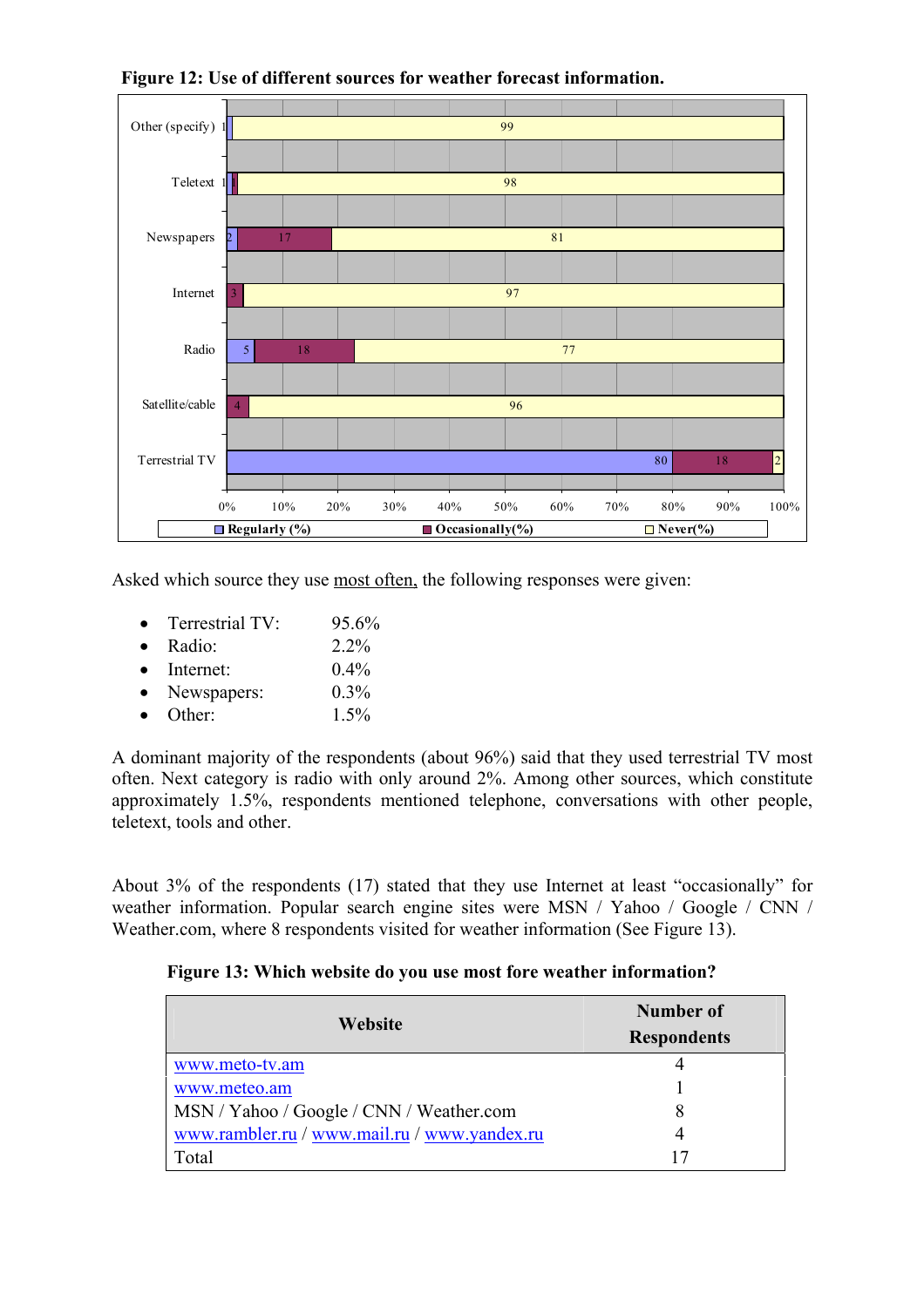**Figure 12: Use of different sources for weather forecast information.**

| Source | Regularly (%) | Occasionally(%) | Never(%) |
|---|---|---|---|
| Other (specify) | 1 | | 99 |
| Teletext | 1 | 1 | 98 |
| Newspapers | 2 | 17 | 81 |
| Internet | | 3 | 97 |
| Radio | 5 | 18 | 77 |
| Satellite/cable | | 4 | 96 |
| Terrestrial TV | 80 | 18 | 2 |

Asked which source they use most often, the following responses were given:

- Terrestrial TV: 95.6%
- Radio: 2.2%
- Internet: 0.4%
- Newspapers: 0.3%
- Other: 1.5%

A dominant majority of the respondents (about 96%) said that they used terrestrial TV most often. Next category is radio with only around 2%. Among other sources, which constitute approximately 1.5%, respondents mentioned telephone, conversations with other people, teletext, tools and other.

About 3% of the respondents (17) stated that they use Internet at least "occasionally" for weather information. Popular search engine sites were MSN / Yahoo / Google / CNN / Weather.com, where 8 respondents visited for weather information (See Figure 13).

**Figure 13: Which website do you use most fore weather information?**

| Website | Number of Respondents |
|---|---|
| www.meto-tv.am | 4 |
| www.meteo.am | 1 |
| MSN / Yahoo / Google / CNN / Weather.com | 8 |
| www.rambler.ru / www.mail.ru / www.yandex.ru | 4 |
| Total | 17 |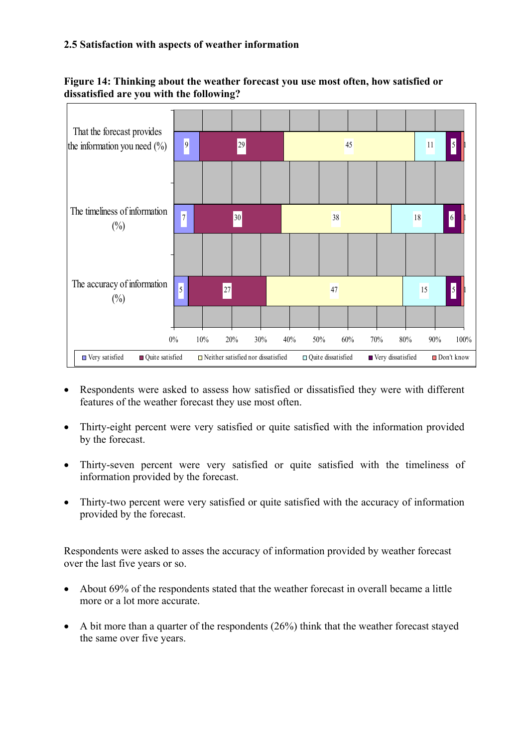### 2.5 Satisfaction with aspects of weather information

**Figure 14: Thinking about the weather forecast you use most often, how satisfied or dissatisfied are you with the following?**

| | Very satisfied | Quite satisfied | Neither satisfied nor dissatisfied | Quite dissatisfied | Very dissatisfied | Don't know |
|---|---|---|---|---|---|---|
| That the forecast provides the information you need (%) | 9 | 29 | 45 | 11 | 5 | 1 |
| The timeliness of information (%) | 7 | 30 | 38 | 18 | 6 | 1 |
| The accuracy of information (%) | 5 | 27 | 47 | 15 | 5 | 1 |

- Respondents were asked to assess how satisfied or dissatisfied they were with different features of the weather forecast they use most often.
- Thirty-eight percent were very satisfied or quite satisfied with the information provided by the forecast.
- Thirty-seven percent were very satisfied or quite satisfied with the timeliness of information provided by the forecast.
- Thirty-two percent were very satisfied or quite satisfied with the accuracy of information provided by the forecast.

Respondents were asked to asses the accuracy of information provided by weather forecast over the last five years or so.

- About 69% of the respondents stated that the weather forecast in overall became a little more or a lot more accurate.
- A bit more than a quarter of the respondents (26%) think that the weather forecast stayed the same over five years.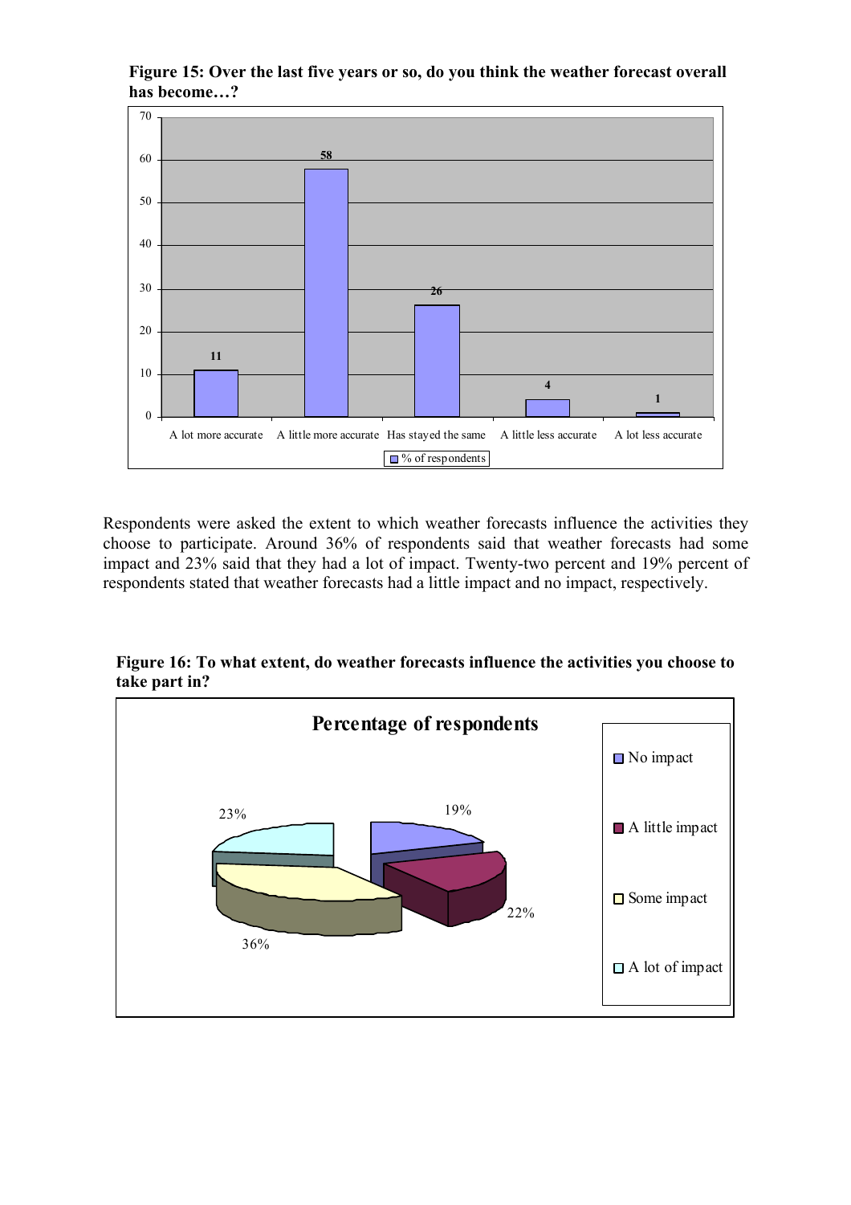**Figure 15: Over the last five years or so, do you think the weather forecast overall has become…?**

| | % of respondents |
|---|---|
| A lot more accurate | 11 |
| A little more accurate | 58 |
| Has stayed the same | 26 |
| A little less accurate | 4 |
| A lot less accurate | 1 |

Respondents were asked the extent to which weather forecasts influence the activities they choose to participate. Around 36% of respondents said that weather forecasts had some impact and 23% said that they had a lot of impact. Twenty-two percent and 19% percent of respondents stated that weather forecasts had a little impact and no impact, respectively.

**Figure 16: To what extent, do weather forecasts influence the activities you choose to take part in?**

Percentage of respondents

| | Percentage of respondents |
|---|---|
| No impact | 19% |
| A little impact | 22% |
| Some impact | 36% |
| A lot of impact | 23% |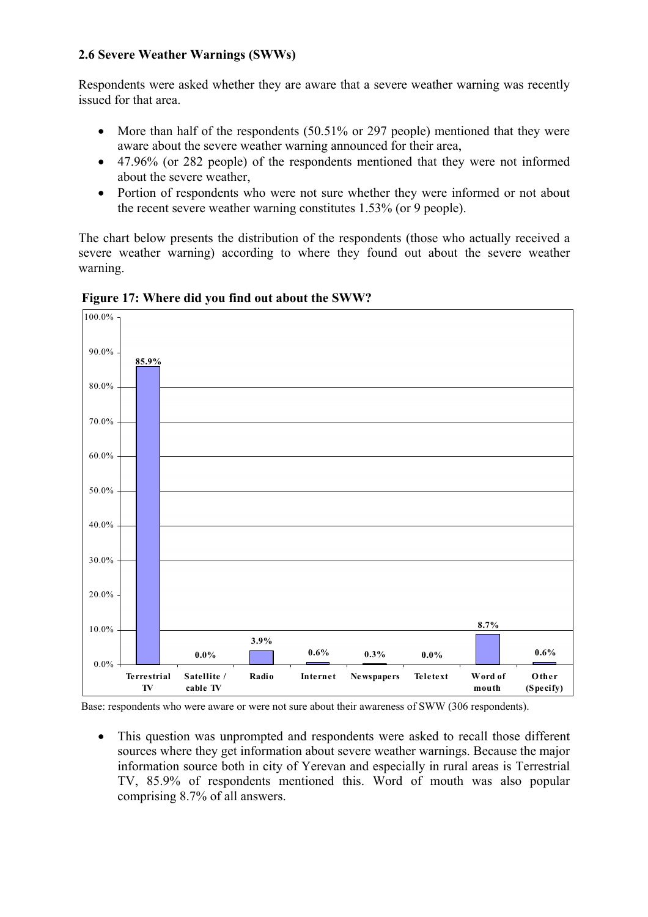### 2.6 Severe Weather Warnings (SWWs)

Respondents were asked whether they are aware that a severe weather warning was recently issued for that area.

- More than half of the respondents (50.51% or 297 people) mentioned that they were aware about the severe weather warning announced for their area,
- 47.96% (or 282 people) of the respondents mentioned that they were not informed about the severe weather,
- Portion of respondents who were not sure whether they were informed or not about the recent severe weather warning constitutes 1.53% (or 9 people).

The chart below presents the distribution of the respondents (those who actually received a severe weather warning) according to where they found out about the severe weather warning.

**Figure 17: Where did you find out about the SWW?**

| Source | % |
|---|---|
| Terrestrial TV | 85.9% |
| Satellite / cable TV | 0.0% |
| Radio | 3.9% |
| Internet | 0.6% |
| Newspapers | 0.3% |
| Teletext | 0.0% |
| Word of mouth | 8.7% |
| Other (Specify) | 0.6% |

Base: respondents who were aware or were not sure about their awareness of SWW (306 respondents).

- This question was unprompted and respondents were asked to recall those different sources where they get information about severe weather warnings. Because the major information source both in city of Yerevan and especially in rural areas is Terrestrial TV, 85.9% of respondents mentioned this. Word of mouth was also popular comprising 8.7% of all answers.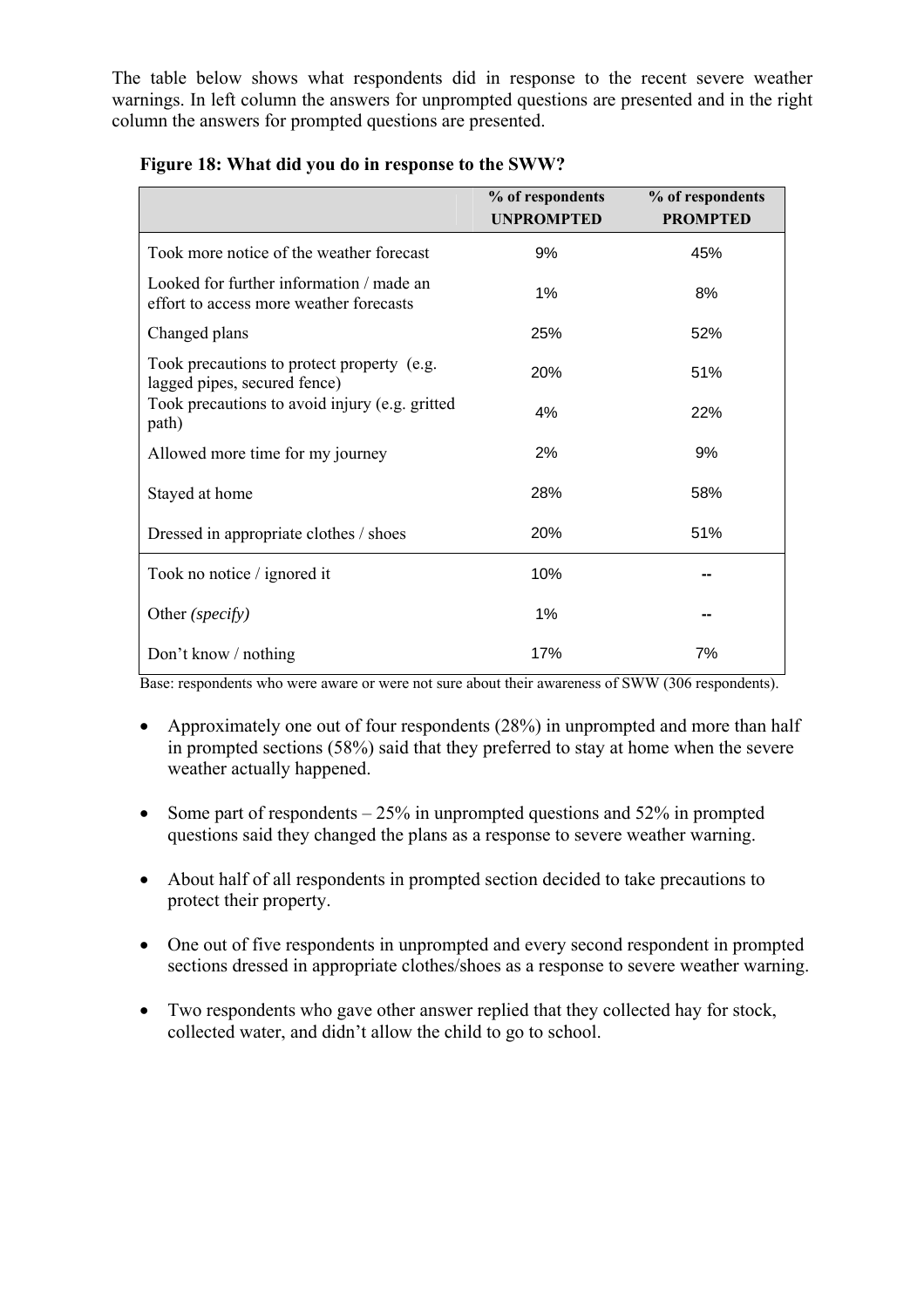The table below shows what respondents did in response to the recent severe weather warnings. In left column the answers for unprompted questions are presented and in the right column the answers for prompted questions are presented.

**Figure 18: What did you do in response to the SWW?**

| | % of respondents UNPROMPTED | % of respondents PROMPTED |
|---|---|---|
| Took more notice of the weather forecast | 9% | 45% |
| Looked for further information / made an effort to access more weather forecasts | 1% | 8% |
| Changed plans | 25% | 52% |
| Took precautions to protect property (e.g. lagged pipes, secured fence) | 20% | 51% |
| Took precautions to avoid injury (e.g. gritted path) | 4% | 22% |
| Allowed more time for my journey | 2% | 9% |
| Stayed at home | 28% | 58% |
| Dressed in appropriate clothes / shoes | 20% | 51% |
| Took no notice / ignored it | 10% | -- |
| Other *(specify)* | 1% | -- |
| Don't know / nothing | 17% | 7% |

Base: respondents who were aware or were not sure about their awareness of SWW (306 respondents).

- Approximately one out of four respondents (28%) in unprompted and more than half in prompted sections (58%) said that they preferred to stay at home when the severe weather actually happened.

- Some part of respondents – 25% in unprompted questions and 52% in prompted questions said they changed the plans as a response to severe weather warning.

- About half of all respondents in prompted section decided to take precautions to protect their property.

- One out of five respondents in unprompted and every second respondent in prompted sections dressed in appropriate clothes/shoes as a response to severe weather warning.

- Two respondents who gave other answer replied that they collected hay for stock, collected water, and didn't allow the child to go to school.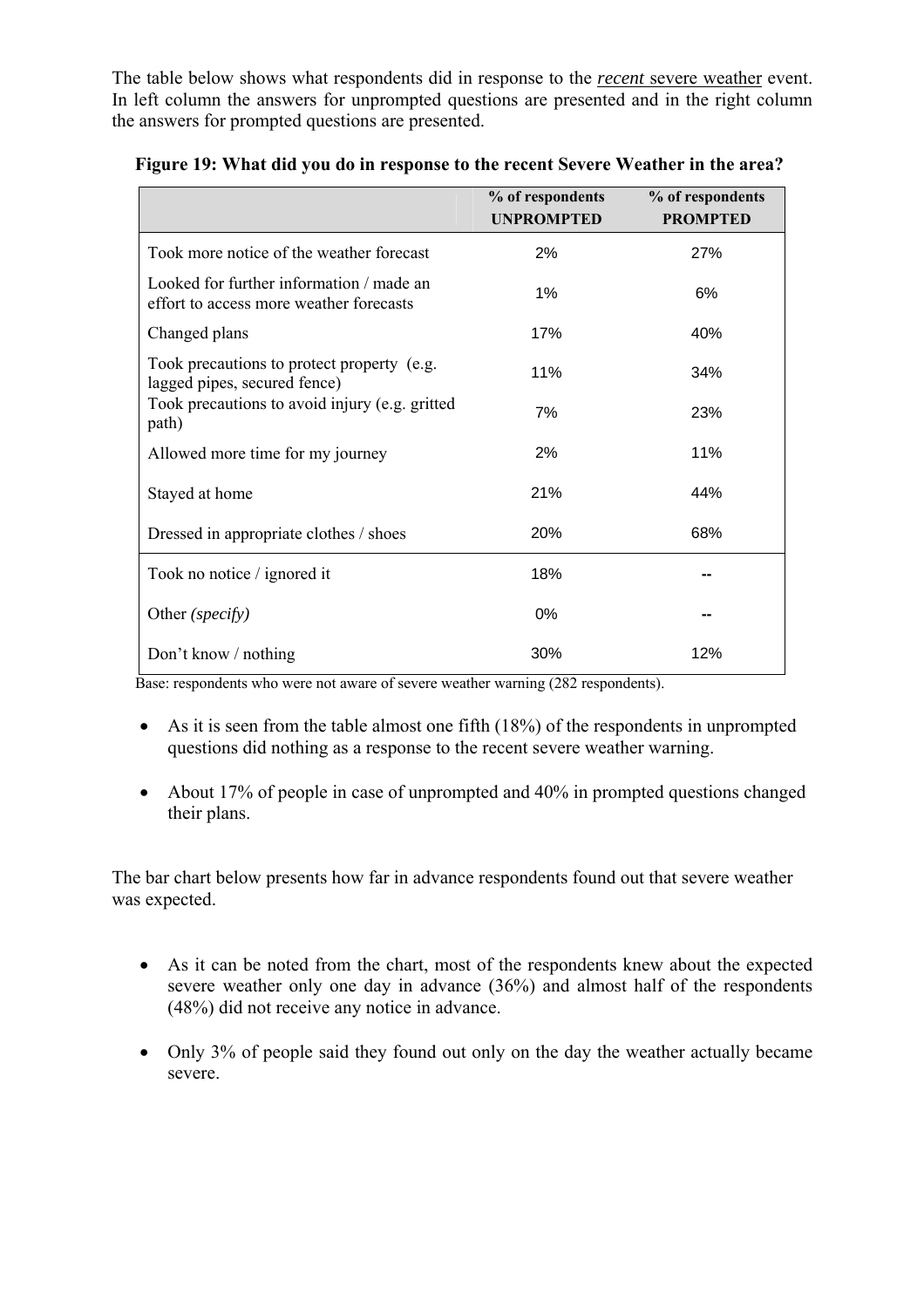The table below shows what respondents did in response to the *recent* severe weather event. In left column the answers for unprompted questions are presented and in the right column the answers for prompted questions are presented.

**Figure 19: What did you do in response to the recent Severe Weather in the area?**

| | % of respondents UNPROMPTED | % of respondents PROMPTED |
|---|---|---|
| Took more notice of the weather forecast | 2% | 27% |
| Looked for further information / made an effort to access more weather forecasts | 1% | 6% |
| Changed plans | 17% | 40% |
| Took precautions to protect property (e.g. lagged pipes, secured fence) | 11% | 34% |
| Took precautions to avoid injury (e.g. gritted path) | 7% | 23% |
| Allowed more time for my journey | 2% | 11% |
| Stayed at home | 21% | 44% |
| Dressed in appropriate clothes / shoes | 20% | 68% |
| Took no notice / ignored it | 18% | -- |
| Other *(specify)* | 0% | -- |
| Don't know / nothing | 30% | 12% |

Base: respondents who were not aware of severe weather warning (282 respondents).

- As it is seen from the table almost one fifth (18%) of the respondents in unprompted questions did nothing as a response to the recent severe weather warning.
- About 17% of people in case of unprompted and 40% in prompted questions changed their plans.

The bar chart below presents how far in advance respondents found out that severe weather was expected.

- As it can be noted from the chart, most of the respondents knew about the expected severe weather only one day in advance (36%) and almost half of the respondents (48%) did not receive any notice in advance.
- Only 3% of people said they found out only on the day the weather actually became severe.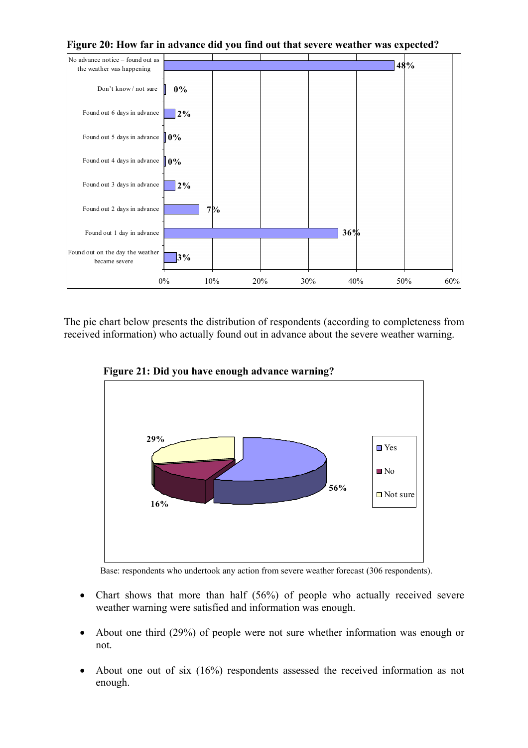**Figure 20: How far in advance did you find out that severe weather was expected?**

| Response | % |
|---|---|
| No advance notice – found out as the weather was happening | 48% |
| Don't know / not sure | 0% |
| Found out 6 days in advance | 2% |
| Found out 5 days in advance | 0% |
| Found out 4 days in advance | 0% |
| Found out 3 days in advance | 2% |
| Found out 2 days in advance | 7% |
| Found out 1 day in advance | 36% |
| Found out on the day the weather became severe | 3% |

The pie chart below presents the distribution of respondents (according to completeness from received information) who actually found out in advance about the severe weather warning.

**Figure 21: Did you have enough advance warning?**

| Response | % |
|---|---|
| Yes | 56% |
| No | 16% |
| Not sure | 29% |

Base: respondents who undertook any action from severe weather forecast (306 respondents).

- Chart shows that more than half (56%) of people who actually received severe weather warning were satisfied and information was enough.
- About one third (29%) of people were not sure whether information was enough or not.
- About one out of six (16%) respondents assessed the received information as not enough.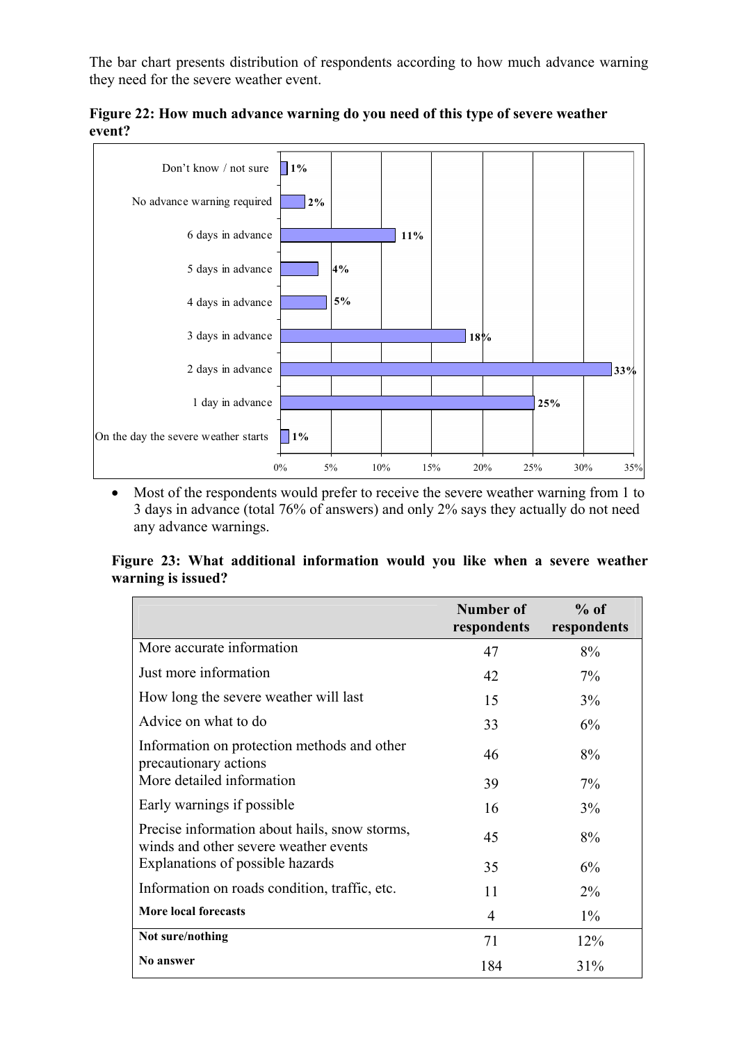The bar chart presents distribution of respondents according to how much advance warning they need for the severe weather event.

**Figure 22: How much advance warning do you need of this type of severe weather event?**

| Response | % |
|---|---|
| Don't know / not sure | 1% |
| No advance warning required | 2% |
| 6 days in advance | 11% |
| 5 days in advance | 4% |
| 4 days in advance | 5% |
| 3 days in advance | 18% |
| 2 days in advance | 33% |
| 1 day in advance | 25% |
| On the day the severe weather starts | 1% |

- Most of the respondents would prefer to receive the severe weather warning from 1 to 3 days in advance (total 76% of answers) and only 2% says they actually do not need any advance warnings.

**Figure 23: What additional information would you like when a severe weather warning is issued?**

| | Number of respondents | % of respondents |
|---|---|---|
| More accurate information | 47 | 8% |
| Just more information | 42 | 7% |
| How long the severe weather will last | 15 | 3% |
| Advice on what to do | 33 | 6% |
| Information on protection methods and other precautionary actions | 46 | 8% |
| More detailed information | 39 | 7% |
| Early warnings if possible | 16 | 3% |
| Precise information about hails, snow storms, winds and other severe weather events | 45 | 8% |
| Explanations of possible hazards | 35 | 6% |
| Information on roads condition, traffic, etc. | 11 | 2% |
| **More local forecasts** | 4 | 1% |
| **Not sure/nothing** | 71 | 12% |
| **No answer** | 184 | 31% |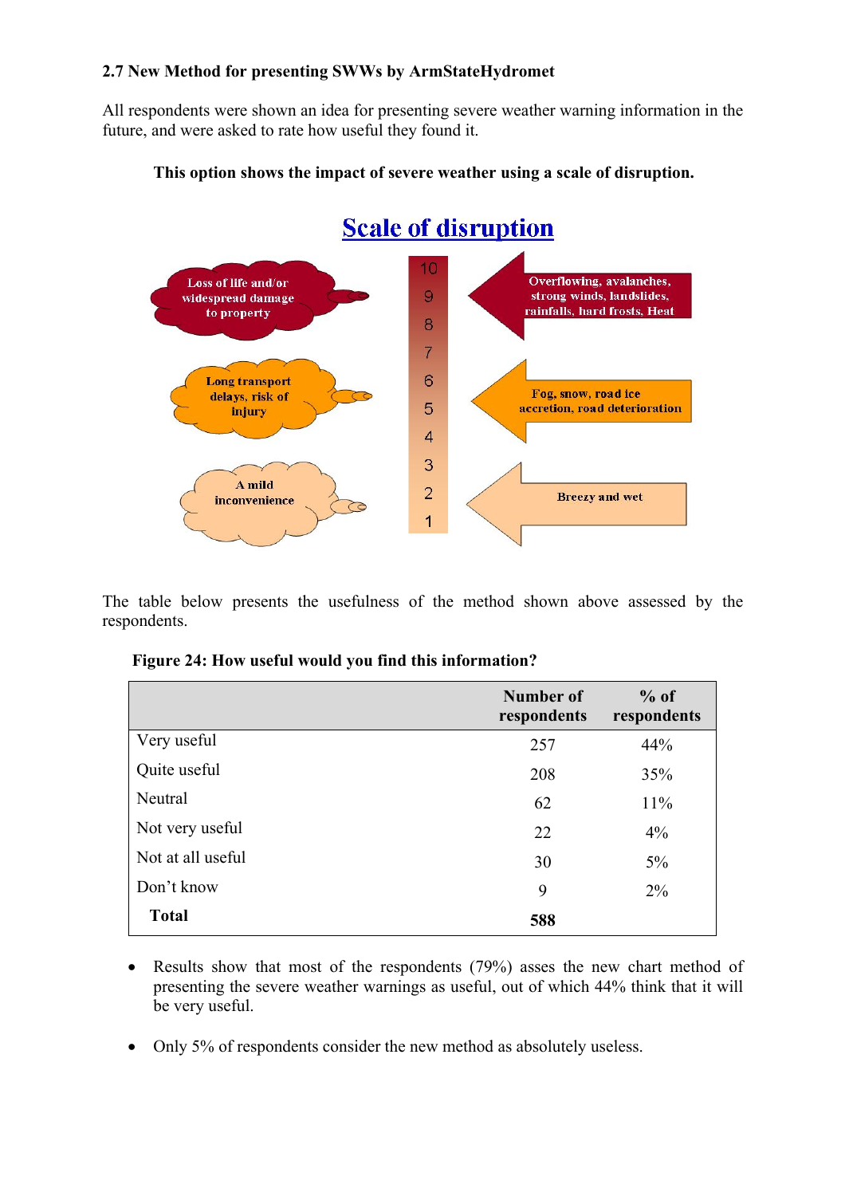### 2.7 New Method for presenting SWWs by ArmStateHydromet

All respondents were shown an idea for presenting severe weather warning information in the future, and were asked to rate how useful they found it.

**This option shows the impact of severe weather using a scale of disruption.**

Scale of disruption

Loss of life and/or widespread damage to property

Long transport delays, risk of injury

A mild inconvenience

10 9 8 7 6 5 4 3 2 1

Overflowing, avalanches, strong winds, landslides, rainfalls, hard frosts, Heat

Fog, snow, road ice accretion, road deterioration

Breezy and wet

The table below presents the usefulness of the method shown above assessed by the respondents.

**Figure 24: How useful would you find this information?**

| | Number of respondents | % of respondents |
|---|---|---|
| Very useful | 257 | 44% |
| Quite useful | 208 | 35% |
| Neutral | 62 | 11% |
| Not very useful | 22 | 4% |
| Not at all useful | 30 | 5% |
| Don't know | 9 | 2% |
| **Total** | **588** | |

- Results show that most of the respondents (79%) asses the new chart method of presenting the severe weather warnings as useful, out of which 44% think that it will be very useful.
- Only 5% of respondents consider the new method as absolutely useless.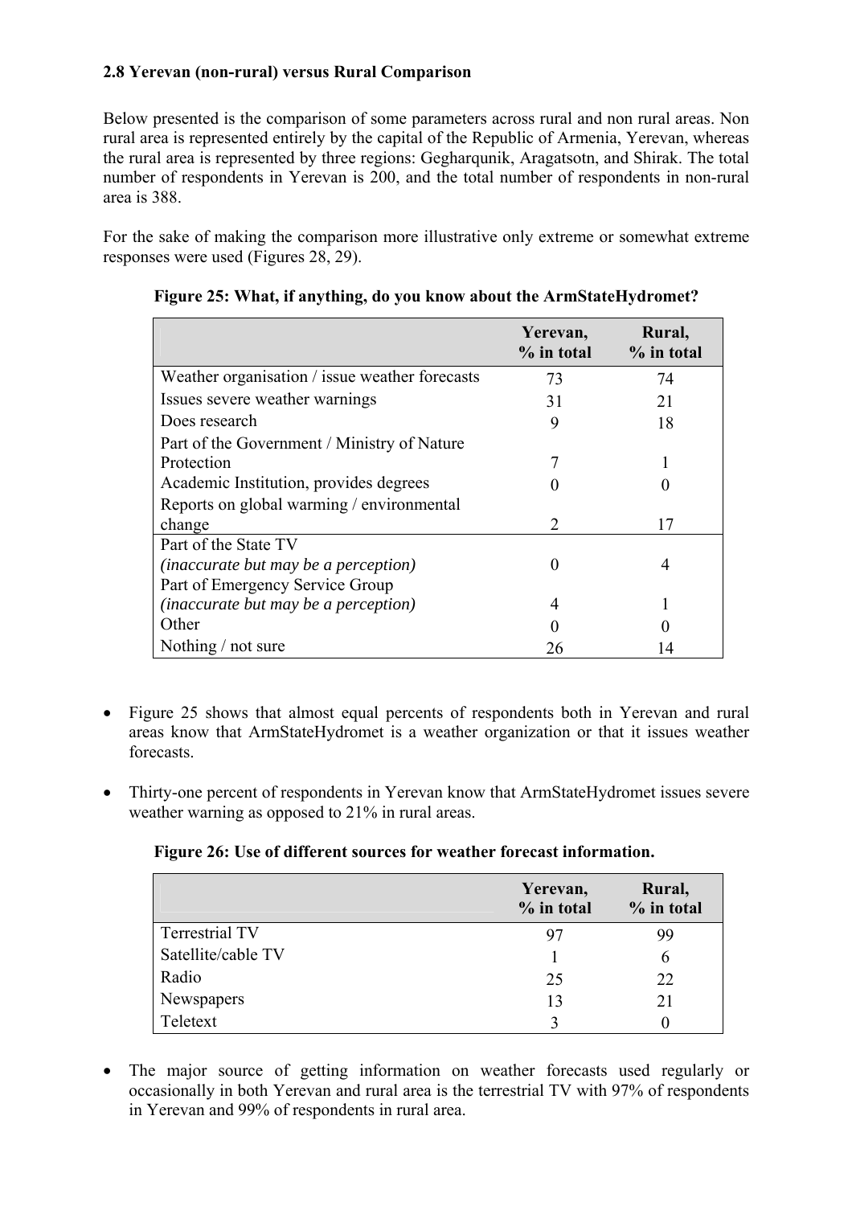### 2.8 Yerevan (non-rural) versus Rural Comparison

Below presented is the comparison of some parameters across rural and non rural areas. Non rural area is represented entirely by the capital of the Republic of Armenia, Yerevan, whereas the rural area is represented by three regions: Gegharqunik, Aragatsotn, and Shirak. The total number of respondents in Yerevan is 200, and the total number of respondents in non-rural area is 388.

For the sake of making the comparison more illustrative only extreme or somewhat extreme responses were used (Figures 28, 29).

**Figure 25: What, if anything, do you know about the ArmStateHydromet?**

| | Yerevan, % in total | Rural, % in total |
|---|---|---|
| Weather organisation / issue weather forecasts | 73 | 74 |
| Issues severe weather warnings | 31 | 21 |
| Does research | 9 | 18 |
| Part of the Government / Ministry of Nature Protection | 7 | 1 |
| Academic Institution, provides degrees | 0 | 0 |
| Reports on global warming / environmental change | 2 | 17 |
| Part of the State TV *(inaccurate but may be a perception)* | 0 | 4 |
| Part of Emergency Service Group *(inaccurate but may be a perception)* | 4 | 1 |
| Other | 0 | 0 |
| Nothing / not sure | 26 | 14 |

- Figure 25 shows that almost equal percents of respondents both in Yerevan and rural areas know that ArmStateHydromet is a weather organization or that it issues weather forecasts.
- Thirty-one percent of respondents in Yerevan know that ArmStateHydromet issues severe weather warning as opposed to 21% in rural areas.

**Figure 26: Use of different sources for weather forecast information.**

| | Yerevan, % in total | Rural, % in total |
|---|---|---|
| Terrestrial TV | 97 | 99 |
| Satellite/cable TV | 1 | 6 |
| Radio | 25 | 22 |
| Newspapers | 13 | 21 |
| Teletext | 3 | 0 |

- The major source of getting information on weather forecasts used regularly or occasionally in both Yerevan and rural area is the terrestrial TV with 97% of respondents in Yerevan and 99% of respondents in rural area.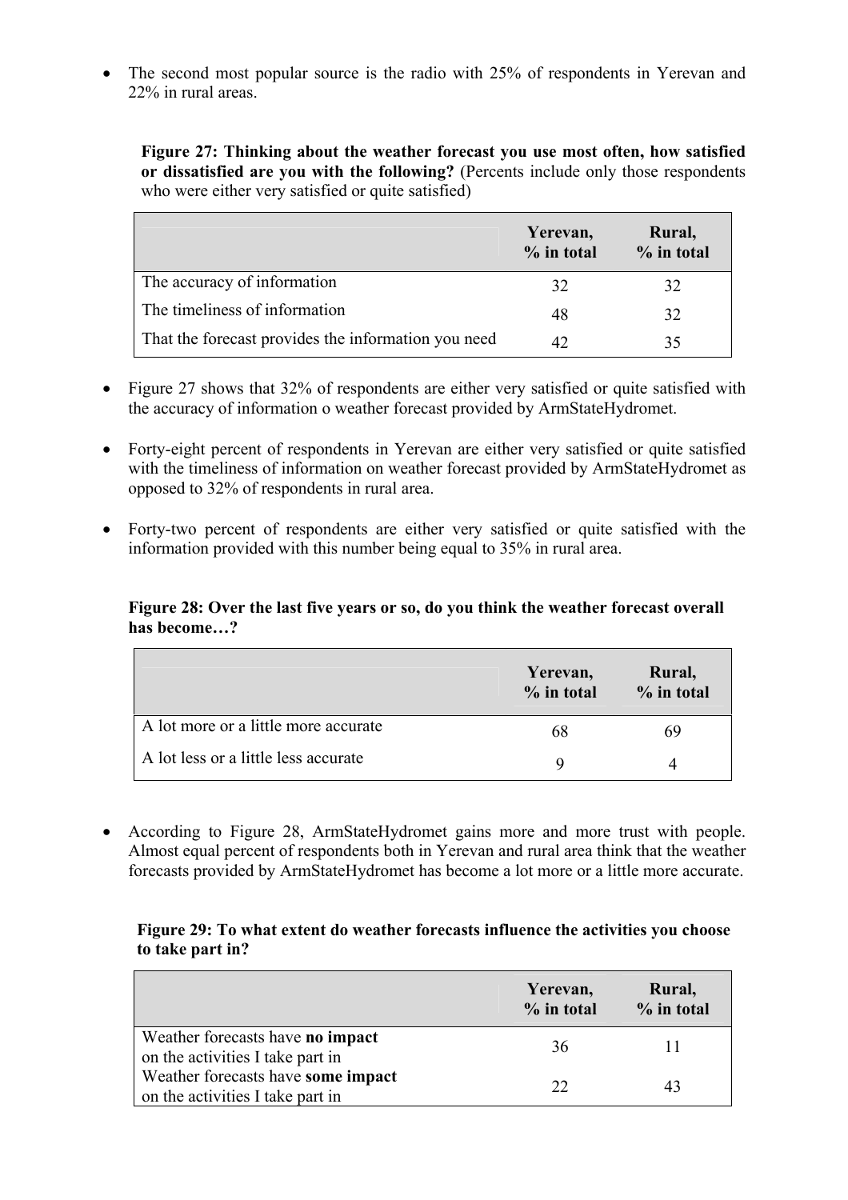- The second most popular source is the radio with 25% of respondents in Yerevan and 22% in rural areas.

**Figure 27: Thinking about the weather forecast you use most often, how satisfied or dissatisfied are you with the following?** (Percents include only those respondents who were either very satisfied or quite satisfied)

| | Yerevan, % in total | Rural, % in total |
|---|---|---|
| The accuracy of information | 32 | 32 |
| The timeliness of information | 48 | 32 |
| That the forecast provides the information you need | 42 | 35 |

- Figure 27 shows that 32% of respondents are either very satisfied or quite satisfied with the accuracy of information o weather forecast provided by ArmStateHydromet.
- Forty-eight percent of respondents in Yerevan are either very satisfied or quite satisfied with the timeliness of information on weather forecast provided by ArmStateHydromet as opposed to 32% of respondents in rural area.
- Forty-two percent of respondents are either very satisfied or quite satisfied with the information provided with this number being equal to 35% in rural area.

**Figure 28: Over the last five years or so, do you think the weather forecast overall has become…?**

| | Yerevan, % in total | Rural, % in total |
|---|---|---|
| A lot more or a little more accurate | 68 | 69 |
| A lot less or a little less accurate | 9 | 4 |

- According to Figure 28, ArmStateHydromet gains more and more trust with people. Almost equal percent of respondents both in Yerevan and rural area think that the weather forecasts provided by ArmStateHydromet has become a lot more or a little more accurate.

**Figure 29: To what extent do weather forecasts influence the activities you choose to take part in?**

| | Yerevan, % in total | Rural, % in total |
|---|---|---|
| Weather forecasts have **no impact** on the activities I take part in | 36 | 11 |
| Weather forecasts have **some impact** on the activities I take part in | 22 | 43 |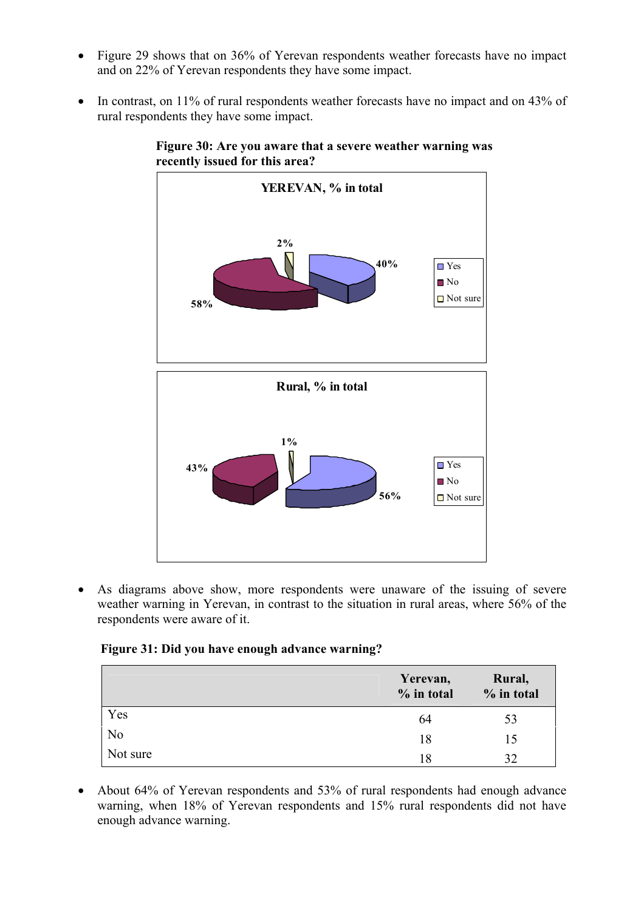- Figure 29 shows that on 36% of Yerevan respondents weather forecasts have no impact and on 22% of Yerevan respondents they have some impact.
- In contrast, on 11% of rural respondents weather forecasts have no impact and on 43% of rural respondents they have some impact.

**Figure 30: Are you aware that a severe weather warning was recently issued for this area?**

YEREVAN, % in total

| | % |
|---|---|
| Yes | 40% |
| No | 58% |
| Not sure | 2% |

Rural, % in total

| | % |
|---|---|
| Yes | 56% |
| No | 43% |
| Not sure | 1% |

- As diagrams above show, more respondents were unaware of the issuing of severe weather warning in Yerevan, in contrast to the situation in rural areas, where 56% of the respondents were aware of it.

**Figure 31: Did you have enough advance warning?**

| | Yerevan, % in total | Rural, % in total |
|---|---|---|
| Yes | 64 | 53 |
| No | 18 | 15 |
| Not sure | 18 | 32 |

- About 64% of Yerevan respondents and 53% of rural respondents had enough advance warning, when 18% of Yerevan respondents and 15% rural respondents did not have enough advance warning.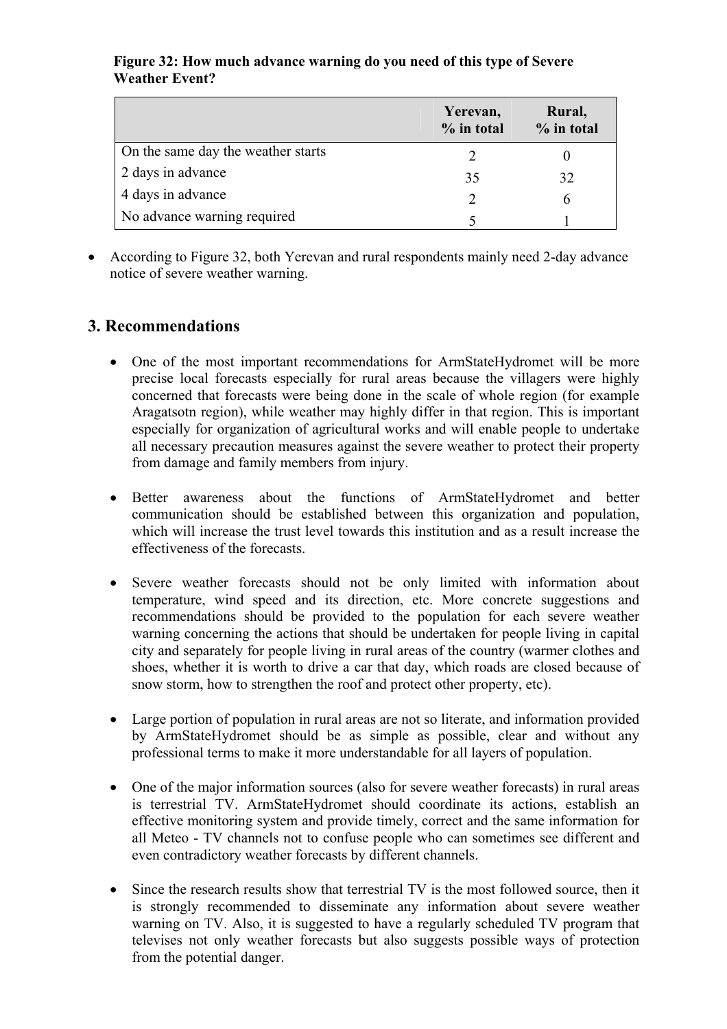**Figure 32: How much advance warning do you need of this type of Severe Weather Event?**

| | Yerevan, % in total | Rural, % in total |
|---|---|---|
| On the same day the weather starts | 2 | 0 |
| 2 days in advance | 35 | 32 |
| 4 days in advance | 2 | 6 |
| No advance warning required | 5 | 1 |

- According to Figure 32, both Yerevan and rural respondents mainly need 2-day advance notice of severe weather warning.

## 3. Recommendations

- One of the most important recommendations for ArmStateHydromet will be more precise local forecasts especially for rural areas because the villagers were highly concerned that forecasts were being done in the scale of whole region (for example Aragatsotn region), while weather may highly differ in that region. This is important especially for organization of agricultural works and will enable people to undertake all necessary precaution measures against the severe weather to protect their property from damage and family members from injury.

- Better awareness about the functions of ArmStateHydromet and better communication should be established between this organization and population, which will increase the trust level towards this institution and as a result increase the effectiveness of the forecasts.

- Severe weather forecasts should not be only limited with information about temperature, wind speed and its direction, etc. More concrete suggestions and recommendations should be provided to the population for each severe weather warning concerning the actions that should be undertaken for people living in capital city and separately for people living in rural areas of the country (warmer clothes and shoes, whether it is worth to drive a car that day, which roads are closed because of snow storm, how to strengthen the roof and protect other property, etc).

- Large portion of population in rural areas are not so literate, and information provided by ArmStateHydromet should be as simple as possible, clear and without any professional terms to make it more understandable for all layers of population.

- One of the major information sources (also for severe weather forecasts) in rural areas is terrestrial TV. ArmStateHydromet should coordinate its actions, establish an effective monitoring system and provide timely, correct and the same information for all Meteo - TV channels not to confuse people who can sometimes see different and even contradictory weather forecasts by different channels.

- Since the research results show that terrestrial TV is the most followed source, then it is strongly recommended to disseminate any information about severe weather warning on TV. Also, it is suggested to have a regularly scheduled TV program that televises not only weather forecasts but also suggests possible ways of protection from the potential danger.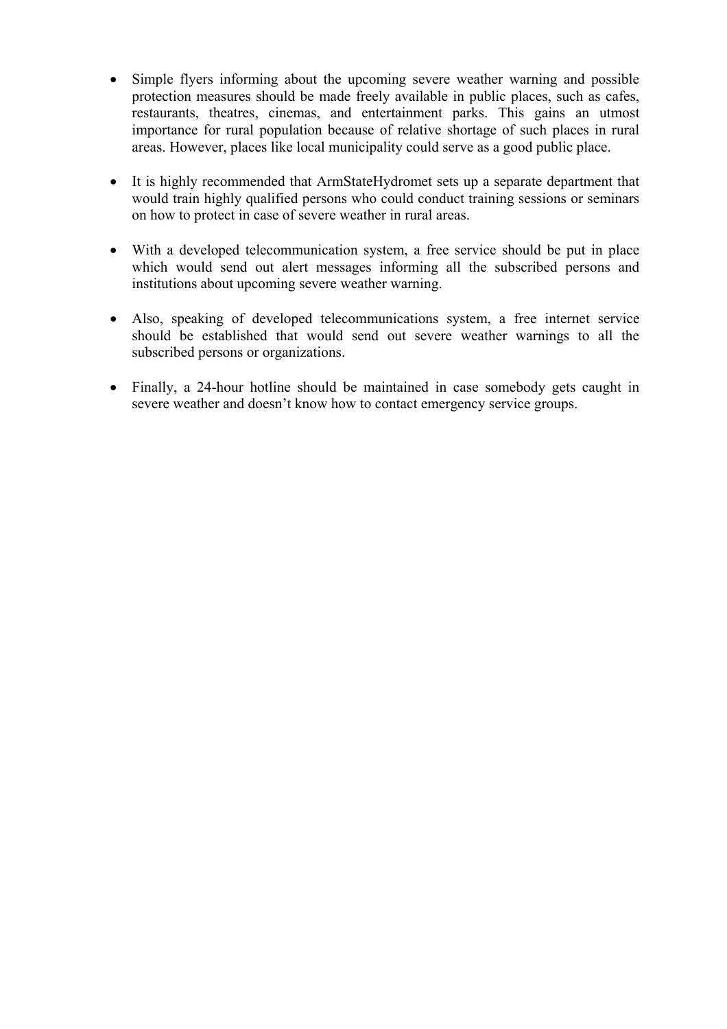- Simple flyers informing about the upcoming severe weather warning and possible protection measures should be made freely available in public places, such as cafes, restaurants, theatres, cinemas, and entertainment parks. This gains an utmost importance for rural population because of relative shortage of such places in rural areas. However, places like local municipality could serve as a good public place.

- It is highly recommended that ArmStateHydromet sets up a separate department that would train highly qualified persons who could conduct training sessions or seminars on how to protect in case of severe weather in rural areas.

- With a developed telecommunication system, a free service should be put in place which would send out alert messages informing all the subscribed persons and institutions about upcoming severe weather warning.

- Also, speaking of developed telecommunications system, a free internet service should be established that would send out severe weather warnings to all the subscribed persons or organizations.

- Finally, a 24-hour hotline should be maintained in case somebody gets caught in severe weather and doesn't know how to contact emergency service groups.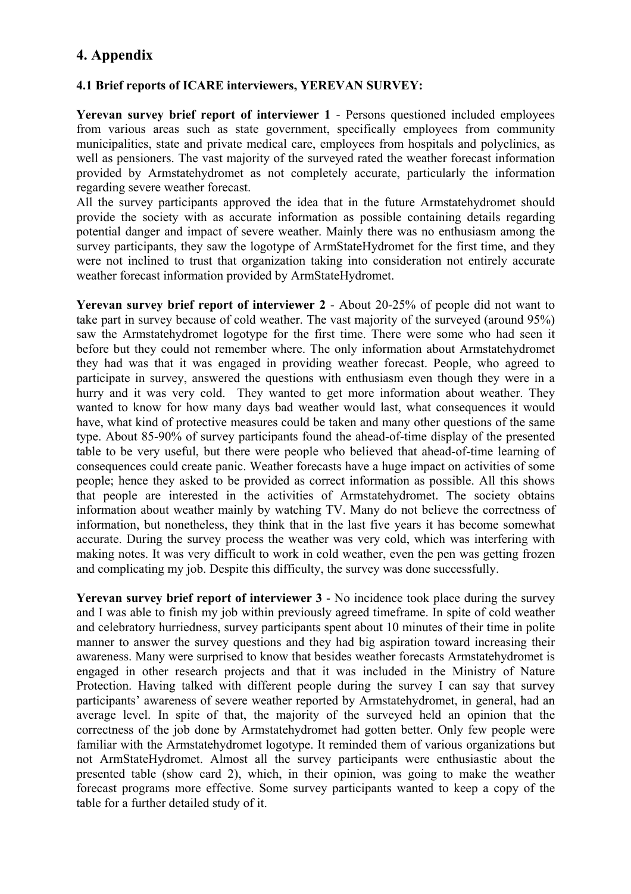## 4. Appendix

### 4.1 Brief reports of ICARE interviewers, YEREVAN SURVEY:

**Yerevan survey brief report of interviewer 1** - Persons questioned included employees from various areas such as state government, specifically employees from community municipalities, state and private medical care, employees from hospitals and polyclinics, as well as pensioners. The vast majority of the surveyed rated the weather forecast information provided by Armstatehydromet as not completely accurate, particularly the information regarding severe weather forecast.
All the survey participants approved the idea that in the future Armstatehydromet should provide the society with as accurate information as possible containing details regarding potential danger and impact of severe weather. Mainly there was no enthusiasm among the survey participants, they saw the logotype of ArmStateHydromet for the first time, and they were not inclined to trust that organization taking into consideration not entirely accurate weather forecast information provided by ArmStateHydromet.

**Yerevan survey brief report of interviewer 2** - About 20-25% of people did not want to take part in survey because of cold weather. The vast majority of the surveyed (around 95%) saw the Armstatehydromet logotype for the first time. There were some who had seen it before but they could not remember where. The only information about Armstatehydromet they had was that it was engaged in providing weather forecast. People, who agreed to participate in survey, answered the questions with enthusiasm even though they were in a hurry and it was very cold. They wanted to get more information about weather. They wanted to know for how many days bad weather would last, what consequences it would have, what kind of protective measures could be taken and many other questions of the same type. About 85-90% of survey participants found the ahead-of-time display of the presented table to be very useful, but there were people who believed that ahead-of-time learning of consequences could create panic. Weather forecasts have a huge impact on activities of some people; hence they asked to be provided as correct information as possible. All this shows that people are interested in the activities of Armstatehydromet. The society obtains information about weather mainly by watching TV. Many do not believe the correctness of information, but nonetheless, they think that in the last five years it has become somewhat accurate. During the survey process the weather was very cold, which was interfering with making notes. It was very difficult to work in cold weather, even the pen was getting frozen and complicating my job. Despite this difficulty, the survey was done successfully.

**Yerevan survey brief report of interviewer 3** - No incidence took place during the survey and I was able to finish my job within previously agreed timeframe. In spite of cold weather and celebratory hurriedness, survey participants spent about 10 minutes of their time in polite manner to answer the survey questions and they had big aspiration toward increasing their awareness. Many were surprised to know that besides weather forecasts Armstatehydromet is engaged in other research projects and that it was included in the Ministry of Nature Protection. Having talked with different people during the survey I can say that survey participants' awareness of severe weather reported by Armstatehydromet, in general, had an average level. In spite of that, the majority of the surveyed held an opinion that the correctness of the job done by Armstatehydromet had gotten better. Only few people were familiar with the Armstatehydromet logotype. It reminded them of various organizations but not ArmStateHydromet. Almost all the survey participants were enthusiastic about the presented table (show card 2), which, in their opinion, was going to make the weather forecast programs more effective. Some survey participants wanted to keep a copy of the table for a further detailed study of it.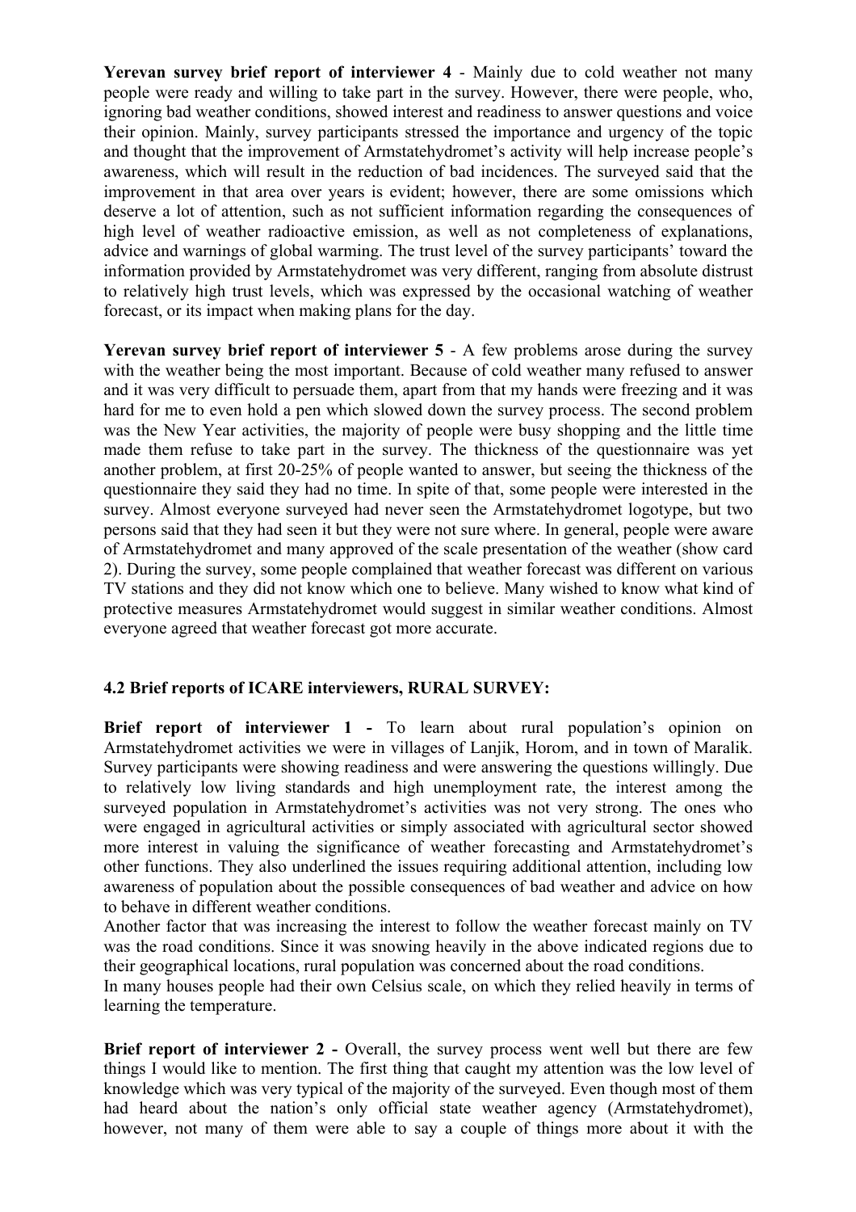**Yerevan survey brief report of interviewer 4** - Mainly due to cold weather not many people were ready and willing to take part in the survey. However, there were people, who, ignoring bad weather conditions, showed interest and readiness to answer questions and voice their opinion. Mainly, survey participants stressed the importance and urgency of the topic and thought that the improvement of Armstatehydromet's activity will help increase people's awareness, which will result in the reduction of bad incidences. The surveyed said that the improvement in that area over years is evident; however, there are some omissions which deserve a lot of attention, such as not sufficient information regarding the consequences of high level of weather radioactive emission, as well as not completeness of explanations, advice and warnings of global warming. The trust level of the survey participants' toward the information provided by Armstatehydromet was very different, ranging from absolute distrust to relatively high trust levels, which was expressed by the occasional watching of weather forecast, or its impact when making plans for the day.

**Yerevan survey brief report of interviewer 5** - A few problems arose during the survey with the weather being the most important. Because of cold weather many refused to answer and it was very difficult to persuade them, apart from that my hands were freezing and it was hard for me to even hold a pen which slowed down the survey process. The second problem was the New Year activities, the majority of people were busy shopping and the little time made them refuse to take part in the survey. The thickness of the questionnaire was yet another problem, at first 20-25% of people wanted to answer, but seeing the thickness of the questionnaire they said they had no time. In spite of that, some people were interested in the survey. Almost everyone surveyed had never seen the Armstatehydromet logotype, but two persons said that they had seen it but they were not sure where. In general, people were aware of Armstatehydromet and many approved of the scale presentation of the weather (show card 2). During the survey, some people complained that weather forecast was different on various TV stations and they did not know which one to believe. Many wished to know what kind of protective measures Armstatehydromet would suggest in similar weather conditions. Almost everyone agreed that weather forecast got more accurate.

### 4.2 Brief reports of ICARE interviewers, RURAL SURVEY:

**Brief report of interviewer 1 -** To learn about rural population's opinion on Armstatehydromet activities we were in villages of Lanjik, Horom, and in town of Maralik. Survey participants were showing readiness and were answering the questions willingly. Due to relatively low living standards and high unemployment rate, the interest among the surveyed population in Armstatehydromet's activities was not very strong. The ones who were engaged in agricultural activities or simply associated with agricultural sector showed more interest in valuing the significance of weather forecasting and Armstatehydromet's other functions. They also underlined the issues requiring additional attention, including low awareness of population about the possible consequences of bad weather and advice on how to behave in different weather conditions.
Another factor that was increasing the interest to follow the weather forecast mainly on TV was the road conditions. Since it was snowing heavily in the above indicated regions due to their geographical locations, rural population was concerned about the road conditions.
In many houses people had their own Celsius scale, on which they relied heavily in terms of learning the temperature.

**Brief report of interviewer 2 -** Overall, the survey process went well but there are few things I would like to mention. The first thing that caught my attention was the low level of knowledge which was very typical of the majority of the surveyed. Even though most of them had heard about the nation's only official state weather agency (Armstatehydromet), however, not many of them were able to say a couple of things more about it with the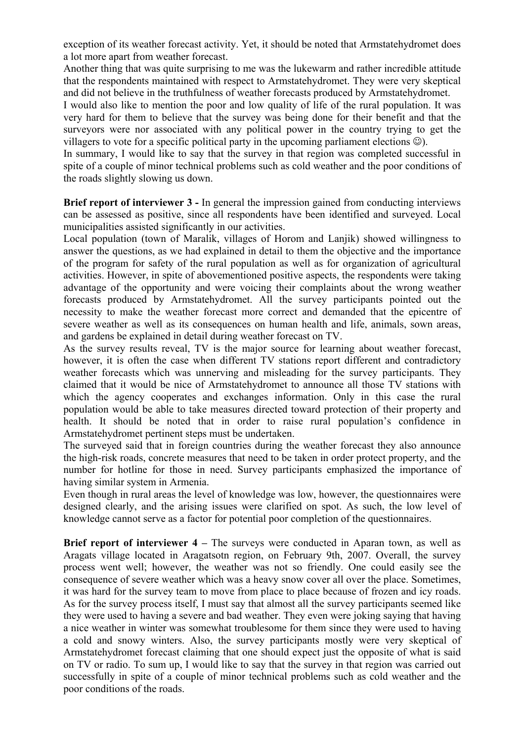exception of its weather forecast activity. Yet, it should be noted that Armstatehydromet does a lot more apart from weather forecast.

Another thing that was quite surprising to me was the lukewarm and rather incredible attitude that the respondents maintained with respect to Armstatehydromet. They were very skeptical and did not believe in the truthfulness of weather forecasts produced by Armstatehydromet.

I would also like to mention the poor and low quality of life of the rural population. It was very hard for them to believe that the survey was being done for their benefit and that the surveyors were nor associated with any political power in the country trying to get the villagers to vote for a specific political party in the upcoming parliament elections ☺).

In summary, I would like to say that the survey in that region was completed successful in spite of a couple of minor technical problems such as cold weather and the poor conditions of the roads slightly slowing us down.

**Brief report of interviewer 3 -** In general the impression gained from conducting interviews can be assessed as positive, since all respondents have been identified and surveyed. Local municipalities assisted significantly in our activities.

Local population (town of Maralik, villages of Horom and Lanjik) showed willingness to answer the questions, as we had explained in detail to them the objective and the importance of the program for safety of the rural population as well as for organization of agricultural activities. However, in spite of abovementioned positive aspects, the respondents were taking advantage of the opportunity and were voicing their complaints about the wrong weather forecasts produced by Armstatehydromet. All the survey participants pointed out the necessity to make the weather forecast more correct and demanded that the epicentre of severe weather as well as its consequences on human health and life, animals, sown areas, and gardens be explained in detail during weather forecast on TV.

As the survey results reveal, TV is the major source for learning about weather forecast, however, it is often the case when different TV stations report different and contradictory weather forecasts which was unnerving and misleading for the survey participants. They claimed that it would be nice of Armstatehydromet to announce all those TV stations with which the agency cooperates and exchanges information. Only in this case the rural population would be able to take measures directed toward protection of their property and health. It should be noted that in order to raise rural population's confidence in Armstatehydromet pertinent steps must be undertaken.

The surveyed said that in foreign countries during the weather forecast they also announce the high-risk roads, concrete measures that need to be taken in order protect property, and the number for hotline for those in need. Survey participants emphasized the importance of having similar system in Armenia.

Even though in rural areas the level of knowledge was low, however, the questionnaires were designed clearly, and the arising issues were clarified on spot. As such, the low level of knowledge cannot serve as a factor for potential poor completion of the questionnaires.

**Brief report of interviewer 4 –** The surveys were conducted in Aparan town, as well as Aragats village located in Aragatsotn region, on February 9th, 2007. Overall, the survey process went well; however, the weather was not so friendly. One could easily see the consequence of severe weather which was a heavy snow cover all over the place. Sometimes, it was hard for the survey team to move from place to place because of frozen and icy roads. As for the survey process itself, I must say that almost all the survey participants seemed like they were used to having a severe and bad weather. They even were joking saying that having a nice weather in winter was somewhat troublesome for them since they were used to having a cold and snowy winters. Also, the survey participants mostly were very skeptical of Armstatehydromet forecast claiming that one should expect just the opposite of what is said on TV or radio. To sum up, I would like to say that the survey in that region was carried out successfully in spite of a couple of minor technical problems such as cold weather and the poor conditions of the roads.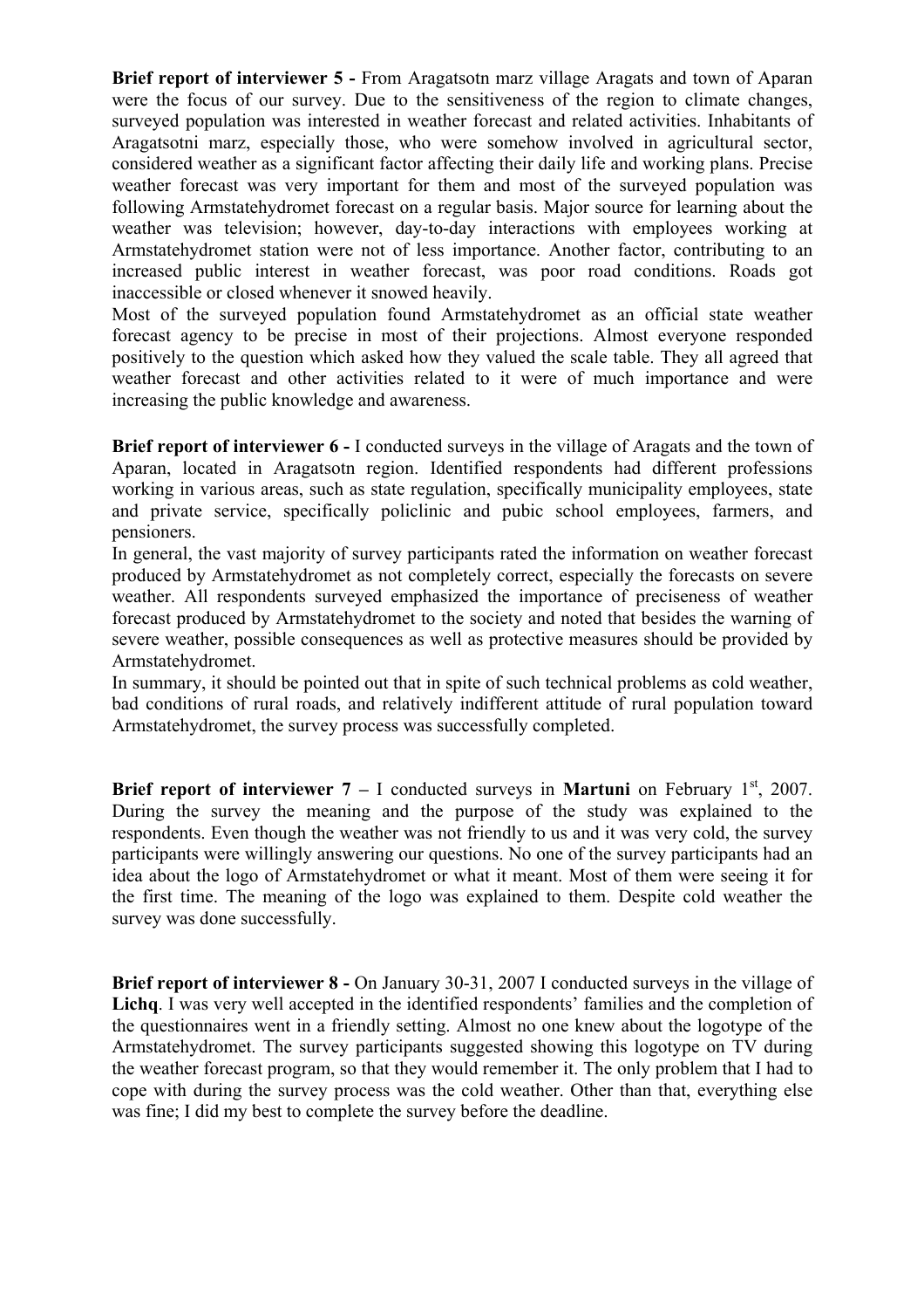**Brief report of interviewer 5 -** From Aragatsotn marz village Aragats and town of Aparan were the focus of our survey. Due to the sensitiveness of the region to climate changes, surveyed population was interested in weather forecast and related activities. Inhabitants of Aragatsotni marz, especially those, who were somehow involved in agricultural sector, considered weather as a significant factor affecting their daily life and working plans. Precise weather forecast was very important for them and most of the surveyed population was following Armstatehydromet forecast on a regular basis. Major source for learning about the weather was television; however, day-to-day interactions with employees working at Armstatehydromet station were not of less importance. Another factor, contributing to an increased public interest in weather forecast, was poor road conditions. Roads got inaccessible or closed whenever it snowed heavily.

Most of the surveyed population found Armstatehydromet as an official state weather forecast agency to be precise in most of their projections. Almost everyone responded positively to the question which asked how they valued the scale table. They all agreed that weather forecast and other activities related to it were of much importance and were increasing the public knowledge and awareness.

**Brief report of interviewer 6 -** I conducted surveys in the village of Aragats and the town of Aparan, located in Aragatsotn region. Identified respondents had different professions working in various areas, such as state regulation, specifically municipality employees, state and private service, specifically policlinic and pubic school employees, farmers, and pensioners.

In general, the vast majority of survey participants rated the information on weather forecast produced by Armstatehydromet as not completely correct, especially the forecasts on severe weather. All respondents surveyed emphasized the importance of preciseness of weather forecast produced by Armstatehydromet to the society and noted that besides the warning of severe weather, possible consequences as well as protective measures should be provided by Armstatehydromet.

In summary, it should be pointed out that in spite of such technical problems as cold weather, bad conditions of rural roads, and relatively indifferent attitude of rural population toward Armstatehydromet, the survey process was successfully completed.

**Brief report of interviewer 7 –** I conducted surveys in **Martuni** on February 1st, 2007. During the survey the meaning and the purpose of the study was explained to the respondents. Even though the weather was not friendly to us and it was very cold, the survey participants were willingly answering our questions. No one of the survey participants had an idea about the logo of Armstatehydromet or what it meant. Most of them were seeing it for the first time. The meaning of the logo was explained to them. Despite cold weather the survey was done successfully.

**Brief report of interviewer 8 -** On January 30-31, 2007 I conducted surveys in the village of **Lichq**. I was very well accepted in the identified respondents' families and the completion of the questionnaires went in a friendly setting. Almost no one knew about the logotype of the Armstatehydromet. The survey participants suggested showing this logotype on TV during the weather forecast program, so that they would remember it. The only problem that I had to cope with during the survey process was the cold weather. Other than that, everything else was fine; I did my best to complete the survey before the deadline.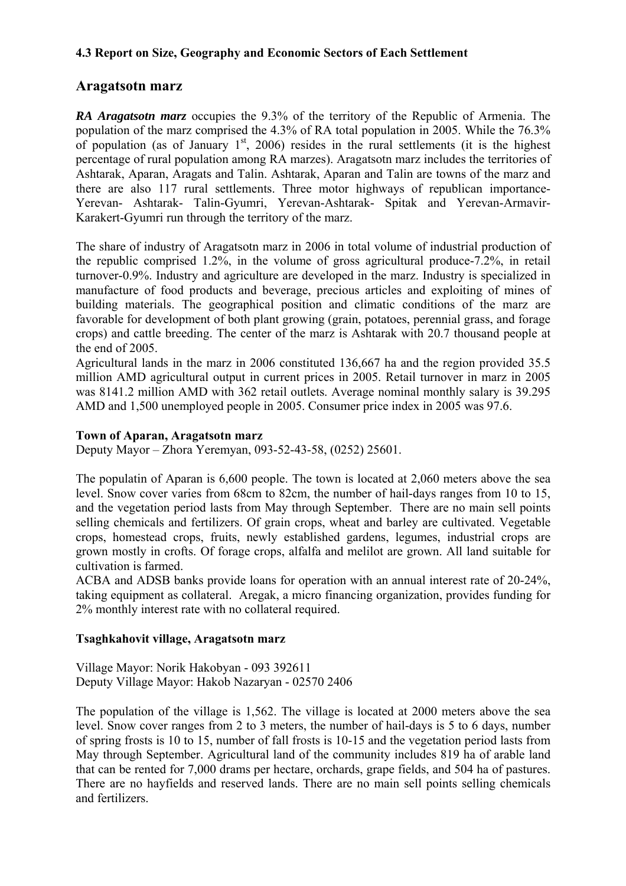#### 4.3 Report on Size, Geography and Economic Sectors of Each Settlement

## Aragatsotn marz

***RA Aragatsotn marz*** occupies the 9.3% of the territory of the Republic of Armenia. The population of the marz comprised the 4.3% of RA total population in 2005. While the 76.3% of population (as of January 1st, 2006) resides in the rural settlements (it is the highest percentage of rural population among RA marzes). Aragatsotn marz includes the territories of Ashtarak, Aparan, Aragats and Talin. Ashtarak, Aparan and Talin are towns of the marz and there are also 117 rural settlements. Three motor highways of republican importance- Yerevan- Ashtarak- Talin-Gyumri, Yerevan-Ashtarak- Spitak and Yerevan-Armavir-Karakert-Gyumri run through the territory of the marz.

The share of industry of Aragatsotn marz in 2006 in total volume of industrial production of the republic comprised 1.2%, in the volume of gross agricultural produce-7.2%, in retail turnover-0.9%. Industry and agriculture are developed in the marz. Industry is specialized in manufacture of food products and beverage, precious articles and exploiting of mines of building materials. The geographical position and climatic conditions of the marz are favorable for development of both plant growing (grain, potatoes, perennial grass, and forage crops) and cattle breeding. The center of the marz is Ashtarak with 20.7 thousand people at the end of 2005.
Agricultural lands in the marz in 2006 constituted 136,667 ha and the region provided 35.5 million AMD agricultural output in current prices in 2005. Retail turnover in marz in 2005 was 8141.2 million AMD with 362 retail outlets. Average nominal monthly salary is 39.295 AMD and 1,500 unemployed people in 2005. Consumer price index in 2005 was 97.6.

**Town of Aparan, Aragatsotn marz**
Deputy Mayor – Zhora Yeremyan, 093-52-43-58, (0252) 25601.

The populatin of Aparan is 6,600 people. The town is located at 2,060 meters above the sea level. Snow cover varies from 68cm to 82cm, the number of hail-days ranges from 10 to 15, and the vegetation period lasts from May through September. There are no main sell points selling chemicals and fertilizers. Of grain crops, wheat and barley are cultivated. Vegetable crops, homestead crops, fruits, newly established gardens, legumes, industrial crops are grown mostly in crofts. Of forage crops, alfalfa and melilot are grown. All land suitable for cultivation is farmed.
ACBA and ADSB banks provide loans for operation with an annual interest rate of 20-24%, taking equipment as collateral. Aregak, a micro financing organization, provides funding for 2% monthly interest rate with no collateral required.

**Tsaghkahovit village, Aragatsotn marz**

Village Mayor: Norik Hakobyan - 093 392611
Deputy Village Mayor: Hakob Nazaryan - 02570 2406

The population of the village is 1,562. The village is located at 2000 meters above the sea level. Snow cover ranges from 2 to 3 meters, the number of hail-days is 5 to 6 days, number of spring frosts is 10 to 15, number of fall frosts is 10-15 and the vegetation period lasts from May through September. Agricultural land of the community includes 819 ha of arable land that can be rented for 7,000 drams per hectare, orchards, grape fields, and 504 ha of pastures. There are no hayfields and reserved lands. There are no main sell points selling chemicals and fertilizers.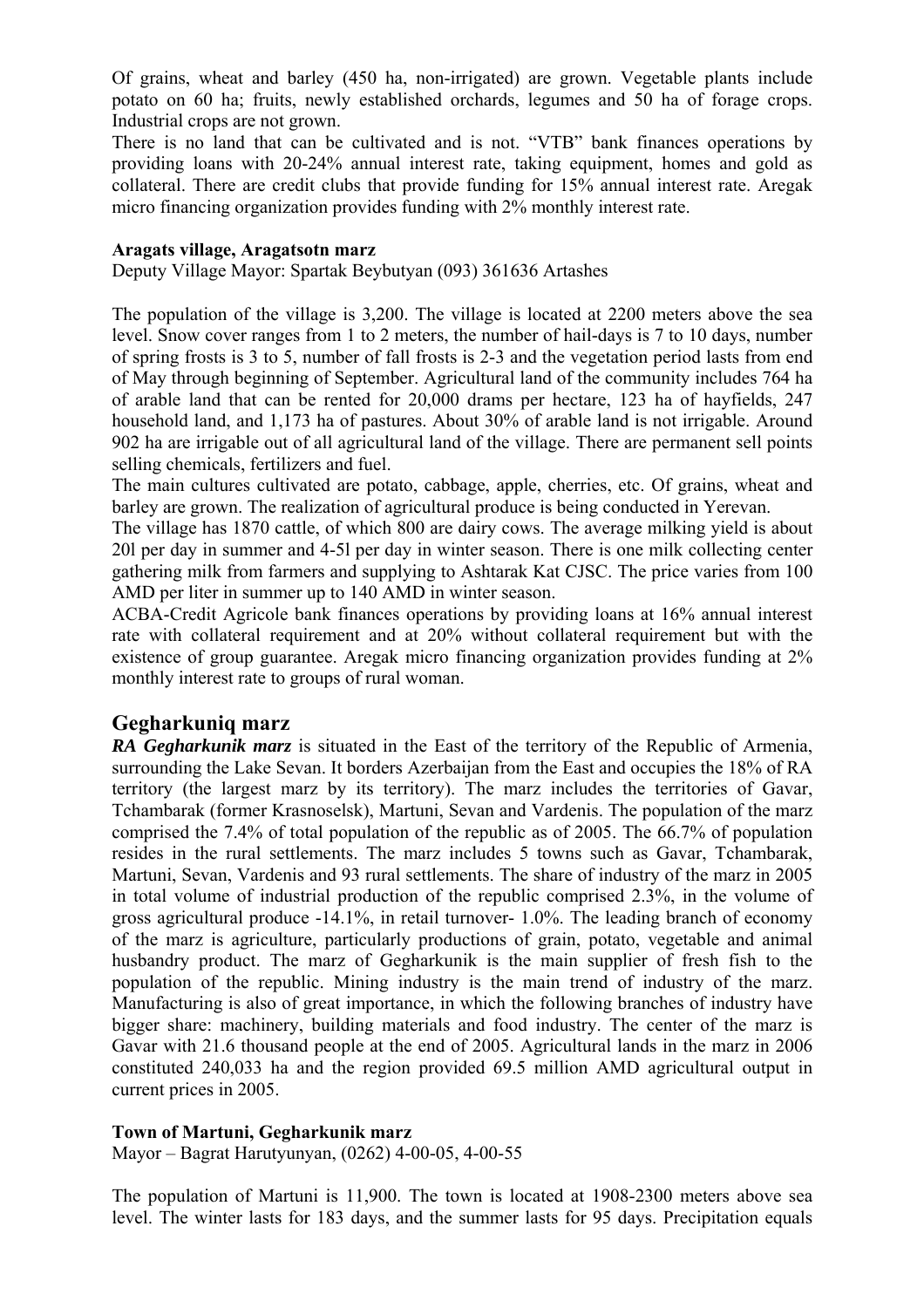Of grains, wheat and barley (450 ha, non-irrigated) are grown. Vegetable plants include potato on 60 ha; fruits, newly established orchards, legumes and 50 ha of forage crops. Industrial crops are not grown.

There is no land that can be cultivated and is not. "VTB" bank finances operations by providing loans with 20-24% annual interest rate, taking equipment, homes and gold as collateral. There are credit clubs that provide funding for 15% annual interest rate. Aregak micro financing organization provides funding with 2% monthly interest rate.

**Aragats village, Aragatsotn marz**

Deputy Village Mayor: Spartak Beybutyan (093) 361636 Artashes

The population of the village is 3,200. The village is located at 2200 meters above the sea level. Snow cover ranges from 1 to 2 meters, the number of hail-days is 7 to 10 days, number of spring frosts is 3 to 5, number of fall frosts is 2-3 and the vegetation period lasts from end of May through beginning of September. Agricultural land of the community includes 764 ha of arable land that can be rented for 20,000 drams per hectare, 123 ha of hayfields, 247 household land, and 1,173 ha of pastures. About 30% of arable land is not irrigable. Around 902 ha are irrigable out of all agricultural land of the village. There are permanent sell points selling chemicals, fertilizers and fuel.

The main cultures cultivated are potato, cabbage, apple, cherries, etc. Of grains, wheat and barley are grown. The realization of agricultural produce is being conducted in Yerevan.

The village has 1870 cattle, of which 800 are dairy cows. The average milking yield is about 20l per day in summer and 4-5l per day in winter season. There is one milk collecting center gathering milk from farmers and supplying to Ashtarak Kat CJSC. The price varies from 100 AMD per liter in summer up to 140 AMD in winter season.

ACBA-Credit Agricole bank finances operations by providing loans at 16% annual interest rate with collateral requirement and at 20% without collateral requirement but with the existence of group guarantee. Aregak micro financing organization provides funding at 2% monthly interest rate to groups of rural woman.

## Gegharkuniq marz

***RA Gegharkunik marz*** is situated in the East of the territory of the Republic of Armenia, surrounding the Lake Sevan. It borders Azerbaijan from the East and occupies the 18% of RA territory (the largest marz by its territory). The marz includes the territories of Gavar, Tchambarak (former Krasnoselsk), Martuni, Sevan and Vardenis. The population of the marz comprised the 7.4% of total population of the republic as of 2005. The 66.7% of population resides in the rural settlements. The marz includes 5 towns such as Gavar, Tchambarak, Martuni, Sevan, Vardenis and 93 rural settlements. The share of industry of the marz in 2005 in total volume of industrial production of the republic comprised 2.3%, in the volume of gross agricultural produce -14.1%, in retail turnover- 1.0%. The leading branch of economy of the marz is agriculture, particularly productions of grain, potato, vegetable and animal husbandry product. The marz of Gegharkunik is the main supplier of fresh fish to the population of the republic. Mining industry is the main trend of industry of the marz. Manufacturing is also of great importance, in which the following branches of industry have bigger share: machinery, building materials and food industry. The center of the marz is Gavar with 21.6 thousand people at the end of 2005. Agricultural lands in the marz in 2006 constituted 240,033 ha and the region provided 69.5 million AMD agricultural output in current prices in 2005.

**Town of Martuni, Gegharkunik marz**

Mayor – Bagrat Harutyunyan, (0262) 4-00-05, 4-00-55

The population of Martuni is 11,900. The town is located at 1908-2300 meters above sea level. The winter lasts for 183 days, and the summer lasts for 95 days. Precipitation equals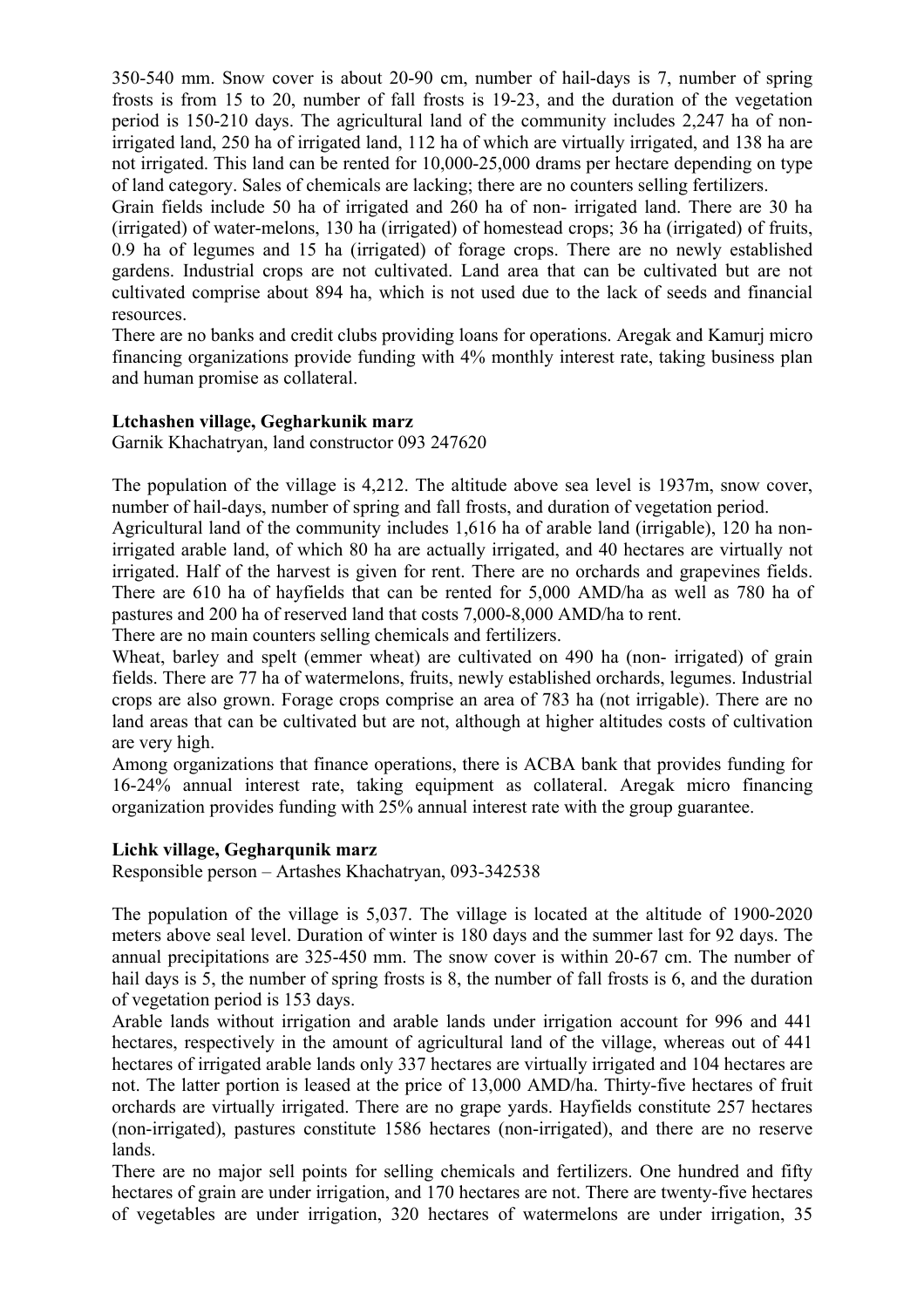350-540 mm. Snow cover is about 20-90 cm, number of hail-days is 7, number of spring frosts is from 15 to 20, number of fall frosts is 19-23, and the duration of the vegetation period is 150-210 days. The agricultural land of the community includes 2,247 ha of non-irrigated land, 250 ha of irrigated land, 112 ha of which are virtually irrigated, and 138 ha are not irrigated. This land can be rented for 10,000-25,000 drams per hectare depending on type of land category. Sales of chemicals are lacking; there are no counters selling fertilizers.

Grain fields include 50 ha of irrigated and 260 ha of non- irrigated land. There are 30 ha (irrigated) of water-melons, 130 ha (irrigated) of homestead crops; 36 ha (irrigated) of fruits, 0.9 ha of legumes and 15 ha (irrigated) of forage crops. There are no newly established gardens. Industrial crops are not cultivated. Land area that can be cultivated but are not cultivated comprise about 894 ha, which is not used due to the lack of seeds and financial resources.

There are no banks and credit clubs providing loans for operations. Aregak and Kamurj micro financing organizations provide funding with 4% monthly interest rate, taking business plan and human promise as collateral.

**Ltchashen village, Gegharkunik marz**

Garnik Khachatryan, land constructor 093 247620

The population of the village is 4,212. The altitude above sea level is 1937m, snow cover, number of hail-days, number of spring and fall frosts, and duration of vegetation period.

Agricultural land of the community includes 1,616 ha of arable land (irrigable), 120 ha non-irrigated arable land, of which 80 ha are actually irrigated, and 40 hectares are virtually not irrigated. Half of the harvest is given for rent. There are no orchards and grapevines fields. There are 610 ha of hayfields that can be rented for 5,000 AMD/ha as well as 780 ha of pastures and 200 ha of reserved land that costs 7,000-8,000 AMD/ha to rent.

There are no main counters selling chemicals and fertilizers.

Wheat, barley and spelt (emmer wheat) are cultivated on 490 ha (non- irrigated) of grain fields. There are 77 ha of watermelons, fruits, newly established orchards, legumes. Industrial crops are also grown. Forage crops comprise an area of 783 ha (not irrigable). There are no land areas that can be cultivated but are not, although at higher altitudes costs of cultivation are very high.

Among organizations that finance operations, there is ACBA bank that provides funding for 16-24% annual interest rate, taking equipment as collateral. Aregak micro financing organization provides funding with 25% annual interest rate with the group guarantee.

**Lichk village, Gegharqunik marz**

Responsible person – Artashes Khachatryan, 093-342538

The population of the village is 5,037. The village is located at the altitude of 1900-2020 meters above seal level. Duration of winter is 180 days and the summer last for 92 days. The annual precipitations are 325-450 mm. The snow cover is within 20-67 cm. The number of hail days is 5, the number of spring frosts is 8, the number of fall frosts is 6, and the duration of vegetation period is 153 days.

Arable lands without irrigation and arable lands under irrigation account for 996 and 441 hectares, respectively in the amount of agricultural land of the village, whereas out of 441 hectares of irrigated arable lands only 337 hectares are virtually irrigated and 104 hectares are not. The latter portion is leased at the price of 13,000 AMD/ha. Thirty-five hectares of fruit orchards are virtually irrigated. There are no grape yards. Hayfields constitute 257 hectares (non-irrigated), pastures constitute 1586 hectares (non-irrigated), and there are no reserve lands.

There are no major sell points for selling chemicals and fertilizers. One hundred and fifty hectares of grain are under irrigation, and 170 hectares are not. There are twenty-five hectares of vegetables are under irrigation, 320 hectares of watermelons are under irrigation, 35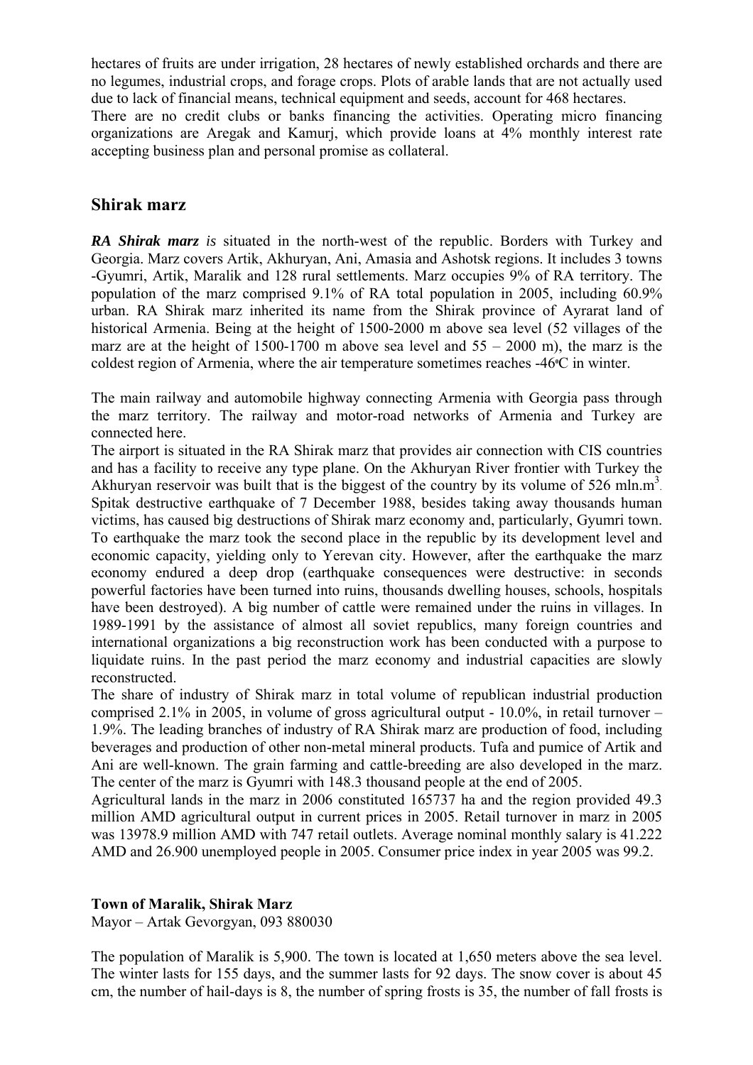hectares of fruits are under irrigation, 28 hectares of newly established orchards and there are no legumes, industrial crops, and forage crops. Plots of arable lands that are not actually used due to lack of financial means, technical equipment and seeds, account for 468 hectares.
There are no credit clubs or banks financing the activities. Operating micro financing organizations are Aregak and Kamurj, which provide loans at 4% monthly interest rate accepting business plan and personal promise as collateral.

## Shirak marz

***RA Shirak marz*** *is* situated in the north-west of the republic. Borders with Turkey and Georgia. Marz covers Artik, Akhuryan, Ani, Amasia and Ashotsk regions. It includes 3 towns -Gyumri, Artik, Maralik and 128 rural settlements. Marz occupies 9% of RA territory. The population of the marz comprised 9.1% of RA total population in 2005, including 60.9% urban. RA Shirak marz inherited its name from the Shirak province of Ayrarat land of historical Armenia. Being at the height of 1500-2000 m above sea level (52 villages of the marz are at the height of 1500-1700 m above sea level and 55 – 2000 m), the marz is the coldest region of Armenia, where the air temperature sometimes reaches -46ºC in winter.

The main railway and automobile highway connecting Armenia with Georgia pass through the marz territory. The railway and motor-road networks of Armenia and Turkey are connected here.
The airport is situated in the RA Shirak marz that provides air connection with CIS countries and has a facility to receive any type plane. On the Akhuryan River frontier with Turkey the Akhuryan reservoir was built that is the biggest of the country by its volume of 526 mln.$m^3$.
Spitak destructive earthquake of 7 December 1988, besides taking away thousands human victims, has caused big destructions of Shirak marz economy and, particularly, Gyumri town. To earthquake the marz took the second place in the republic by its development level and economic capacity, yielding only to Yerevan city. However, after the earthquake the marz economy endured a deep drop (earthquake consequences were destructive: in seconds powerful factories have been turned into ruins, thousands dwelling houses, schools, hospitals have been destroyed). A big number of cattle were remained under the ruins in villages. In 1989-1991 by the assistance of almost all soviet republics, many foreign countries and international organizations a big reconstruction work has been conducted with a purpose to liquidate ruins. In the past period the marz economy and industrial capacities are slowly reconstructed.
The share of industry of Shirak marz in total volume of republican industrial production comprised 2.1% in 2005, in volume of gross agricultural output - 10.0%, in retail turnover – 1.9%. The leading branches of industry of RA Shirak marz are production of food, including beverages and production of other non-metal mineral products. Tufa and pumice of Artik and Ani are well-known. The grain farming and cattle-breeding are also developed in the marz. The center of the marz is Gyumri with 148.3 thousand people at the end of 2005.
Agricultural lands in the marz in 2006 constituted 165737 ha and the region provided 49.3 million AMD agricultural output in current prices in 2005. Retail turnover in marz in 2005 was 13978.9 million AMD with 747 retail outlets. Average nominal monthly salary is 41.222 AMD and 26.900 unemployed people in 2005. Consumer price index in year 2005 was 99.2.

**Town of Maralik, Shirak Marz**
Mayor – Artak Gevorgyan, 093 880030

The population of Maralik is 5,900. The town is located at 1,650 meters above the sea level. The winter lasts for 155 days, and the summer lasts for 92 days. The snow cover is about 45 cm, the number of hail-days is 8, the number of spring frosts is 35, the number of fall frosts is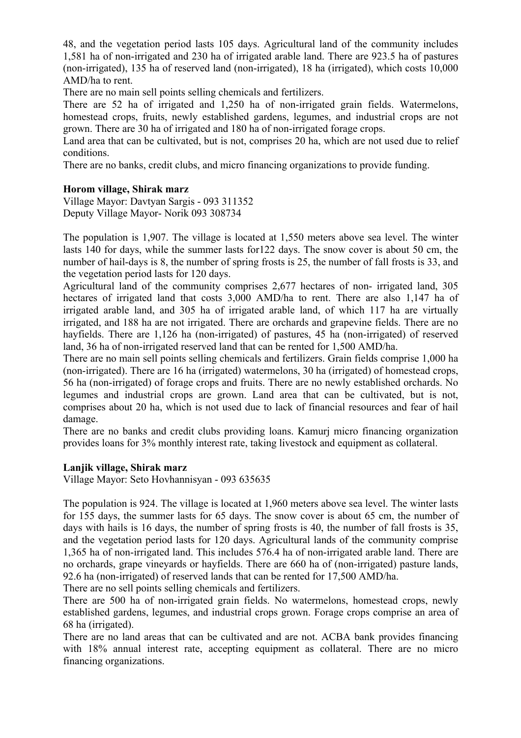48, and the vegetation period lasts 105 days. Agricultural land of the community includes 1,581 ha of non-irrigated and 230 ha of irrigated arable land. There are 923.5 ha of pastures (non-irrigated), 135 ha of reserved land (non-irrigated), 18 ha (irrigated), which costs 10,000 AMD/ha to rent.

There are no main sell points selling chemicals and fertilizers.

There are 52 ha of irrigated and 1,250 ha of non-irrigated grain fields. Watermelons, homestead crops, fruits, newly established gardens, legumes, and industrial crops are not grown. There are 30 ha of irrigated and 180 ha of non-irrigated forage crops.

Land area that can be cultivated, but is not, comprises 20 ha, which are not used due to relief conditions.

There are no banks, credit clubs, and micro financing organizations to provide funding.

**Horom village, Shirak marz**

Village Mayor: Davtyan Sargis - 093 311352
Deputy Village Mayor- Norik 093 308734

The population is 1,907. The village is located at 1,550 meters above sea level. The winter lasts 140 for days, while the summer lasts for122 days. The snow cover is about 50 cm, the number of hail-days is 8, the number of spring frosts is 25, the number of fall frosts is 33, and the vegetation period lasts for 120 days.

Agricultural land of the community comprises 2,677 hectares of non- irrigated land, 305 hectares of irrigated land that costs 3,000 AMD/ha to rent. There are also 1,147 ha of irrigated arable land, and 305 ha of irrigated arable land, of which 117 ha are virtually irrigated, and 188 ha are not irrigated. There are orchards and grapevine fields. There are no hayfields. There are 1,126 ha (non-irrigated) of pastures, 45 ha (non-irrigated) of reserved land, 36 ha of non-irrigated reserved land that can be rented for 1,500 AMD/ha.

There are no main sell points selling chemicals and fertilizers. Grain fields comprise 1,000 ha (non-irrigated). There are 16 ha (irrigated) watermelons, 30 ha (irrigated) of homestead crops, 56 ha (non-irrigated) of forage crops and fruits. There are no newly established orchards. No legumes and industrial crops are grown. Land area that can be cultivated, but is not, comprises about 20 ha, which is not used due to lack of financial resources and fear of hail damage.

There are no banks and credit clubs providing loans. Kamurj micro financing organization provides loans for 3% monthly interest rate, taking livestock and equipment as collateral.

**Lanjik village, Shirak marz**

Village Mayor: Seto Hovhannisyan - 093 635635

The population is 924. The village is located at 1,960 meters above sea level. The winter lasts for 155 days, the summer lasts for 65 days. The snow cover is about 65 cm, the number of days with hails is 16 days, the number of spring frosts is 40, the number of fall frosts is 35, and the vegetation period lasts for 120 days. Agricultural lands of the community comprise 1,365 ha of non-irrigated land. This includes 576.4 ha of non-irrigated arable land. There are no orchards, grape vineyards or hayfields. There are 660 ha of (non-irrigated) pasture lands, 92.6 ha (non-irrigated) of reserved lands that can be rented for 17,500 AMD/ha.

There are no sell points selling chemicals and fertilizers.

There are 500 ha of non-irrigated grain fields. No watermelons, homestead crops, newly established gardens, legumes, and industrial crops grown. Forage crops comprise an area of 68 ha (irrigated).

There are no land areas that can be cultivated and are not. ACBA bank provides financing with 18% annual interest rate, accepting equipment as collateral. There are no micro financing organizations.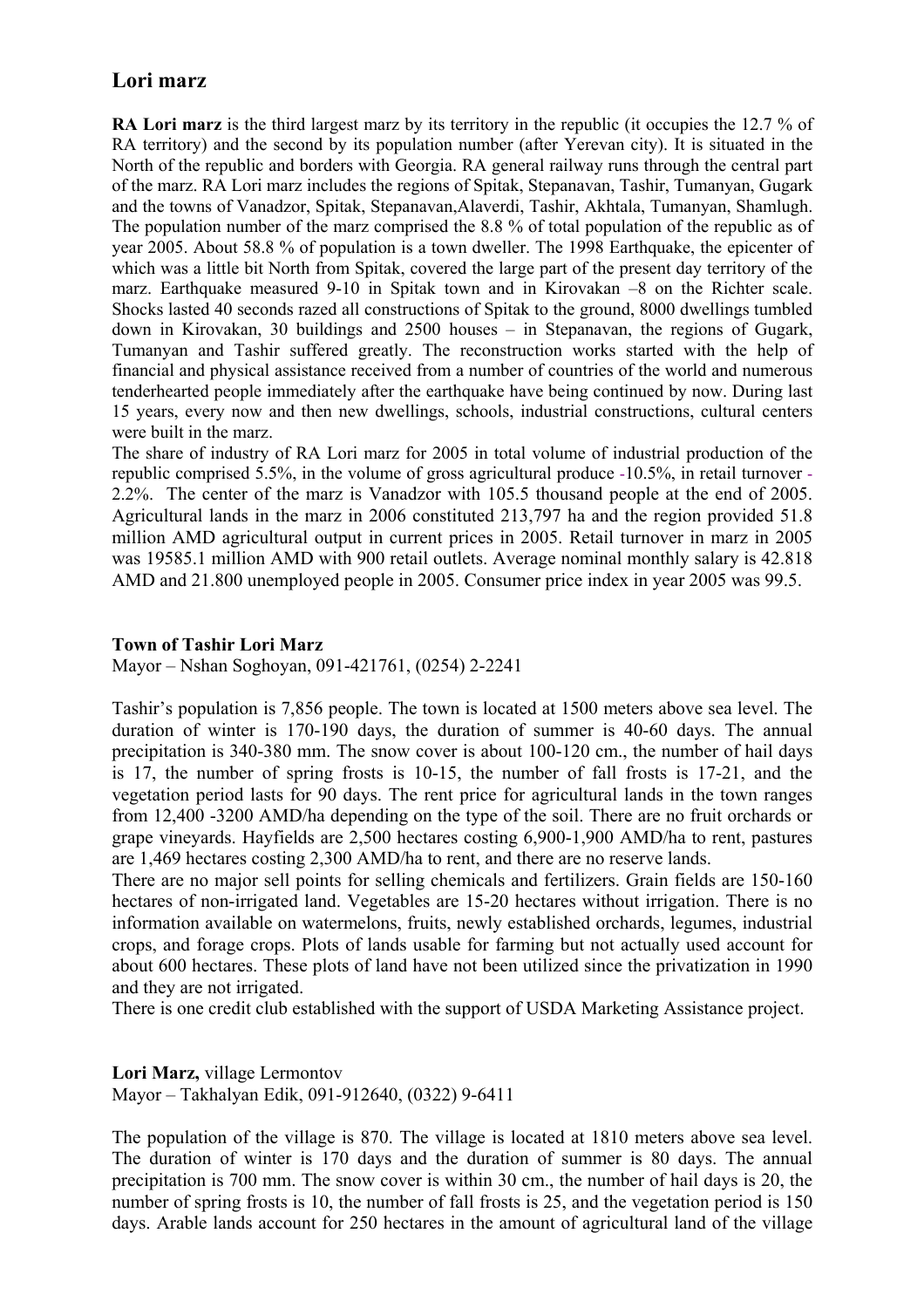## Lori marz

**RA Lori marz** is the third largest marz by its territory in the republic (it occupies the 12.7 % of RA territory) and the second by its population number (after Yerevan city). It is situated in the North of the republic and borders with Georgia. RA general railway runs through the central part of the marz. RA Lori marz includes the regions of Spitak, Stepanavan, Tashir, Tumanyan, Gugark and the towns of Vanadzor, Spitak, Stepanavan,Alaverdi, Tashir, Akhtala, Tumanyan, Shamlugh. The population number of the marz comprised the 8.8 % of total population of the republic as of year 2005. About 58.8 % of population is a town dweller. The 1998 Earthquake, the epicenter of which was a little bit North from Spitak, covered the large part of the present day territory of the marz. Earthquake measured 9-10 in Spitak town and in Kirovakan –8 on the Richter scale. Shocks lasted 40 seconds razed all constructions of Spitak to the ground, 8000 dwellings tumbled down in Kirovakan, 30 buildings and 2500 houses – in Stepanavan, the regions of Gugark, Tumanyan and Tashir suffered greatly. The reconstruction works started with the help of financial and physical assistance received from a number of countries of the world and numerous tenderhearted people immediately after the earthquake have being continued by now. During last 15 years, every now and then new dwellings, schools, industrial constructions, cultural centers were built in the marz.

The share of industry of RA Lori marz for 2005 in total volume of industrial production of the republic comprised 5.5%, in the volume of gross agricultural produce -10.5%, in retail turnover - 2.2%. The center of the marz is Vanadzor with 105.5 thousand people at the end of 2005. Agricultural lands in the marz in 2006 constituted 213,797 ha and the region provided 51.8 million AMD agricultural output in current prices in 2005. Retail turnover in marz in 2005 was 19585.1 million AMD with 900 retail outlets. Average nominal monthly salary is 42.818 AMD and 21.800 unemployed people in 2005. Consumer price index in year 2005 was 99.5.

**Town of Tashir Lori Marz**

Mayor – Nshan Soghoyan, 091-421761, (0254) 2-2241

Tashir's population is 7,856 people. The town is located at 1500 meters above sea level. The duration of winter is 170-190 days, the duration of summer is 40-60 days. The annual precipitation is 340-380 mm. The snow cover is about 100-120 cm., the number of hail days is 17, the number of spring frosts is 10-15, the number of fall frosts is 17-21, and the vegetation period lasts for 90 days. The rent price for agricultural lands in the town ranges from 12,400 -3200 AMD/ha depending on the type of the soil. There are no fruit orchards or grape vineyards. Hayfields are 2,500 hectares costing 6,900-1,900 AMD/ha to rent, pastures are 1,469 hectares costing 2,300 AMD/ha to rent, and there are no reserve lands.

There are no major sell points for selling chemicals and fertilizers. Grain fields are 150-160 hectares of non-irrigated land. Vegetables are 15-20 hectares without irrigation. There is no information available on watermelons, fruits, newly established orchards, legumes, industrial crops, and forage crops. Plots of lands usable for farming but not actually used account for about 600 hectares. These plots of land have not been utilized since the privatization in 1990 and they are not irrigated.

There is one credit club established with the support of USDA Marketing Assistance project.

**Lori Marz,** village Lermontov

Mayor – Takhalyan Edik, 091-912640, (0322) 9-6411

The population of the village is 870. The village is located at 1810 meters above sea level. The duration of winter is 170 days and the duration of summer is 80 days. The annual precipitation is 700 mm. The snow cover is within 30 cm., the number of hail days is 20, the number of spring frosts is 10, the number of fall frosts is 25, and the vegetation period is 150 days. Arable lands account for 250 hectares in the amount of agricultural land of the village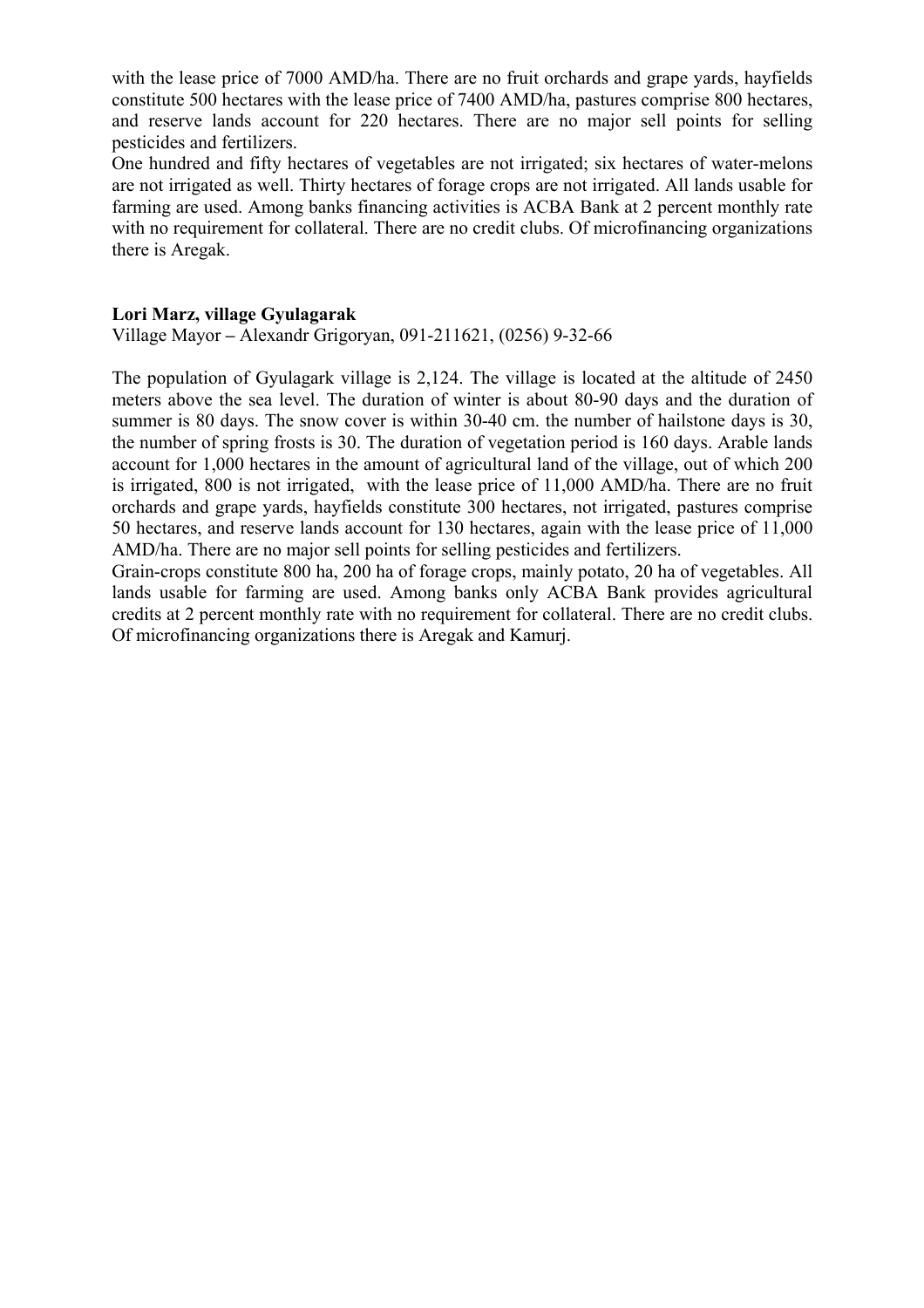with the lease price of 7000 AMD/ha. There are no fruit orchards and grape yards, hayfields constitute 500 hectares with the lease price of 7400 AMD/ha, pastures comprise 800 hectares, and reserve lands account for 220 hectares. There are no major sell points for selling pesticides and fertilizers.

One hundred and fifty hectares of vegetables are not irrigated; six hectares of water-melons are not irrigated as well. Thirty hectares of forage crops are not irrigated. All lands usable for farming are used. Among banks financing activities is ACBA Bank at 2 percent monthly rate with no requirement for collateral. There are no credit clubs. Of microfinancing organizations there is Aregak.

**Lori Marz, village Gyulagarak**

Village Mayor – Alexandr Grigoryan, 091-211621, (0256) 9-32-66

The population of Gyulagark village is 2,124. The village is located at the altitude of 2450 meters above the sea level. The duration of winter is about 80-90 days and the duration of summer is 80 days. The snow cover is within 30-40 cm. the number of hailstone days is 30, the number of spring frosts is 30. The duration of vegetation period is 160 days. Arable lands account for 1,000 hectares in the amount of agricultural land of the village, out of which 200 is irrigated, 800 is not irrigated, with the lease price of 11,000 AMD/ha. There are no fruit orchards and grape yards, hayfields constitute 300 hectares, not irrigated, pastures comprise 50 hectares, and reserve lands account for 130 hectares, again with the lease price of 11,000 AMD/ha. There are no major sell points for selling pesticides and fertilizers.

Grain-crops constitute 800 ha, 200 ha of forage crops, mainly potato, 20 ha of vegetables. All lands usable for farming are used. Among banks only ACBA Bank provides agricultural credits at 2 percent monthly rate with no requirement for collateral. There are no credit clubs. Of microfinancing organizations there is Aregak and Kamurj.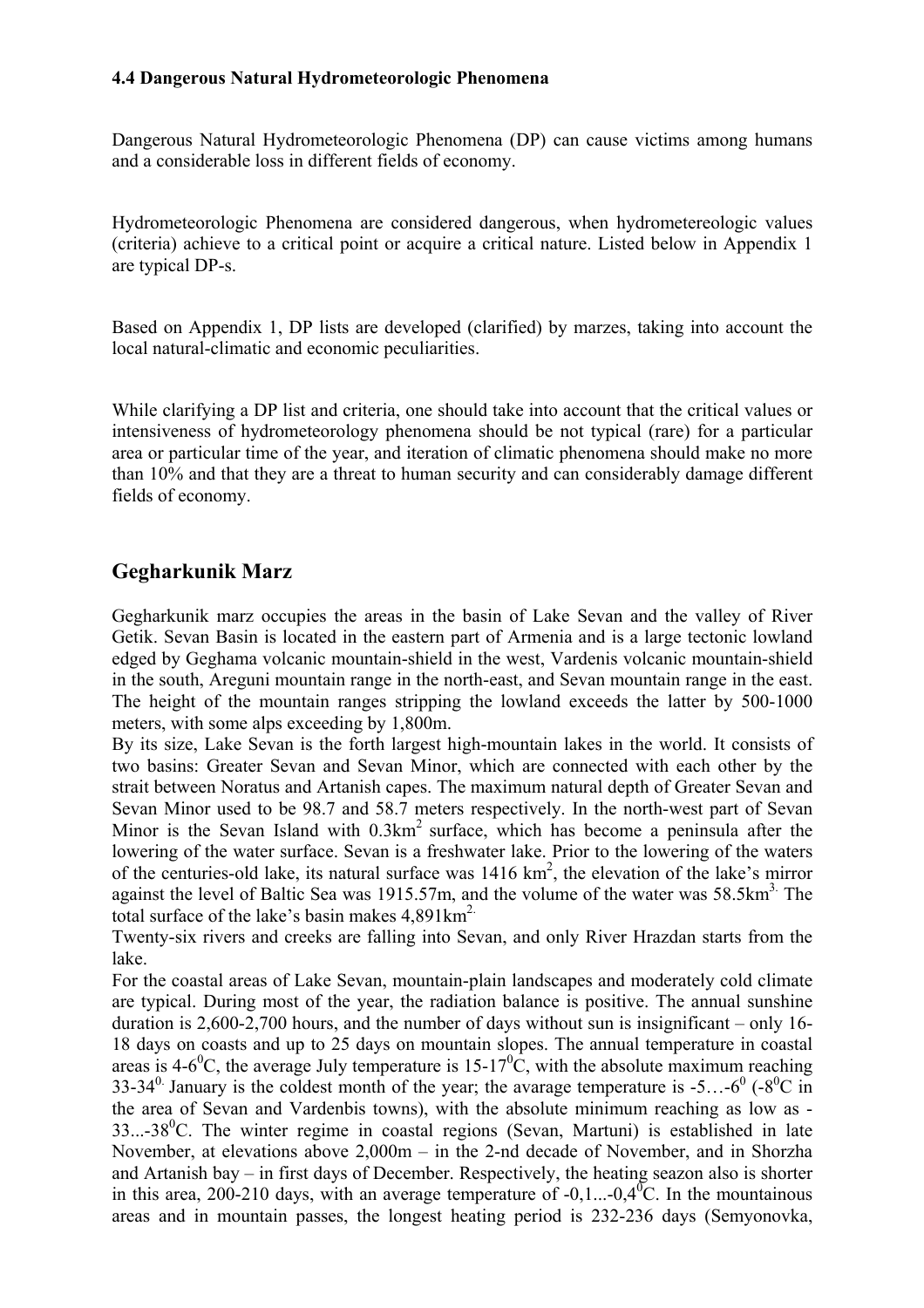#### 4.4 Dangerous Natural Hydrometeorologic Phenomena

Dangerous Natural Hydrometeorologic Phenomena (DP) can cause victims among humans and a considerable loss in different fields of economy.

Hydrometeorologic Phenomena are considered dangerous, when hydrometereologic values (criteria) achieve to a critical point or acquire a critical nature. Listed below in Appendix 1 are typical DP-s.

Based on Appendix 1, DP lists are developed (clarified) by marzes, taking into account the local natural-climatic and economic peculiarities.

While clarifying a DP list and criteria, one should take into account that the critical values or intensiveness of hydrometeorology phenomena should be not typical (rare) for a particular area or particular time of the year, and iteration of climatic phenomena should make no more than 10% and that they are a threat to human security and can considerably damage different fields of economy.

## Gegharkunik Marz

Gegharkunik marz occupies the areas in the basin of Lake Sevan and the valley of River Getik. Sevan Basin is located in the eastern part of Armenia and is a large tectonic lowland edged by Geghama volcanic mountain-shield in the west, Vardenis volcanic mountain-shield in the south, Areguni mountain range in the north-east, and Sevan mountain range in the east. The height of the mountain ranges stripping the lowland exceeds the latter by 500-1000 meters, with some alps exceeding by 1,800m.

By its size, Lake Sevan is the forth largest high-mountain lakes in the world. It consists of two basins: Greater Sevan and Sevan Minor, which are connected with each other by the strait between Noratus and Artanish capes. The maximum natural depth of Greater Sevan and Sevan Minor used to be 98.7 and 58.7 meters respectively. In the north-west part of Sevan Minor is the Sevan Island with 0.3km$^2$ surface, which has become a peninsula after the lowering of the water surface. Sevan is a freshwater lake. Prior to the lowering of the waters of the centuries-old lake, its natural surface was 1416 km$^2$, the elevation of the lake's mirror against the level of Baltic Sea was 1915.57m, and the volume of the water was 58.5km$^3$. The total surface of the lake's basin makes 4,891km$^2$.

Twenty-six rivers and creeks are falling into Sevan, and only River Hrazdan starts from the lake.

For the coastal areas of Lake Sevan, mountain-plain landscapes and moderately cold climate are typical. During most of the year, the radiation balance is positive. The annual sunshine duration is 2,600-2,700 hours, and the number of days without sun is insignificant – only 16-18 days on coasts and up to 25 days on mountain slopes. The annual temperature in coastal areas is 4-6$^0$C, the average July temperature is 15-17$^0$C, with the absolute maximum reaching 33-34$^0$. January is the coldest month of the year; the avarage temperature is -5…-6$^0$ (-8$^0$C in the area of Sevan and Vardenbis towns), with the absolute minimum reaching as low as -33...-38$^0$C. The winter regime in coastal regions (Sevan, Martuni) is established in late November, at elevations above 2,000m – in the 2-nd decade of November, and in Shorzha and Artanish bay – in first days of December. Respectively, the heating seazon also is shorter in this area, 200-210 days, with an average temperature of -0,1...-0,4$^0$C. In the mountainous areas and in mountain passes, the longest heating period is 232-236 days (Semyonovka,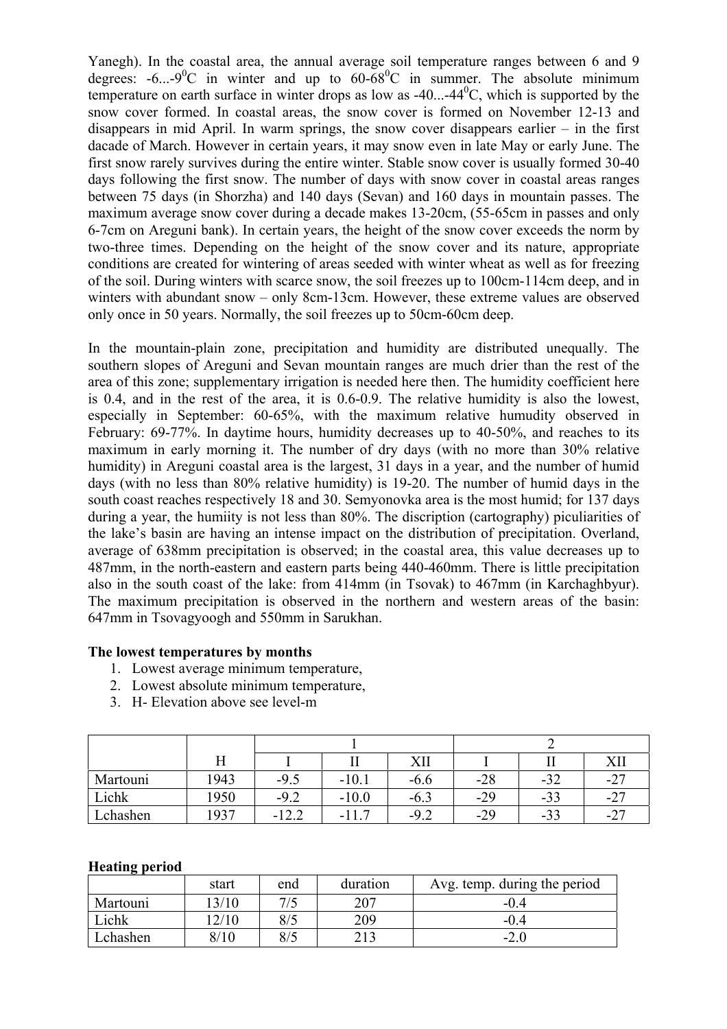Yanegh). In the coastal area, the annual average soil temperature ranges between 6 and 9 degrees: -6...-9$^0$C in winter and up to 60-68$^0$C in summer. The absolute minimum temperature on earth surface in winter drops as low as -40...-44$^0$C, which is supported by the snow cover formed. In coastal areas, the snow cover is formed on November 12-13 and disappears in mid April. In warm springs, the snow cover disappears earlier – in the first dacade of March. However in certain years, it may snow even in late May or early June. The first snow rarely survives during the entire winter. Stable snow cover is usually formed 30-40 days following the first snow. The number of days with snow cover in coastal areas ranges between 75 days (in Shorzha) and 140 days (Sevan) and 160 days in mountain passes. The maximum average snow cover during a decade makes 13-20cm, (55-65cm in passes and only 6-7cm on Areguni bank). In certain years, the height of the snow cover exceeds the norm by two-three times. Depending on the height of the snow cover and its nature, appropriate conditions are created for wintering of areas seeded with winter wheat as well as for freezing of the soil. During winters with scarce snow, the soil freezes up to 100cm-114cm deep, and in winters with abundant snow – only 8cm-13cm. However, these extreme values are observed only once in 50 years. Normally, the soil freezes up to 50cm-60cm deep.

In the mountain-plain zone, precipitation and humidity are distributed unequally. The southern slopes of Areguni and Sevan mountain ranges are much drier than the rest of the area of this zone; supplementary irrigation is needed here then. The humidity coefficient here is 0.4, and in the rest of the area, it is 0.6-0.9. The relative humidity is also the lowest, especially in September: 60-65%, with the maximum relative humudity observed in February: 69-77%. In daytime hours, humidity decreases up to 40-50%, and reaches to its maximum in early morning it. The number of dry days (with no more than 30% relative humidity) in Areguni coastal area is the largest, 31 days in a year, and the number of humid days (with no less than 80% relative humidity) is 19-20. The number of humid days in the south coast reaches respectively 18 and 30. Semyonovka area is the most humid; for 137 days during a year, the humiity is not less than 80%. The discription (cartography) piculiarities of the lake's basin are having an intense impact on the distribution of precipitation. Overland, average of 638mm precipitation is observed; in the coastal area, this value decreases up to 487mm, in the north-eastern and eastern parts being 440-460mm. There is little precipitation also in the south coast of the lake: from 414mm (in Tsovak) to 467mm (in Karchaghbyur). The maximum precipitation is observed in the northern and western areas of the basin: 647mm in Tsovagyoogh and 550mm in Sarukhan.

**The lowest temperatures by months**

1. Lowest average minimum temperature,
2. Lowest absolute minimum temperature,
3. H- Elevation above see level-m

| | | 1 | | | 2 | | |
|---|---|---|---|---|---|---|---|
| | H | I | II | XII | I | II | XII |
| Martouni | 1943 | -9.5 | -10.1 | -6.6 | -28 | -32 | -27 |
| Lichk | 1950 | -9.2 | -10.0 | -6.3 | -29 | -33 | -27 |
| Lchashen | 1937 | -12.2 | -11.7 | -9.2 | -29 | -33 | -27 |

**Heating period**

| | start | end | duration | Avg. temp. during the period |
|---|---|---|---|---|
| Martouni | 13/10 | 7/5 | 207 | -0.4 |
| Lichk | 12/10 | 8/5 | 209 | -0.4 |
| Lchashen | 8/10 | 8/5 | 213 | -2.0 |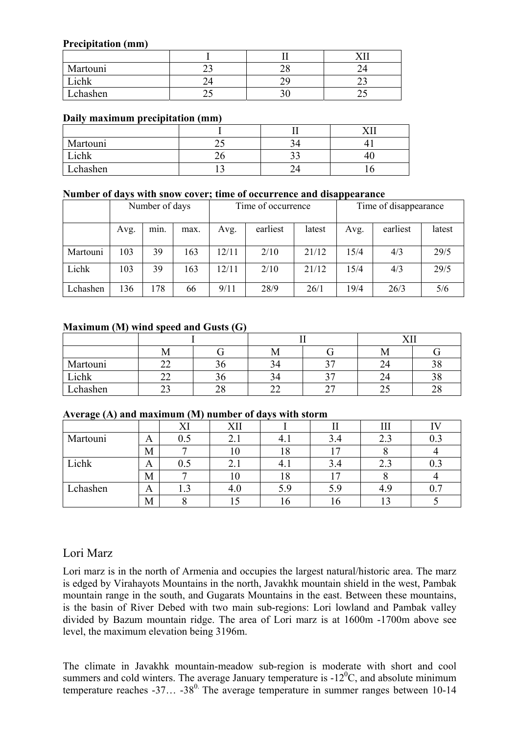**Precipitation (mm)**

| | I | II | XII |
|---|---|---|---|
| Martouni | 23 | 28 | 24 |
| Lichk | 24 | 29 | 23 |
| Lchashen | 25 | 30 | 25 |

**Daily maximum precipitation (mm)**

| | I | II | XII |
|---|---|---|---|
| Martouni | 25 | 34 | 41 |
| Lichk | 26 | 33 | 40 |
| Lchashen | 13 | 24 | 16 |

**Number of days with snow cover; time of occurrence and disappearance**

| | Number of days | | | Time of occurrence | | | Time of disappearance | | |
|---|---|---|---|---|---|---|---|---|---|
| | Avg. | min. | max. | Avg. | earliest | latest | Avg. | earliest | latest |
| Martouni | 103 | 39 | 163 | 12/11 | 2/10 | 21/12 | 15/4 | 4/3 | 29/5 |
| Lichk | 103 | 39 | 163 | 12/11 | 2/10 | 21/12 | 15/4 | 4/3 | 29/5 |
| Lchashen | 136 | 178 | 66 | 9/11 | 28/9 | 26/1 | 19/4 | 26/3 | 5/6 |

**Maximum (M) wind speed and Gusts (G)**

| | I | | II | | XII | |
|---|---|---|---|---|---|---|
| | M | G | M | G | M | G |
| Martouni | 22 | 36 | 34 | 37 | 24 | 38 |
| Lichk | 22 | 36 | 34 | 37 | 24 | 38 |
| Lchashen | 23 | 28 | 22 | 27 | 25 | 28 |

**Average (A) and maximum (M) number of days with storm**

| | | XI | XII | I | II | III | IV |
|---|---|---|---|---|---|---|---|
| Martouni | A | 0.5 | 2.1 | 4.1 | 3.4 | 2.3 | 0.3 |
| | M | 7 | 10 | 18 | 17 | 8 | 4 |
| Lichk | A | 0.5 | 2.1 | 4.1 | 3.4 | 2.3 | 0.3 |
| | M | 7 | 10 | 18 | 17 | 8 | 4 |
| Lchashen | A | 1.3 | 4.0 | 5.9 | 5.9 | 4.9 | 0.7 |
| | M | 8 | 15 | 16 | 16 | 13 | 5 |

## Lori Marz

Lori marz is in the north of Armenia and occupies the largest natural/historic area. The marz is edged by Virahayots Mountains in the north, Javakhk mountain shield in the west, Pambak mountain range in the south, and Gugarats Mountains in the east. Between these mountains, is the basin of River Debed with two main sub-regions: Lori lowland and Pambak valley divided by Bazum mountain ridge. The area of Lori marz is at 1600m -1700m above see level, the maximum elevation being 3196m.

The climate in Javakhk mountain-meadow sub-region is moderate with short and cool summers and cold winters. The average January temperature is -12$^0$C, and absolute minimum temperature reaches -37… -38$^0$. The average temperature in summer ranges between 10-14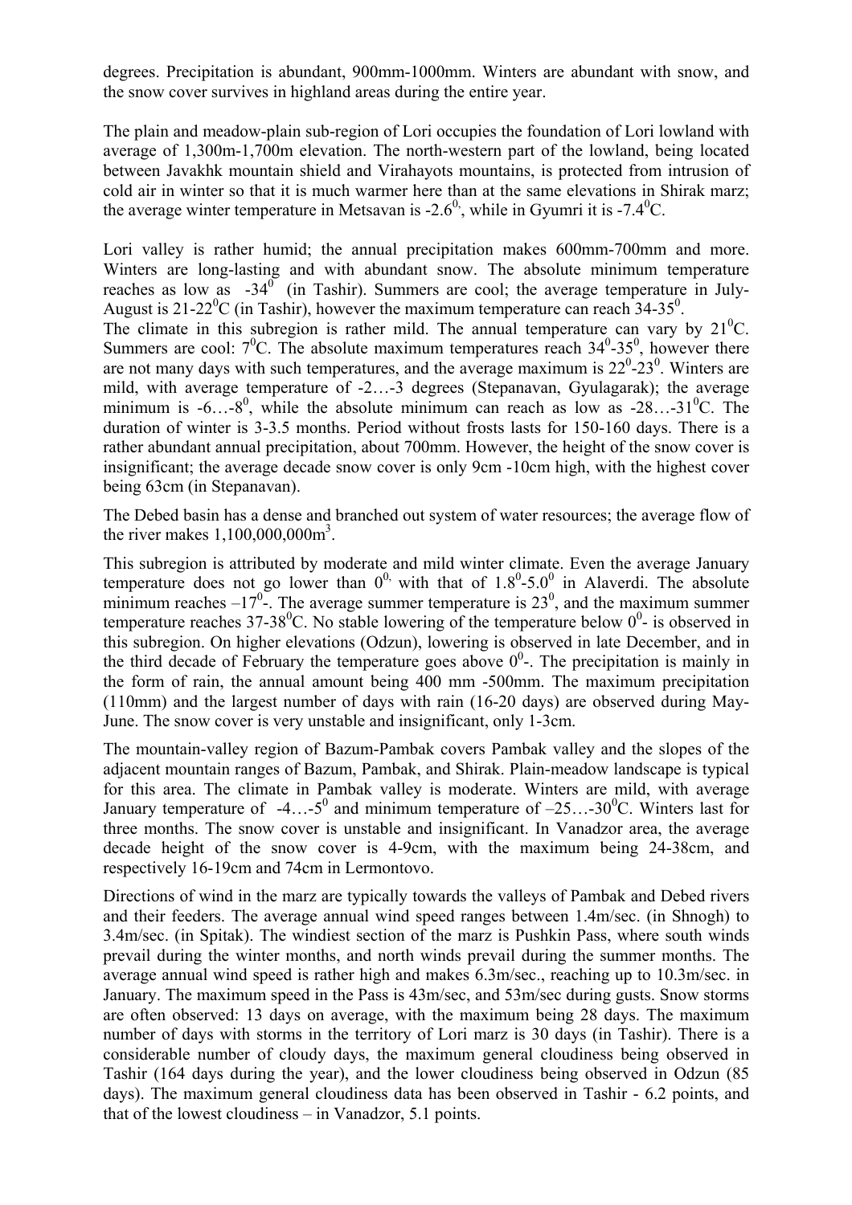degrees. Precipitation is abundant, 900mm-1000mm. Winters are abundant with snow, and the snow cover survives in highland areas during the entire year.

The plain and meadow-plain sub-region of Lori occupies the foundation of Lori lowland with average of 1,300m-1,700m elevation. The north-western part of the lowland, being located between Javakhk mountain shield and Virahayots mountains, is protected from intrusion of cold air in winter so that it is much warmer here than at the same elevations in Shirak marz; the average winter temperature in Metsavan is -2.6$^{0,}$, while in Gyumri it is -7.4$^0$C.

Lori valley is rather humid; the annual precipitation makes 600mm-700mm and more. Winters are long-lasting and with abundant snow. The absolute minimum temperature reaches as low as -34$^0$ (in Tashir). Summers are cool; the average temperature in July-August is 21-22$^0$C (in Tashir), however the maximum temperature can reach 34-35$^0$.

The climate in this subregion is rather mild. The annual temperature can vary by 21$^0$C. Summers are cool: 7$^0$C. The absolute maximum temperatures reach 34$^0$-35$^0$, however there are not many days with such temperatures, and the average maximum is 22$^0$-23$^0$. Winters are mild, with average temperature of -2…-3 degrees (Stepanavan, Gyulagarak); the average minimum is -6…-8$^0$, while the absolute minimum can reach as low as -28…-31$^0$C. The duration of winter is 3-3.5 months. Period without frosts lasts for 150-160 days. There is a rather abundant annual precipitation, about 700mm. However, the height of the snow cover is insignificant; the average decade snow cover is only 9cm -10cm high, with the highest cover being 63cm (in Stepanavan).

The Debed basin has a dense and branched out system of water resources; the average flow of the river makes 1,100,000,000m$^3$.

This subregion is attributed by moderate and mild winter climate. Even the average January temperature does not go lower than 0$^{0,}$ with that of 1.8$^0$-5.0$^0$ in Alaverdi. The absolute minimum reaches –17$^0$-. The average summer temperature is 23$^0$, and the maximum summer temperature reaches 37-38$^0$C. No stable lowering of the temperature below 0$^0$- is observed in this subregion. On higher elevations (Odzun), lowering is observed in late December, and in the third decade of February the temperature goes above 0$^0$-. The precipitation is mainly in the form of rain, the annual amount being 400 mm -500mm. The maximum precipitation (110mm) and the largest number of days with rain (16-20 days) are observed during May-June. The snow cover is very unstable and insignificant, only 1-3cm.

The mountain-valley region of Bazum-Pambak covers Pambak valley and the slopes of the adjacent mountain ranges of Bazum, Pambak, and Shirak. Plain-meadow landscape is typical for this area. The climate in Pambak valley is moderate. Winters are mild, with average January temperature of -4…-5$^0$ and minimum temperature of –25…-30$^0$C. Winters last for three months. The snow cover is unstable and insignificant. In Vanadzor area, the average decade height of the snow cover is 4-9cm, with the maximum being 24-38cm, and respectively 16-19cm and 74cm in Lermontovo.

Directions of wind in the marz are typically towards the valleys of Pambak and Debed rivers and their feeders. The average annual wind speed ranges between 1.4m/sec. (in Shnogh) to 3.4m/sec. (in Spitak). The windiest section of the marz is Pushkin Pass, where south winds prevail during the winter months, and north winds prevail during the summer months. The average annual wind speed is rather high and makes 6.3m/sec., reaching up to 10.3m/sec. in January. The maximum speed in the Pass is 43m/sec, and 53m/sec during gusts. Snow storms are often observed: 13 days on average, with the maximum being 28 days. The maximum number of days with storms in the territory of Lori marz is 30 days (in Tashir). There is a considerable number of cloudy days, the maximum general cloudiness being observed in Tashir (164 days during the year), and the lower cloudiness being observed in Odzun (85 days). The maximum general cloudiness data has been observed in Tashir - 6.2 points, and that of the lowest cloudiness – in Vanadzor, 5.1 points.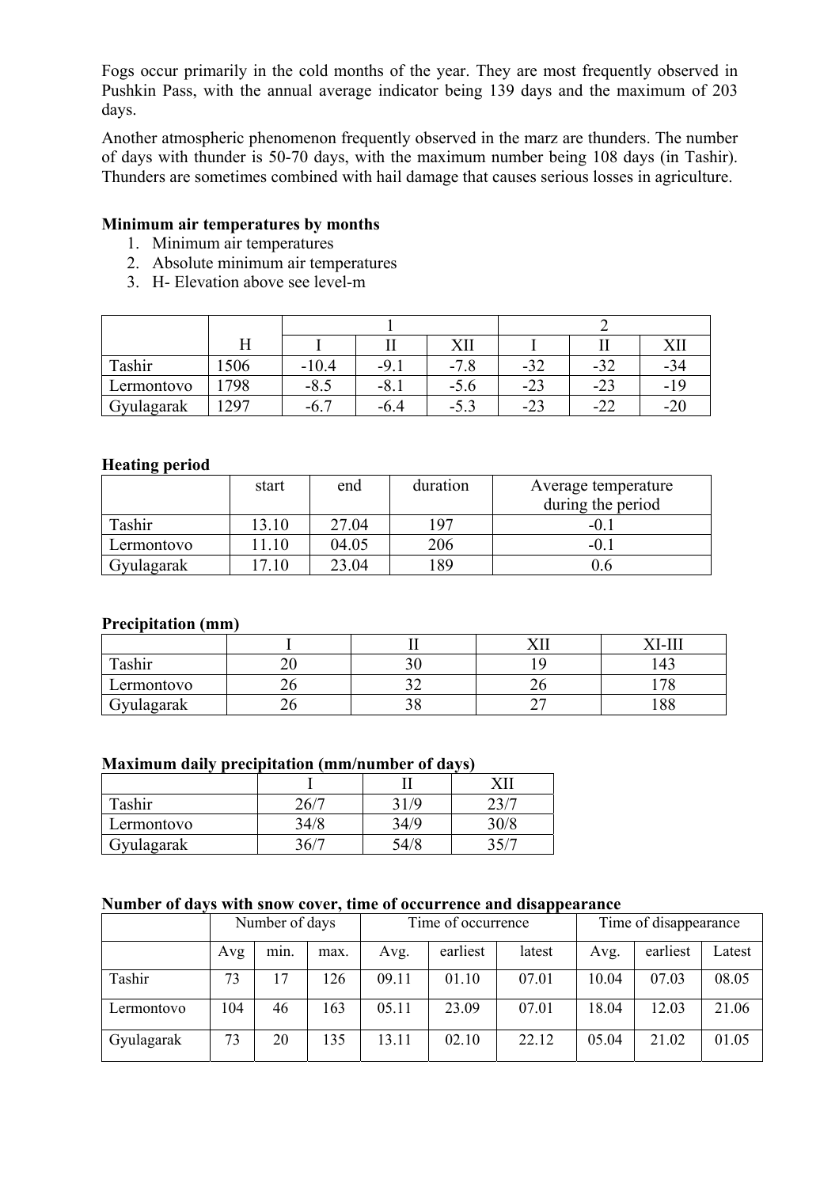Fogs occur primarily in the cold months of the year. They are most frequently observed in Pushkin Pass, with the annual average indicator being 139 days and the maximum of 203 days.

Another atmospheric phenomenon frequently observed in the marz are thunders. The number of days with thunder is 50-70 days, with the maximum number being 108 days (in Tashir). Thunders are sometimes combined with hail damage that causes serious losses in agriculture.

**Minimum air temperatures by months**

1. Minimum air temperatures
2. Absolute minimum air temperatures
3. H- Elevation above see level-m

| | | 1 | | | 2 | | |
|---|---|---|---|---|---|---|---|
| | H | I | II | XII | I | II | XII |
| Tashir | 1506 | -10.4 | -9.1 | -7.8 | -32 | -32 | -34 |
| Lermontovo | 1798 | -8.5 | -8.1 | -5.6 | -23 | -23 | -19 |
| Gyulagarak | 1297 | -6.7 | -6.4 | -5.3 | -23 | -22 | -20 |

**Heating period**

| | start | end | duration | Average temperature during the period |
|---|---|---|---|---|
| Tashir | 13.10 | 27.04 | 197 | -0.1 |
| Lermontovo | 11.10 | 04.05 | 206 | -0.1 |
| Gyulagarak | 17.10 | 23.04 | 189 | 0.6 |

**Precipitation (mm)**

| | I | II | XII | XI-III |
|---|---|---|---|---|
| Tashir | 20 | 30 | 19 | 143 |
| Lermontovo | 26 | 32 | 26 | 178 |
| Gyulagarak | 26 | 38 | 27 | 188 |

**Maximum daily precipitation (mm/number of days)**

| | I | II | XII |
|---|---|---|---|
| Tashir | 26/7 | 31/9 | 23/7 |
| Lermontovo | 34/8 | 34/9 | 30/8 |
| Gyulagarak | 36/7 | 54/8 | 35/7 |

**Number of days with snow cover, time of occurrence and disappearance**

| | Number of days | | | Time of occurrence | | | Time of disappearance | | |
|---|---|---|---|---|---|---|---|---|---|
| | Avg | min. | max. | Avg. | earliest | latest | Avg. | earliest | Latest |
| Tashir | 73 | 17 | 126 | 09.11 | 01.10 | 07.01 | 10.04 | 07.03 | 08.05 |
| Lermontovo | 104 | 46 | 163 | 05.11 | 23.09 | 07.01 | 18.04 | 12.03 | 21.06 |
| Gyulagarak | 73 | 20 | 135 | 13.11 | 02.10 | 22.12 | 05.04 | 21.02 | 01.05 |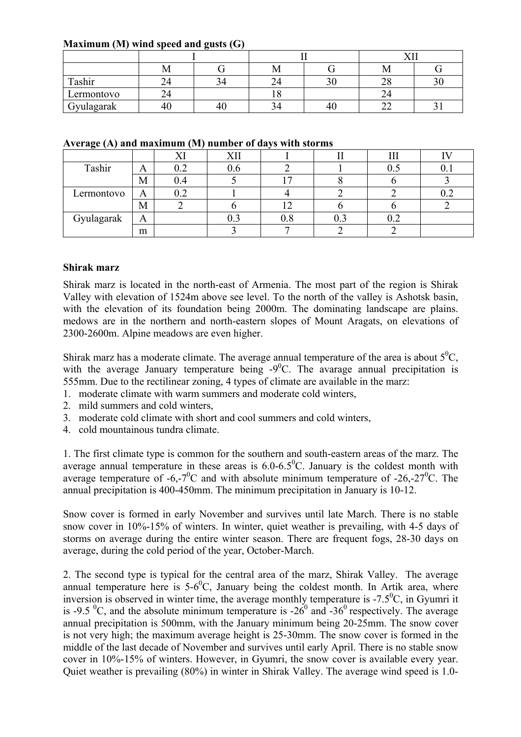**Maximum (M) wind speed and gusts (G)**

| | I | | II | | XII | |
|---|---|---|---|---|---|---|
| | M | G | M | G | M | G |
| Tashir | 24 | 34 | 24 | 30 | 28 | 30 |
| Lermontovo | 24 | | 18 | | 24 | |
| Gyulagarak | 40 | 40 | 34 | 40 | 22 | 31 |

**Average (A) and maximum (M) number of days with storms**

| | | XI | XII | I | II | III | IV |
|---|---|---|---|---|---|---|---|
| Tashir | A | 0.2 | 0.6 | 2 | 1 | 0.5 | 0.1 |
| | M | 0.4 | 5 | 17 | 8 | 6 | 3 |
| Lermontovo | A | 0.2 | 1 | 4 | 2 | 2 | 0.2 |
| | M | 2 | 6 | 12 | 6 | 6 | 2 |
| Gyulagarak | A | | 0.3 | 0.8 | 0.3 | 0.2 | |
| | m | | 3 | 7 | 2 | 2 | |

**Shirak marz**

Shirak marz is located in the north-east of Armenia. The most part of the region is Shirak Valley with elevation of 1524m above see level. To the north of the valley is Ashotsk basin, with the elevation of its foundation being 2000m. The dominating landscape are plains. medows are in the northern and north-eastern slopes of Mount Aragats, on elevations of 2300-2600m. Alpine meadows are even higher.

Shirak marz has a moderate climate. The average annual temperature of the area is about $5^0$C, with the average January temperature being $-9^0$C. The avarage annual precipitation is 555mm. Due to the rectilinear zoning, 4 types of climate are available in the marz:

1. moderate climate with warm summers and moderate cold winters,
2. mild summers and cold winters,
3. moderate cold climate with short and cool summers and cold winters,
4. cold mountainous tundra climate.

1. The first climate type is common for the southern and south-eastern areas of the marz. The average annual temperature in these areas is $6.0$-$6.5^0$C. January is the coldest month with average temperature of -6,$-7^0$C and with absolute minimum temperature of -26,$-27^0$C. The annual precipitation is 400-450mm. The minimum precipitation in January is 10-12.

Snow cover is formed in early November and survives until late March. There is no stable snow cover in 10%-15% of winters. In winter, quiet weather is prevailing, with 4-5 days of storms on average during the entire winter season. There are frequent fogs, 28-30 days on average, during the cold period of the year, October-March.

2. The second type is typical for the central area of the marz, Shirak Valley. The average annual temperature here is $5$-$6^0$C, January being the coldest month. In Artik area, where inversion is observed in winter time, the average monthly temperature is $-7.5^0$C, in Gyumri it is -9.5 $^0$C, and the absolute minimum temperature is $-26^0$ and $-36^0$ respectively. The average annual precipitation is 500mm, with the January minimum being 20-25mm. The snow cover is not very high; the maximum average height is 25-30mm. The snow cover is formed in the middle of the last decade of November and survives until early April. There is no stable snow cover in 10%-15% of winters. However, in Gyumri, the snow cover is available every year. Quiet weather is prevailing (80%) in winter in Shirak Valley. The average wind speed is 1.0-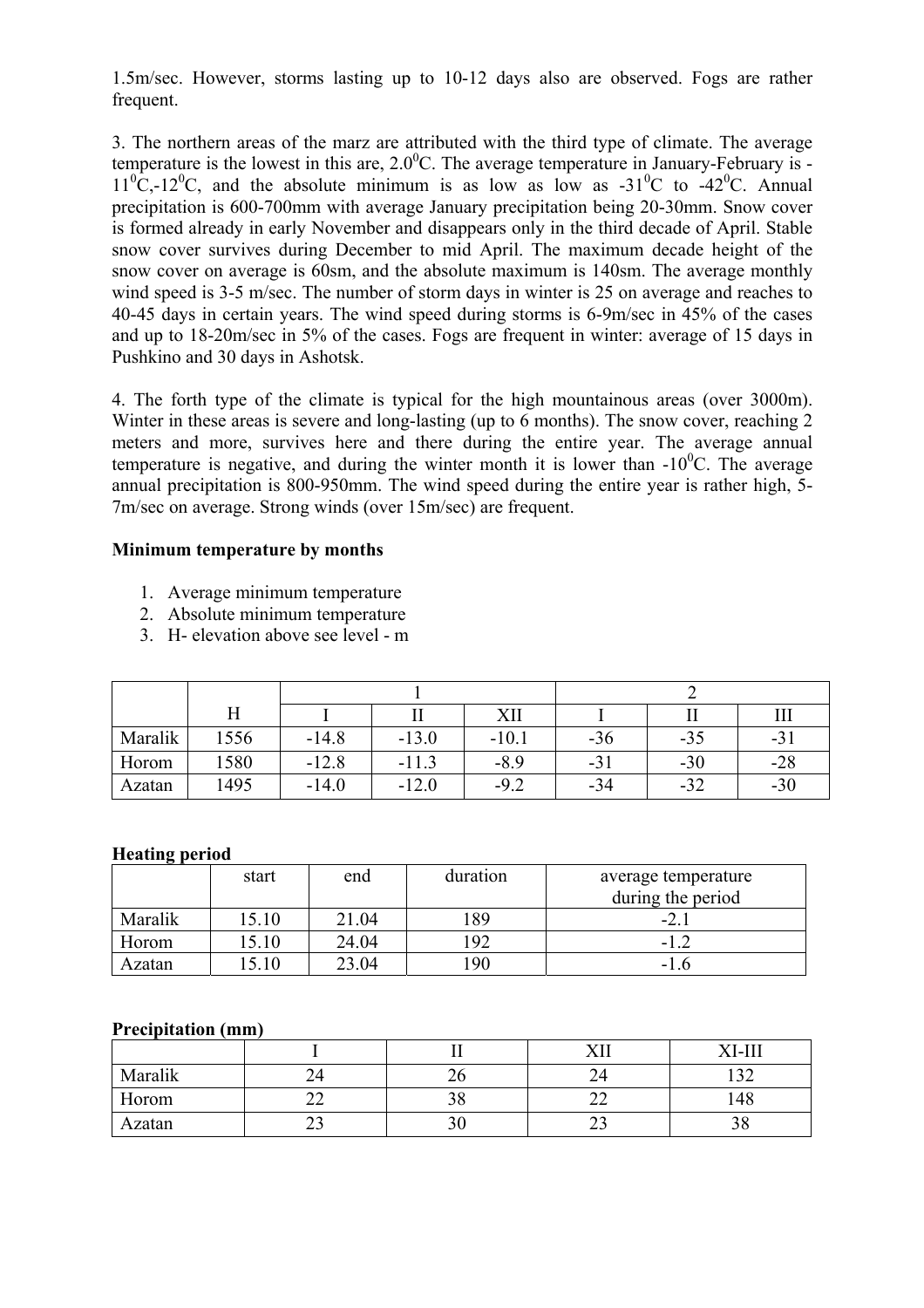1.5m/sec. However, storms lasting up to 10-12 days also are observed. Fogs are rather frequent.

3. The northern areas of the marz are attributed with the third type of climate. The average temperature is the lowest in this are, 2.0$^0$C. The average temperature in January-February is -11$^0$C,-12$^0$C, and the absolute minimum is as low as low as -31$^0$C to -42$^0$C. Annual precipitation is 600-700mm with average January precipitation being 20-30mm. Snow cover is formed already in early November and disappears only in the third decade of April. Stable snow cover survives during December to mid April. The maximum decade height of the snow cover on average is 60sm, and the absolute maximum is 140sm. The average monthly wind speed is 3-5 m/sec. The number of storm days in winter is 25 on average and reaches to 40-45 days in certain years. The wind speed during storms is 6-9m/sec in 45% of the cases and up to 18-20m/sec in 5% of the cases. Fogs are frequent in winter: average of 15 days in Pushkino and 30 days in Ashotsk.

4. The forth type of the climate is typical for the high mountainous areas (over 3000m). Winter in these areas is severe and long-lasting (up to 6 months). The snow cover, reaching 2 meters and more, survives here and there during the entire year. The average annual temperature is negative, and during the winter month it is lower than -10$^0$C. The average annual precipitation is 800-950mm. The wind speed during the entire year is rather high, 5-7m/sec on average. Strong winds (over 15m/sec) are frequent.

**Minimum temperature by months**

1. Average minimum temperature
2. Absolute minimum temperature
3. H- elevation above see level - m

| | | 1 | | | 2 | | |
|---|---|---|---|---|---|---|---|
| | H | I | II | XII | I | II | III |
| Maralik | 1556 | -14.8 | -13.0 | -10.1 | -36 | -35 | -31 |
| Horom | 1580 | -12.8 | -11.3 | -8.9 | -31 | -30 | -28 |
| Azatan | 1495 | -14.0 | -12.0 | -9.2 | -34 | -32 | -30 |

**Heating period**

| | start | end | duration | average temperature during the period |
|---|---|---|---|---|
| Maralik | 15.10 | 21.04 | 189 | -2.1 |
| Horom | 15.10 | 24.04 | 192 | -1.2 |
| Azatan | 15.10 | 23.04 | 190 | -1.6 |

**Precipitation (mm)**

| | I | II | XII | XI-III |
|---|---|---|---|---|
| Maralik | 24 | 26 | 24 | 132 |
| Horom | 22 | 38 | 22 | 148 |
| Azatan | 23 | 30 | 23 | 38 |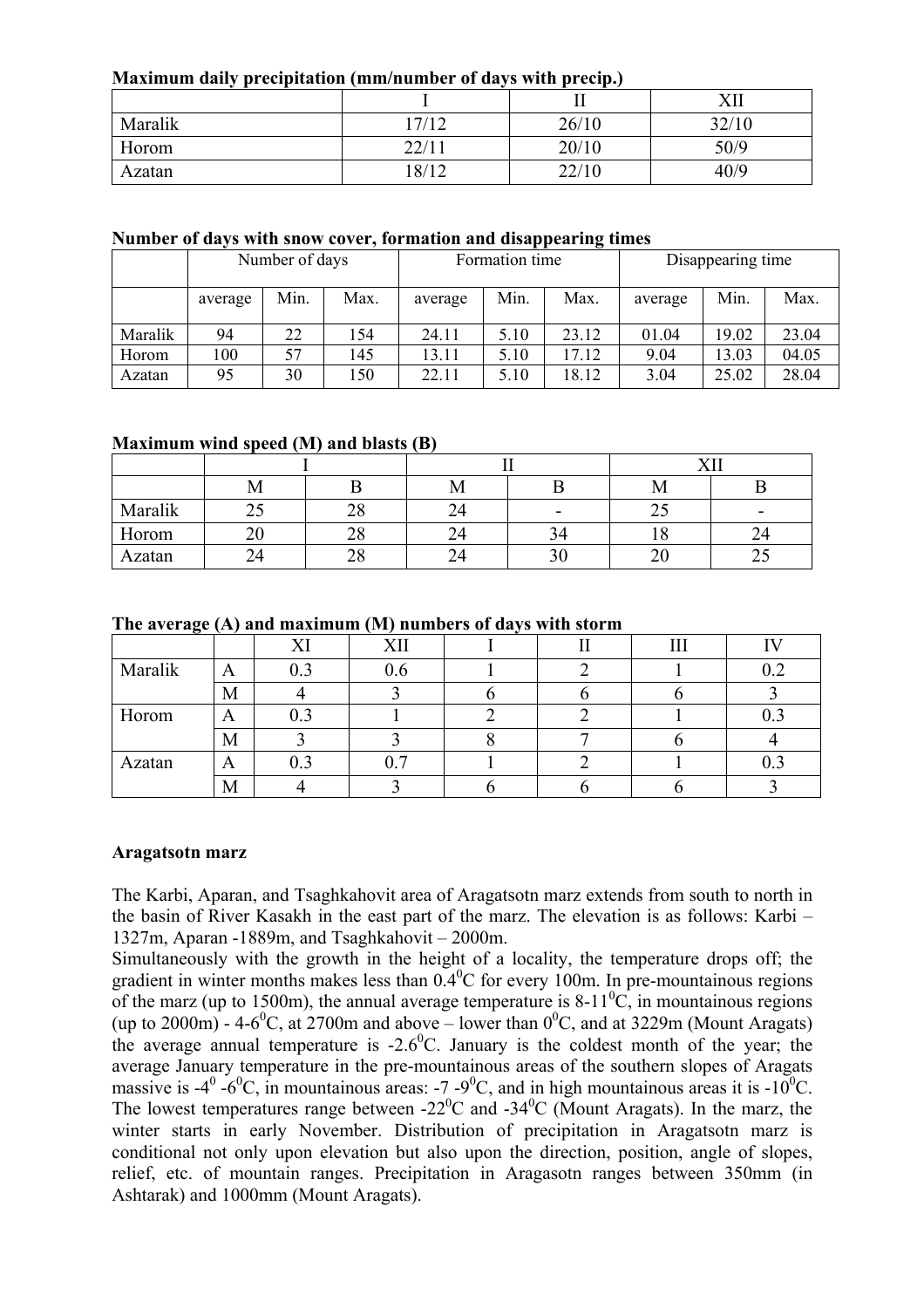**Maximum daily precipitation (mm/number of days with precip.)**

| | I | II | XII |
|---|---|---|---|
| Maralik | 17/12 | 26/10 | 32/10 |
| Horom | 22/11 | 20/10 | 50/9 |
| Azatan | 18/12 | 22/10 | 40/9 |

**Number of days with snow cover, formation and disappearing times**

| | Number of days | | | Formation time | | | Disappearing time | | |
|---|---|---|---|---|---|---|---|---|---|
| | average | Min. | Max. | average | Min. | Max. | average | Min. | Max. |
| Maralik | 94 | 22 | 154 | 24.11 | 5.10 | 23.12 | 01.04 | 19.02 | 23.04 |
| Horom | 100 | 57 | 145 | 13.11 | 5.10 | 17.12 | 9.04 | 13.03 | 04.05 |
| Azatan | 95 | 30 | 150 | 22.11 | 5.10 | 18.12 | 3.04 | 25.02 | 28.04 |

**Maximum wind speed (M) and blasts (B)**

| | I | | II | | XII | |
|---|---|---|---|---|---|---|
| | M | B | M | B | M | B |
| Maralik | 25 | 28 | 24 | - | 25 | - |
| Horom | 20 | 28 | 24 | 34 | 18 | 24 |
| Azatan | 24 | 28 | 24 | 30 | 20 | 25 |

**The average (A) and maximum (M) numbers of days with storm**

| | | XI | XII | I | II | III | IV |
|---|---|---|---|---|---|---|---|
| Maralik | A | 0.3 | 0.6 | 1 | 2 | 1 | 0.2 |
| | M | 4 | 3 | 6 | 6 | 6 | 3 |
| Horom | A | 0.3 | 1 | 2 | 2 | 1 | 0.3 |
| | M | 3 | 3 | 8 | 7 | 6 | 4 |
| Azatan | A | 0.3 | 0.7 | 1 | 2 | 1 | 0.3 |
| | M | 4 | 3 | 6 | 6 | 6 | 3 |

**Aragatsotn marz**

The Karbi, Aparan, and Tsaghkahovit area of Aragatsotn marz extends from south to north in the basin of River Kasakh in the east part of the marz. The elevation is as follows: Karbi – 1327m, Aparan -1889m, and Tsaghkahovit – 2000m.

Simultaneously with the growth in the height of a locality, the temperature drops off; the gradient in winter months makes less than $0.4^0$C for every 100m. In pre-mountainous regions of the marz (up to 1500m), the annual average temperature is 8-$11^0$C, in mountainous regions (up to 2000m) - 4-$6^0$C, at 2700m and above – lower than $0^0$C, and at 3229m (Mount Aragats) the average annual temperature is -$2.6^0$C. January is the coldest month of the year; the average January temperature in the pre-mountainous areas of the southern slopes of Aragats massive is -$4^0$ -$6^0$C, in mountainous areas: -7 -$9^0$C, and in high mountainous areas it is -$10^0$C. The lowest temperatures range between -$22^0$C and -$34^0$C (Mount Aragats). In the marz, the winter starts in early November. Distribution of precipitation in Aragatsotn marz is conditional not only upon elevation but also upon the direction, position, angle of slopes, relief, etc. of mountain ranges. Precipitation in Aragasotn ranges between 350mm (in Ashtarak) and 1000mm (Mount Aragats).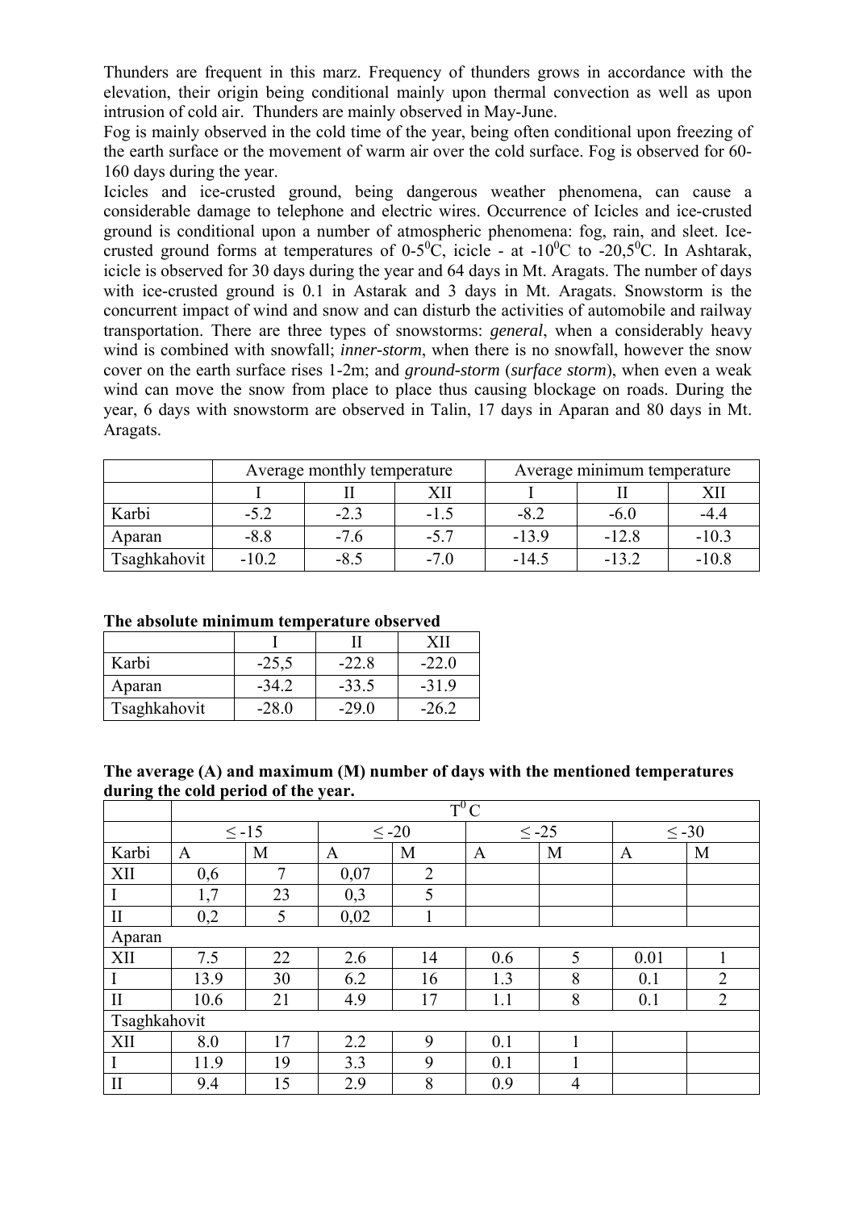Thunders are frequent in this marz. Frequency of thunders grows in accordance with the elevation, their origin being conditional mainly upon thermal convection as well as upon intrusion of cold air. Thunders are mainly observed in May-June.

Fog is mainly observed in the cold time of the year, being often conditional upon freezing of the earth surface or the movement of warm air over the cold surface. Fog is observed for 60-160 days during the year.

Icicles and ice-crusted ground, being dangerous weather phenomena, can cause a considerable damage to telephone and electric wires. Occurrence of Icicles and ice-crusted ground is conditional upon a number of atmospheric phenomena: fog, rain, and sleet. Ice-crusted ground forms at temperatures of 0-5$^0$C, icicle - at -10$^0$C to -20,5$^0$C. In Ashtarak, icicle is observed for 30 days during the year and 64 days in Mt. Aragats. The number of days with ice-crusted ground is 0.1 in Astarak and 3 days in Mt. Aragats. Snowstorm is the concurrent impact of wind and snow and can disturb the activities of automobile and railway transportation. There are three types of snowstorms: *general*, when a considerably heavy wind is combined with snowfall; *inner-storm*, when there is no snowfall, however the snow cover on the earth surface rises 1-2m; and *ground-storm* (*surface storm*), when even a weak wind can move the snow from place to place thus causing blockage on roads. During the year, 6 days with snowstorm are observed in Talin, 17 days in Aparan and 80 days in Mt. Aragats.

| | Average monthly temperature | | | Average minimum temperature | | |
|---|---|---|---|---|---|---|
| | I | II | XII | I | II | XII |
| Karbi | -5.2 | -2.3 | -1.5 | -8.2 | -6.0 | -4.4 |
| Aparan | -8.8 | -7.6 | -5.7 | -13.9 | -12.8 | -10.3 |
| Tsaghkahovit | -10.2 | -8.5 | -7.0 | -14.5 | -13.2 | -10.8 |

**The absolute minimum temperature observed**

| | I | II | XII |
|---|---|---|---|
| Karbi | -25,5 | -22.8 | -22.0 |
| Aparan | -34.2 | -33.5 | -31.9 |
| Tsaghkahovit | -28.0 | -29.0 | -26.2 |

**The average (A) and maximum (M) number of days with the mentioned temperatures during the cold period of the year.**

| | $T^0$ C | | | | | | | |
|---|---|---|---|---|---|---|---|---|
| | ≤ -15 | | ≤ -20 | | ≤ -25 | | ≤ -30 | |
| Karbi | A | M | A | M | A | M | A | M |
| XII | 0,6 | 7 | 0,07 | 2 | | | | |
| I | 1,7 | 23 | 0,3 | 5 | | | | |
| II | 0,2 | 5 | 0,02 | 1 | | | | |
| Aparan | | | | | | | | |
| XII | 7.5 | 22 | 2.6 | 14 | 0.6 | 5 | 0.01 | 1 |
| I | 13.9 | 30 | 6.2 | 16 | 1.3 | 8 | 0.1 | 2 |
| II | 10.6 | 21 | 4.9 | 17 | 1.1 | 8 | 0.1 | 2 |
| Tsaghkahovit | | | | | | | | |
| XII | 8.0 | 17 | 2.2 | 9 | 0.1 | 1 | | |
| I | 11.9 | 19 | 3.3 | 9 | 0.1 | 1 | | |
| II | 9.4 | 15 | 2.9 | 8 | 0.9 | 4 | | |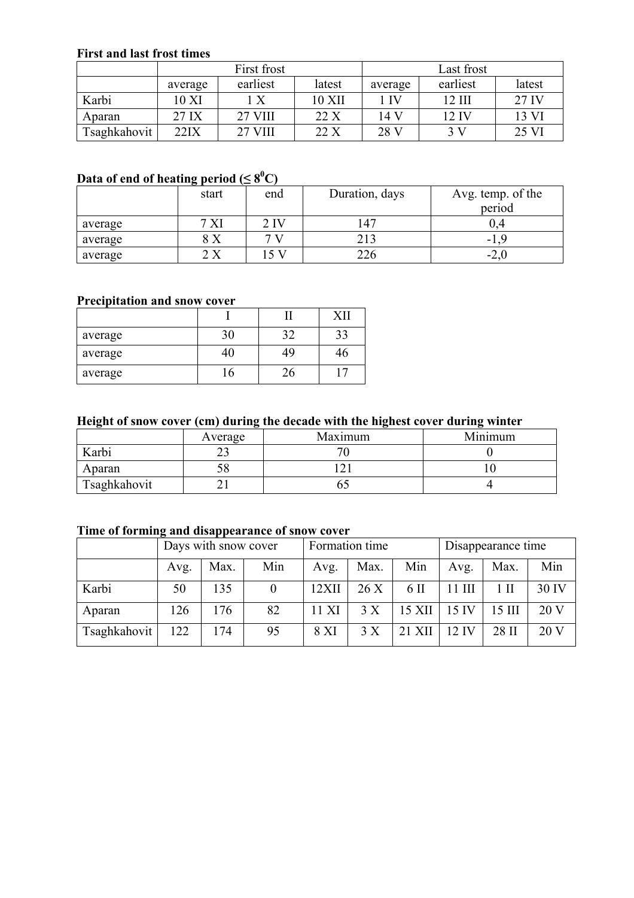**First and last frost times**

| | First frost | | | Last frost | | |
|---|---|---|---|---|---|---|
| | average | earliest | latest | average | earliest | latest |
| Karbi | 10 XI | 1 X | 10 XII | 1 IV | 12 III | 27 IV |
| Aparan | 27 IX | 27 VIII | 22 X | 14 V | 12 IV | 13 VI |
| Tsaghkahovit | 22IX | 27 VIII | 22 X | 28 V | 3 V | 25 VI |

**Data of end of heating period (≤ 8$^0$C)**

| | start | end | Duration, days | Avg. temp. of the period |
|---|---|---|---|---|
| average | 7 XI | 2 IV | 147 | 0,4 |
| average | 8 X | 7 V | 213 | -1,9 |
| average | 2 X | 15 V | 226 | -2,0 |

**Precipitation and snow cover**

| | I | II | XII |
|---|---|---|---|
| average | 30 | 32 | 33 |
| average | 40 | 49 | 46 |
| average | 16 | 26 | 17 |

**Height of snow cover (cm) during the decade with the highest cover during winter**

| | Average | Maximum | Minimum |
|---|---|---|---|
| Karbi | 23 | 70 | 0 |
| Aparan | 58 | 121 | 10 |
| Tsaghkahovit | 21 | 65 | 4 |

**Time of forming and disappearance of snow cover**

| | Days with snow cover | | | Formation time | | | Disappearance time | | |
|---|---|---|---|---|---|---|---|---|---|
| | Avg. | Max. | Min | Avg. | Max. | Min | Avg. | Max. | Min |
| Karbi | 50 | 135 | 0 | 12XII | 26 X | 6 II | 11 III | 1 II | 30 IV |
| Aparan | 126 | 176 | 82 | 11 XI | 3 X | 15 XII | 15 IV | 15 III | 20 V |
| Tsaghkahovit | 122 | 174 | 95 | 8 XI | 3 X | 21 XII | 12 IV | 28 II | 20 V |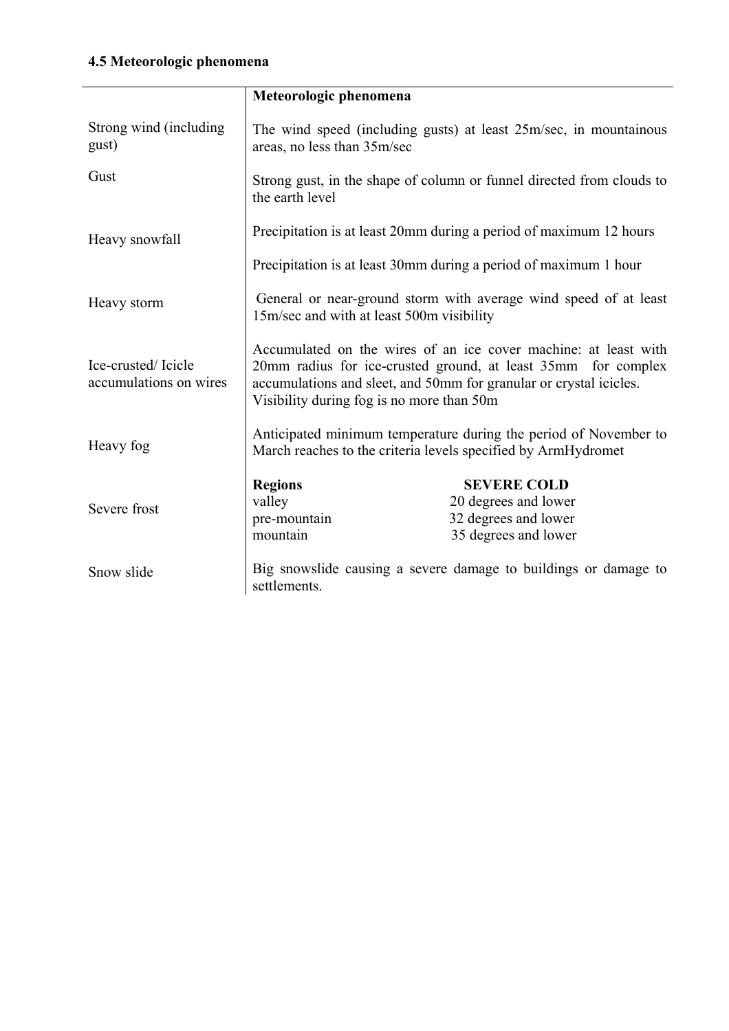### 4.5 Meteorologic phenomena

| | **Meteorologic phenomena** |
|---|---|
| Strong wind (including gust) | The wind speed (including gusts) at least 25m/sec, in mountainous areas, no less than 35m/sec |
| Gust | Strong gust, in the shape of column or funnel directed from clouds to the earth level |
| Heavy snowfall | Precipitation is at least 20mm during a period of maximum 12 hours<br><br>Precipitation is at least 30mm during a period of maximum 1 hour |
| Heavy storm | General or near-ground storm with average wind speed of at least 15m/sec and with at least 500m visibility |
| Ice-crusted/ Icicle accumulations on wires | Accumulated on the wires of an ice cover machine: at least with 20mm radius for ice-crusted ground, at least 35mm for complex accumulations and sleet, and 50mm for granular or crystal icicles.<br>Visibility during fog is no more than 50m |
| Heavy fog | Anticipated minimum temperature during the period of November to March reaches to the criteria levels specified by ArmHydromet |
| Severe frost | **Regions** — **SEVERE COLD**<br>valley — 20 degrees and lower<br>pre-mountain — 32 degrees and lower<br>mountain — 35 degrees and lower |
| Snow slide | Big snowslide causing a severe damage to buildings or damage to settlements. |